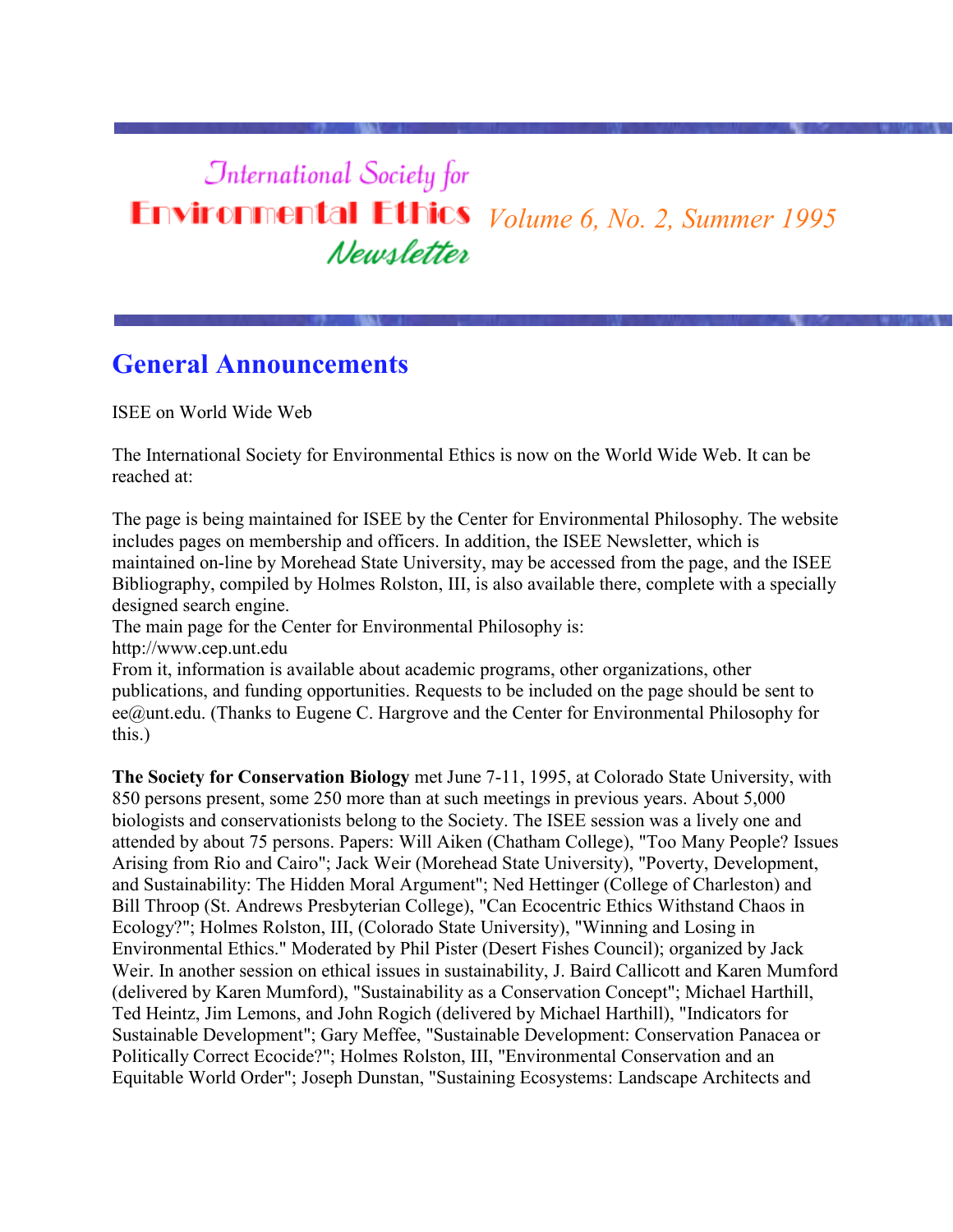# International Society for Environmental Ethics Newsletter

*Volume 6, No. 2, Summer 1995*

## General Announcements

ISEE on World Wide Web

The International Society for Environmental Ethics is now on the World Wide Web. It can be reached at:

The page is being maintained for ISEE by the Center for Environmental Philosophy. The website includes pages on membership and officers. In addition, the ISEE Newsletter, which is maintained on-line by Morehead State University, may be accessed from the page, and the ISEE Bibliography, compiled by Holmes Rolston, III, is also available there, complete with a specially designed search engine.
The main page for the Center for Environmental Philosophy is:
http://www.cep.unt.edu
From it, information is available about academic programs, other organizations, other publications, and funding opportunities. Requests to be included on the page should be sent to ee@unt.edu. (Thanks to Eugene C. Hargrove and the Center for Environmental Philosophy for this.)

**The Society for Conservation Biology** met June 7-11, 1995, at Colorado State University, with 850 persons present, some 250 more than at such meetings in previous years. About 5,000 biologists and conservationists belong to the Society. The ISEE session was a lively one and attended by about 75 persons. Papers: Will Aiken (Chatham College), "Too Many People? Issues Arising from Rio and Cairo"; Jack Weir (Morehead State University), "Poverty, Development, and Sustainability: The Hidden Moral Argument"; Ned Hettinger (College of Charleston) and Bill Throop (St. Andrews Presbyterian College), "Can Ecocentric Ethics Withstand Chaos in Ecology?"; Holmes Rolston, III, (Colorado State University), "Winning and Losing in Environmental Ethics." Moderated by Phil Pister (Desert Fishes Council); organized by Jack Weir. In another session on ethical issues in sustainability, J. Baird Callicott and Karen Mumford (delivered by Karen Mumford), "Sustainability as a Conservation Concept"; Michael Harthill, Ted Heintz, Jim Lemons, and John Rogich (delivered by Michael Harthill), "Indicators for Sustainable Development"; Gary Meffee, "Sustainable Development: Conservation Panacea or Politically Correct Ecocide?"; Holmes Rolston, III, "Environmental Conservation and an Equitable World Order"; Joseph Dunstan, "Sustaining Ecosystems: Landscape Architects and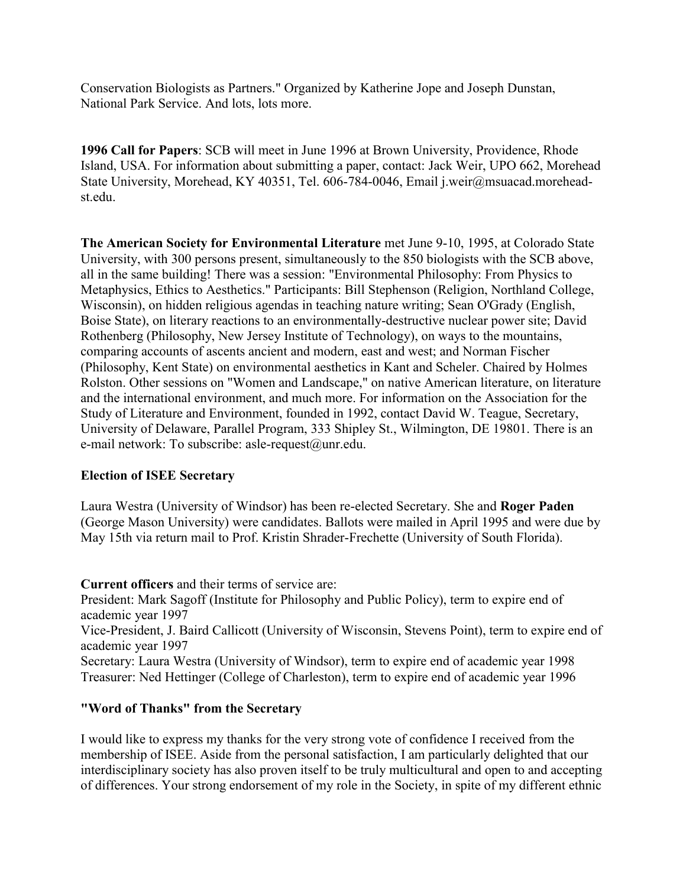Conservation Biologists as Partners." Organized by Katherine Jope and Joseph Dunstan, National Park Service. And lots, lots more.

**1996 Call for Papers**: SCB will meet in June 1996 at Brown University, Providence, Rhode Island, USA. For information about submitting a paper, contact: Jack Weir, UPO 662, Morehead State University, Morehead, KY 40351, Tel. 606-784-0046, Email j.weir@msuacad.morehead-st.edu.

**The American Society for Environmental Literature** met June 9-10, 1995, at Colorado State University, with 300 persons present, simultaneously to the 850 biologists with the SCB above, all in the same building! There was a session: "Environmental Philosophy: From Physics to Metaphysics, Ethics to Aesthetics." Participants: Bill Stephenson (Religion, Northland College, Wisconsin), on hidden religious agendas in teaching nature writing; Sean O'Grady (English, Boise State), on literary reactions to an environmentally-destructive nuclear power site; David Rothenberg (Philosophy, New Jersey Institute of Technology), on ways to the mountains, comparing accounts of ascents ancient and modern, east and west; and Norman Fischer (Philosophy, Kent State) on environmental aesthetics in Kant and Scheler. Chaired by Holmes Rolston. Other sessions on "Women and Landscape," on native American literature, on literature and the international environment, and much more. For information on the Association for the Study of Literature and Environment, founded in 1992, contact David W. Teague, Secretary, University of Delaware, Parallel Program, 333 Shipley St., Wilmington, DE 19801. There is an e-mail network: To subscribe: asle-request@unr.edu.

**Election of ISEE Secretary**

Laura Westra (University of Windsor) has been re-elected Secretary. She and **Roger Paden** (George Mason University) were candidates. Ballots were mailed in April 1995 and were due by May 15th via return mail to Prof. Kristin Shrader-Frechette (University of South Florida).

**Current officers** and their terms of service are:
President: Mark Sagoff (Institute for Philosophy and Public Policy), term to expire end of academic year 1997
Vice-President, J. Baird Callicott (University of Wisconsin, Stevens Point), term to expire end of academic year 1997
Secretary: Laura Westra (University of Windsor), term to expire end of academic year 1998
Treasurer: Ned Hettinger (College of Charleston), term to expire end of academic year 1996

**"Word of Thanks" from the Secretary**

I would like to express my thanks for the very strong vote of confidence I received from the membership of ISEE. Aside from the personal satisfaction, I am particularly delighted that our interdisciplinary society has also proven itself to be truly multicultural and open to and accepting of differences. Your strong endorsement of my role in the Society, in spite of my different ethnic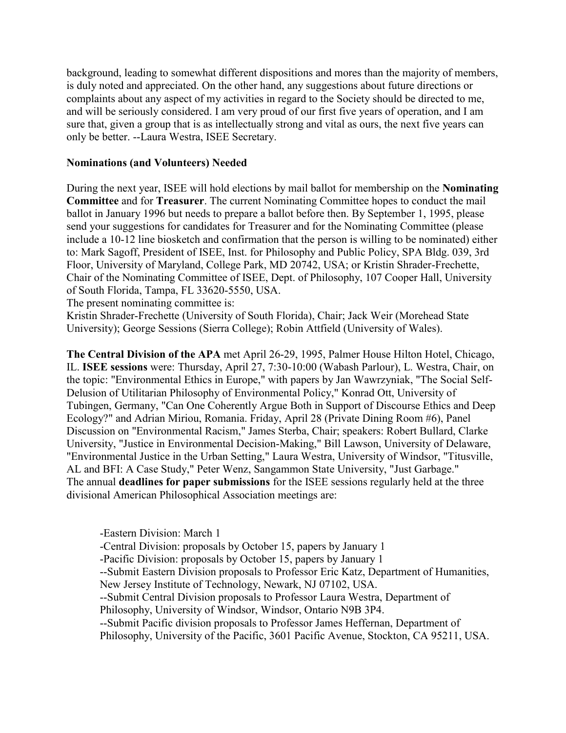background, leading to somewhat different dispositions and mores than the majority of members, is duly noted and appreciated. On the other hand, any suggestions about future directions or complaints about any aspect of my activities in regard to the Society should be directed to me, and will be seriously considered. I am very proud of our first five years of operation, and I am sure that, given a group that is as intellectually strong and vital as ours, the next five years can only be better. --Laura Westra, ISEE Secretary.

**Nominations (and Volunteers) Needed**

During the next year, ISEE will hold elections by mail ballot for membership on the **Nominating Committee** and for **Treasurer**. The current Nominating Committee hopes to conduct the mail ballot in January 1996 but needs to prepare a ballot before then. By September 1, 1995, please send your suggestions for candidates for Treasurer and for the Nominating Committee (please include a 10-12 line biosketch and confirmation that the person is willing to be nominated) either to: Mark Sagoff, President of ISEE, Inst. for Philosophy and Public Policy, SPA Bldg. 039, 3rd Floor, University of Maryland, College Park, MD 20742, USA; or Kristin Shrader-Frechette, Chair of the Nominating Committee of ISEE, Dept. of Philosophy, 107 Cooper Hall, University of South Florida, Tampa, FL 33620-5550, USA.
The present nominating committee is:
Kristin Shrader-Frechette (University of South Florida), Chair; Jack Weir (Morehead State University); George Sessions (Sierra College); Robin Attfield (University of Wales).

**The Central Division of the APA** met April 26-29, 1995, Palmer House Hilton Hotel, Chicago, IL. **ISEE sessions** were: Thursday, April 27, 7:30-10:00 (Wabash Parlour), L. Westra, Chair, on the topic: "Environmental Ethics in Europe," with papers by Jan Wawrzyniak, "The Social Self-Delusion of Utilitarian Philosophy of Environmental Policy," Konrad Ott, University of Tubingen, Germany, "Can One Coherently Argue Both in Support of Discourse Ethics and Deep Ecology?" and Adrian Miriou, Romania. Friday, April 28 (Private Dining Room #6), Panel Discussion on "Environmental Racism," James Sterba, Chair; speakers: Robert Bullard, Clarke University, "Justice in Environmental Decision-Making," Bill Lawson, University of Delaware, "Environmental Justice in the Urban Setting," Laura Westra, University of Windsor, "Titusville, AL and BFI: A Case Study," Peter Wenz, Sangammon State University, "Just Garbage."
The annual **deadlines for paper submissions** for the ISEE sessions regularly held at the three divisional American Philosophical Association meetings are:

-Eastern Division: March 1
-Central Division: proposals by October 15, papers by January 1
-Pacific Division: proposals by October 15, papers by January 1
--Submit Eastern Division proposals to Professor Eric Katz, Department of Humanities, New Jersey Institute of Technology, Newark, NJ 07102, USA.
--Submit Central Division proposals to Professor Laura Westra, Department of Philosophy, University of Windsor, Windsor, Ontario N9B 3P4.
--Submit Pacific division proposals to Professor James Heffernan, Department of Philosophy, University of the Pacific, 3601 Pacific Avenue, Stockton, CA 95211, USA.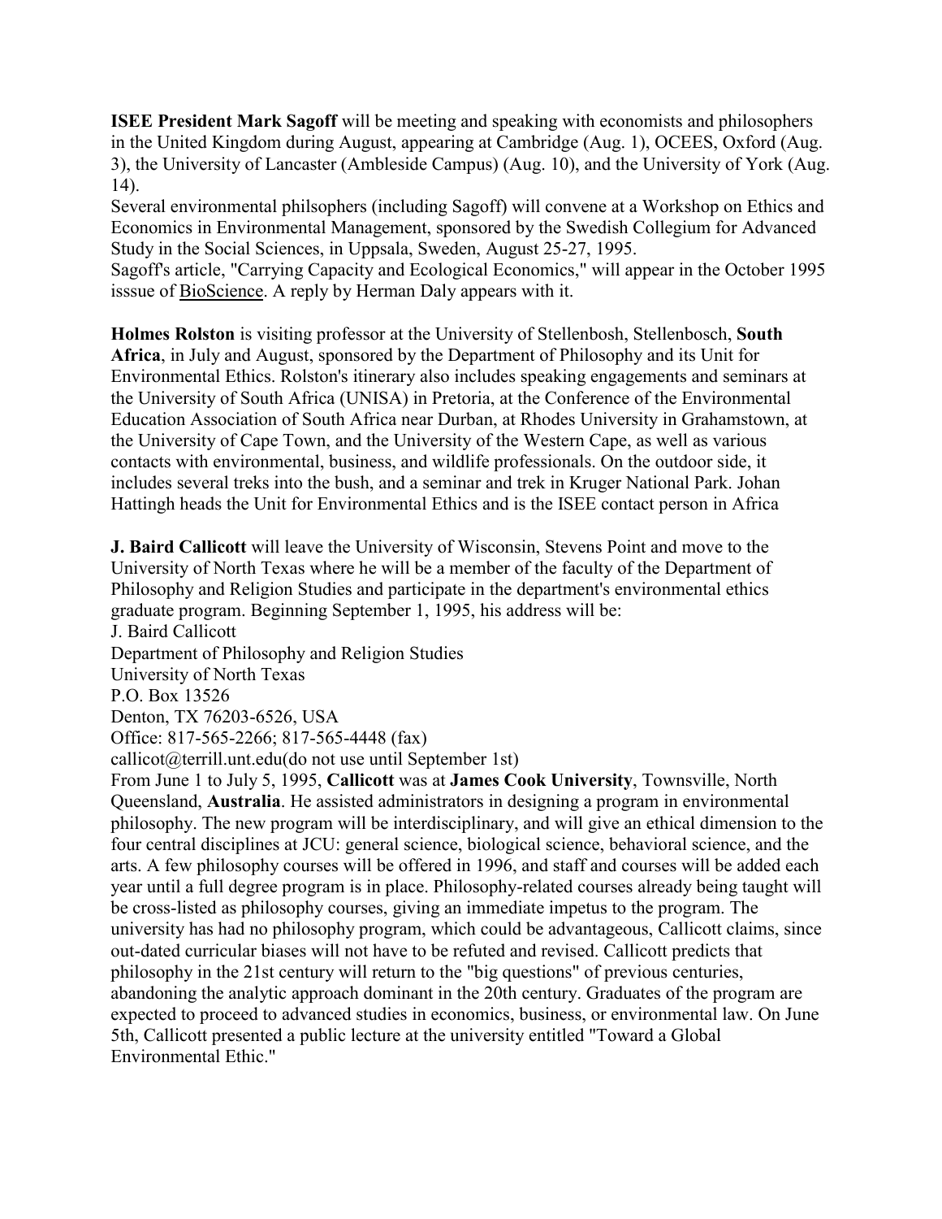**ISEE President Mark Sagoff** will be meeting and speaking with economists and philosophers in the United Kingdom during August, appearing at Cambridge (Aug. 1), OCEES, Oxford (Aug. 3), the University of Lancaster (Ambleside Campus) (Aug. 10), and the University of York (Aug. 14).

Several environmental philsophers (including Sagoff) will convene at a Workshop on Ethics and Economics in Environmental Management, sponsored by the Swedish Collegium for Advanced Study in the Social Sciences, in Uppsala, Sweden, August 25-27, 1995.

Sagoff's article, "Carrying Capacity and Ecological Economics," will appear in the October 1995 isssue of BioScience. A reply by Herman Daly appears with it.

**Holmes Rolston** is visiting professor at the University of Stellenbosh, Stellenbosch, **South Africa**, in July and August, sponsored by the Department of Philosophy and its Unit for Environmental Ethics. Rolston's itinerary also includes speaking engagements and seminars at the University of South Africa (UNISA) in Pretoria, at the Conference of the Environmental Education Association of South Africa near Durban, at Rhodes University in Grahamstown, at the University of Cape Town, and the University of the Western Cape, as well as various contacts with environmental, business, and wildlife professionals. On the outdoor side, it includes several treks into the bush, and a seminar and trek in Kruger National Park. Johan Hattingh heads the Unit for Environmental Ethics and is the ISEE contact person in Africa

**J. Baird Callicott** will leave the University of Wisconsin, Stevens Point and move to the University of North Texas where he will be a member of the faculty of the Department of Philosophy and Religion Studies and participate in the department's environmental ethics graduate program. Beginning September 1, 1995, his address will be:

J. Baird Callicott
Department of Philosophy and Religion Studies
University of North Texas
P.O. Box 13526
Denton, TX 76203-6526, USA
Office: 817-565-2266; 817-565-4448 (fax)
callicot@terrill.unt.edu(do not use until September 1st)

From June 1 to July 5, 1995, **Callicott** was at **James Cook University**, Townsville, North Queensland, **Australia**. He assisted administrators in designing a program in environmental philosophy. The new program will be interdisciplinary, and will give an ethical dimension to the four central disciplines at JCU: general science, biological science, behavioral science, and the arts. A few philosophy courses will be offered in 1996, and staff and courses will be added each year until a full degree program is in place. Philosophy-related courses already being taught will be cross-listed as philosophy courses, giving an immediate impetus to the program. The university has had no philosophy program, which could be advantageous, Callicott claims, since out-dated curricular biases will not have to be refuted and revised. Callicott predicts that philosophy in the 21st century will return to the "big questions" of previous centuries, abandoning the analytic approach dominant in the 20th century. Graduates of the program are expected to proceed to advanced studies in economics, business, or environmental law. On June 5th, Callicott presented a public lecture at the university entitled "Toward a Global Environmental Ethic."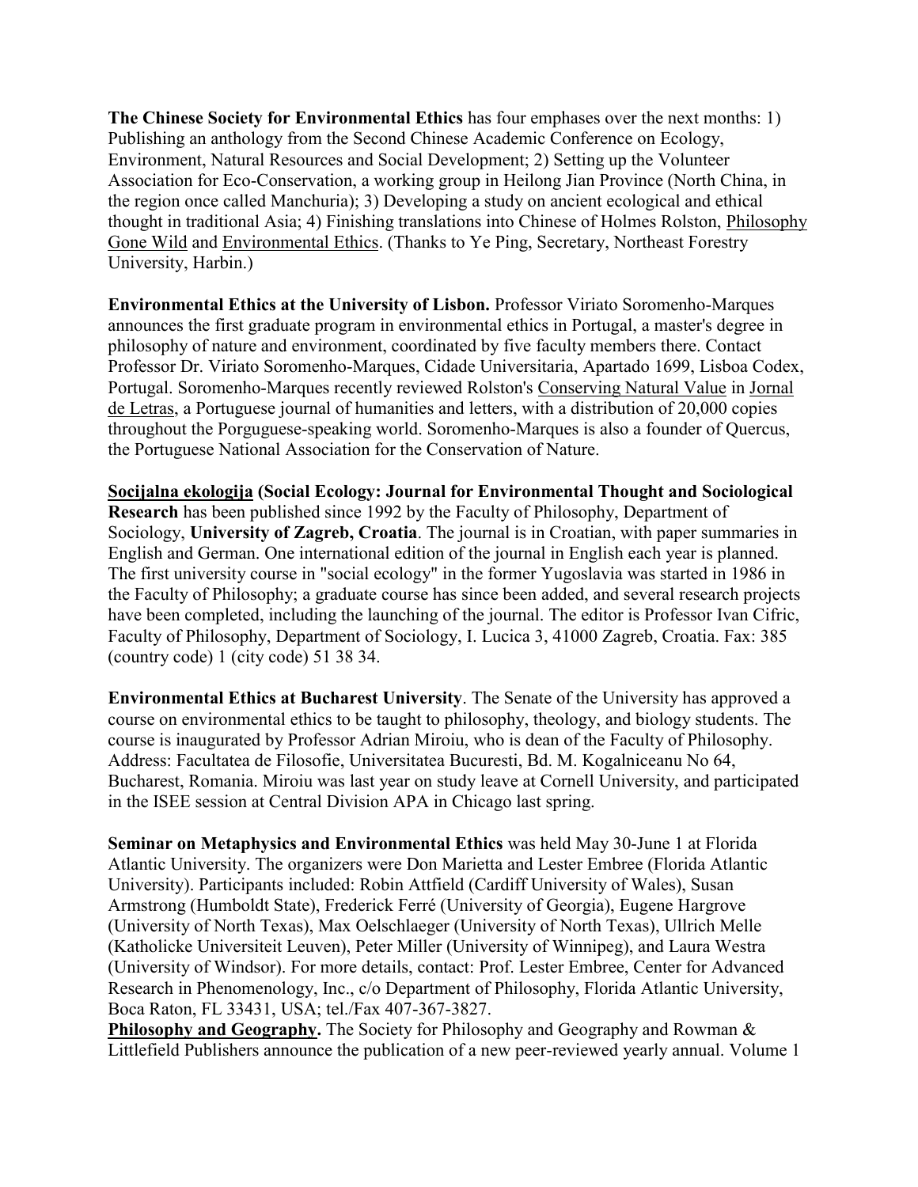**The Chinese Society for Environmental Ethics** has four emphases over the next months: 1) Publishing an anthology from the Second Chinese Academic Conference on Ecology, Environment, Natural Resources and Social Development; 2) Setting up the Volunteer Association for Eco-Conservation, a working group in Heilong Jian Province (North China, in the region once called Manchuria); 3) Developing a study on ancient ecological and ethical thought in traditional Asia; 4) Finishing translations into Chinese of Holmes Rolston, Philosophy Gone Wild and Environmental Ethics. (Thanks to Ye Ping, Secretary, Northeast Forestry University, Harbin.)

**Environmental Ethics at the University of Lisbon.** Professor Viriato Soromenho-Marques announces the first graduate program in environmental ethics in Portugal, a master's degree in philosophy of nature and environment, coordinated by five faculty members there. Contact Professor Dr. Viriato Soromenho-Marques, Cidade Universitaria, Apartado 1699, Lisboa Codex, Portugal. Soromenho-Marques recently reviewed Rolston's Conserving Natural Value in Jornal de Letras, a Portuguese journal of humanities and letters, with a distribution of 20,000 copies throughout the Porguguese-speaking world. Soromenho-Marques is also a founder of Quercus, the Portuguese National Association for the Conservation of Nature.

**Socijalna ekologija (Social Ecology: Journal for Environmental Thought and Sociological Research** has been published since 1992 by the Faculty of Philosophy, Department of Sociology, **University of Zagreb, Croatia**. The journal is in Croatian, with paper summaries in English and German. One international edition of the journal in English each year is planned. The first university course in "social ecology" in the former Yugoslavia was started in 1986 in the Faculty of Philosophy; a graduate course has since been added, and several research projects have been completed, including the launching of the journal. The editor is Professor Ivan Cifric, Faculty of Philosophy, Department of Sociology, I. Lucica 3, 41000 Zagreb, Croatia. Fax: 385 (country code) 1 (city code) 51 38 34.

**Environmental Ethics at Bucharest University**. The Senate of the University has approved a course on environmental ethics to be taught to philosophy, theology, and biology students. The course is inaugurated by Professor Adrian Miroiu, who is dean of the Faculty of Philosophy. Address: Facultatea de Filosofie, Universitatea Bucuresti, Bd. M. Kogalniceanu No 64, Bucharest, Romania. Miroiu was last year on study leave at Cornell University, and participated in the ISEE session at Central Division APA in Chicago last spring.

**Seminar on Metaphysics and Environmental Ethics** was held May 30-June 1 at Florida Atlantic University. The organizers were Don Marietta and Lester Embree (Florida Atlantic University). Participants included: Robin Attfield (Cardiff University of Wales), Susan Armstrong (Humboldt State), Frederick Ferré (University of Georgia), Eugene Hargrove (University of North Texas), Max Oelschlaeger (University of North Texas), Ullrich Melle (Katholicke Universiteit Leuven), Peter Miller (University of Winnipeg), and Laura Westra (University of Windsor). For more details, contact: Prof. Lester Embree, Center for Advanced Research in Phenomenology, Inc., c/o Department of Philosophy, Florida Atlantic University, Boca Raton, FL 33431, USA; tel./Fax 407-367-3827.

**Philosophy and Geography.** The Society for Philosophy and Geography and Rowman & Littlefield Publishers announce the publication of a new peer-reviewed yearly annual. Volume 1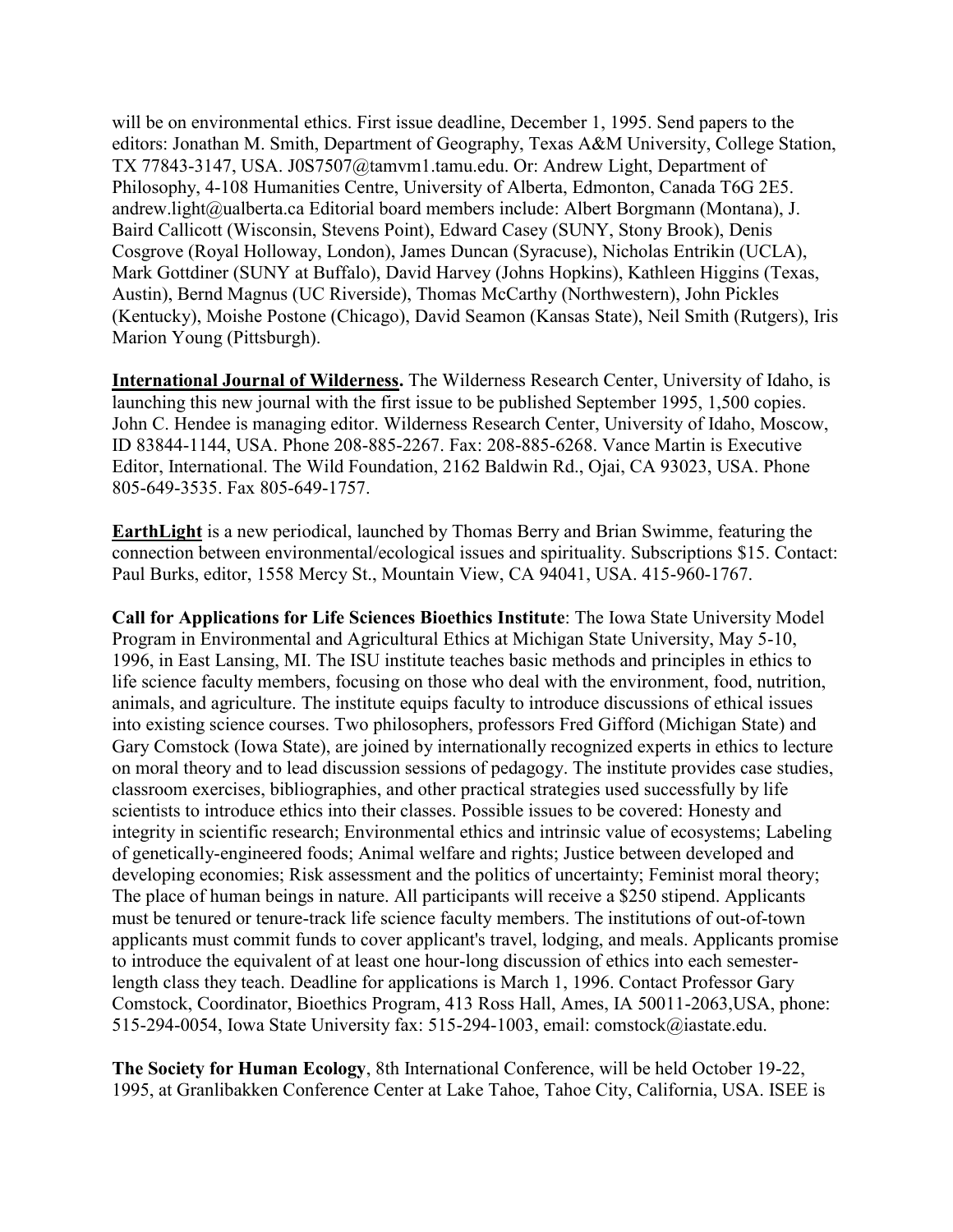will be on environmental ethics. First issue deadline, December 1, 1995. Send papers to the editors: Jonathan M. Smith, Department of Geography, Texas A&M University, College Station, TX 77843-3147, USA. J0S7507@tamvm1.tamu.edu. Or: Andrew Light, Department of Philosophy, 4-108 Humanities Centre, University of Alberta, Edmonton, Canada T6G 2E5. andrew.light@ualberta.ca Editorial board members include: Albert Borgmann (Montana), J. Baird Callicott (Wisconsin, Stevens Point), Edward Casey (SUNY, Stony Brook), Denis Cosgrove (Royal Holloway, London), James Duncan (Syracuse), Nicholas Entrikin (UCLA), Mark Gottdiner (SUNY at Buffalo), David Harvey (Johns Hopkins), Kathleen Higgins (Texas, Austin), Bernd Magnus (UC Riverside), Thomas McCarthy (Northwestern), John Pickles (Kentucky), Moishe Postone (Chicago), David Seamon (Kansas State), Neil Smith (Rutgers), Iris Marion Young (Pittsburgh).

**International Journal of Wilderness.** The Wilderness Research Center, University of Idaho, is launching this new journal with the first issue to be published September 1995, 1,500 copies. John C. Hendee is managing editor. Wilderness Research Center, University of Idaho, Moscow, ID 83844-1144, USA. Phone 208-885-2267. Fax: 208-885-6268. Vance Martin is Executive Editor, International. The Wild Foundation, 2162 Baldwin Rd., Ojai, CA 93023, USA. Phone 805-649-3535. Fax 805-649-1757.

**EarthLight** is a new periodical, launched by Thomas Berry and Brian Swimme, featuring the connection between environmental/ecological issues and spirituality. Subscriptions $15. Contact: Paul Burks, editor, 1558 Mercy St., Mountain View, CA 94041, USA. 415-960-1767.

**Call for Applications for Life Sciences Bioethics Institute**: The Iowa State University Model Program in Environmental and Agricultural Ethics at Michigan State University, May 5-10, 1996, in East Lansing, MI. The ISU institute teaches basic methods and principles in ethics to life science faculty members, focusing on those who deal with the environment, food, nutrition, animals, and agriculture. The institute equips faculty to introduce discussions of ethical issues into existing science courses. Two philosophers, professors Fred Gifford (Michigan State) and Gary Comstock (Iowa State), are joined by internationally recognized experts in ethics to lecture on moral theory and to lead discussion sessions of pedagogy. The institute provides case studies, classroom exercises, bibliographies, and other practical strategies used successfully by life scientists to introduce ethics into their classes. Possible issues to be covered: Honesty and integrity in scientific research; Environmental ethics and intrinsic value of ecosystems; Labeling of genetically-engineered foods; Animal welfare and rights; Justice between developed and developing economies; Risk assessment and the politics of uncertainty; Feminist moral theory; The place of human beings in nature. All participants will receive a $250 stipend. Applicants must be tenured or tenure-track life science faculty members. The institutions of out-of-town applicants must commit funds to cover applicant's travel, lodging, and meals. Applicants promise to introduce the equivalent of at least one hour-long discussion of ethics into each semester-length class they teach. Deadline for applications is March 1, 1996. Contact Professor Gary Comstock, Coordinator, Bioethics Program, 413 Ross Hall, Ames, IA 50011-2063,USA, phone: 515-294-0054, Iowa State University fax: 515-294-1003, email: comstock@iastate.edu.

**The Society for Human Ecology**, 8th International Conference, will be held October 19-22, 1995, at Granlibakken Conference Center at Lake Tahoe, Tahoe City, California, USA. ISEE is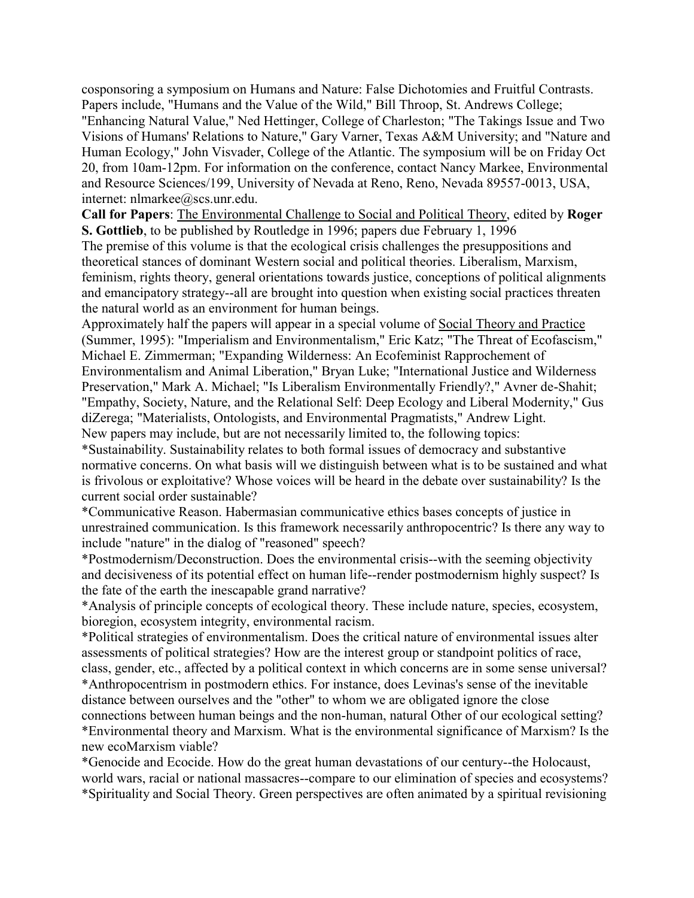cosponsoring a symposium on Humans and Nature: False Dichotomies and Fruitful Contrasts. Papers include, "Humans and the Value of the Wild," Bill Throop, St. Andrews College; "Enhancing Natural Value," Ned Hettinger, College of Charleston; "The Takings Issue and Two Visions of Humans' Relations to Nature," Gary Varner, Texas A&M University; and "Nature and Human Ecology," John Visvader, College of the Atlantic. The symposium will be on Friday Oct 20, from 10am-12pm. For information on the conference, contact Nancy Markee, Environmental and Resource Sciences/199, University of Nevada at Reno, Reno, Nevada 89557-0013, USA, internet: nlmarkee@scs.unr.edu.

**Call for Papers**: The Environmental Challenge to Social and Political Theory, edited by **Roger S. Gottlieb**, to be published by Routledge in 1996; papers due February 1, 1996

The premise of this volume is that the ecological crisis challenges the presuppositions and theoretical stances of dominant Western social and political theories. Liberalism, Marxism, feminism, rights theory, general orientations towards justice, conceptions of political alignments and emancipatory strategy--all are brought into question when existing social practices threaten the natural world as an environment for human beings.

Approximately half the papers will appear in a special volume of Social Theory and Practice (Summer, 1995): "Imperialism and Environmentalism," Eric Katz; "The Threat of Ecofascism," Michael E. Zimmerman; "Expanding Wilderness: An Ecofeminist Rapprochement of Environmentalism and Animal Liberation," Bryan Luke; "International Justice and Wilderness Preservation," Mark A. Michael; "Is Liberalism Environmentally Friendly?," Avner de-Shahit; "Empathy, Society, Nature, and the Relational Self: Deep Ecology and Liberal Modernity," Gus diZerega; "Materialists, Ontologists, and Environmental Pragmatists," Andrew Light.

New papers may include, but are not necessarily limited to, the following topics:

*Sustainability. Sustainability relates to both formal issues of democracy and substantive normative concerns. On what basis will we distinguish between what is to be sustained and what is frivolous or exploitative? Whose voices will be heard in the debate over sustainability? Is the current social order sustainable?

*Communicative Reason. Habermasian communicative ethics bases concepts of justice in unrestrained communication. Is this framework necessarily anthropocentric? Is there any way to include "nature" in the dialog of "reasoned" speech?

*Postmodernism/Deconstruction. Does the environmental crisis--with the seeming objectivity and decisiveness of its potential effect on human life--render postmodernism highly suspect? Is the fate of the earth the inescapable grand narrative?

*Analysis of principle concepts of ecological theory. These include nature, species, ecosystem, bioregion, ecosystem integrity, environmental racism.

*Political strategies of environmentalism. Does the critical nature of environmental issues alter assessments of political strategies? How are the interest group or standpoint politics of race, class, gender, etc., affected by a political context in which concerns are in some sense universal?

*Anthropocentrism in postmodern ethics. For instance, does Levinas's sense of the inevitable distance between ourselves and the "other" to whom we are obligated ignore the close connections between human beings and the non-human, natural Other of our ecological setting?

*Environmental theory and Marxism. What is the environmental significance of Marxism? Is the new ecoMarxism viable?

*Genocide and Ecocide. How do the great human devastations of our century--the Holocaust, world wars, racial or national massacres--compare to our elimination of species and ecosystems?

*Spirituality and Social Theory. Green perspectives are often animated by a spiritual revisioning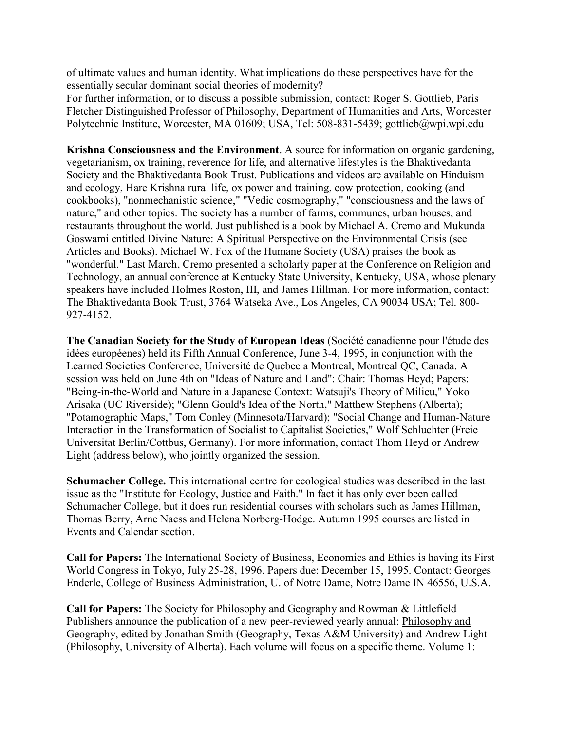of ultimate values and human identity. What implications do these perspectives have for the essentially secular dominant social theories of modernity?
For further information, or to discuss a possible submission, contact: Roger S. Gottlieb, Paris Fletcher Distinguished Professor of Philosophy, Department of Humanities and Arts, Worcester Polytechnic Institute, Worcester, MA 01609; USA, Tel: 508-831-5439; gottlieb@wpi.wpi.edu

**Krishna Consciousness and the Environment**. A source for information on organic gardening, vegetarianism, ox training, reverence for life, and alternative lifestyles is the Bhaktivedanta Society and the Bhaktivedanta Book Trust. Publications and videos are available on Hinduism and ecology, Hare Krishna rural life, ox power and training, cow protection, cooking (and cookbooks), "nonmechanistic science," "Vedic cosmography," "consciousness and the laws of nature," and other topics. The society has a number of farms, communes, urban houses, and restaurants throughout the world. Just published is a book by Michael A. Cremo and Mukunda Goswami entitled Divine Nature: A Spiritual Perspective on the Environmental Crisis (see Articles and Books). Michael W. Fox of the Humane Society (USA) praises the book as "wonderful." Last March, Cremo presented a scholarly paper at the Conference on Religion and Technology, an annual conference at Kentucky State University, Kentucky, USA, whose plenary speakers have included Holmes Roston, III, and James Hillman. For more information, contact: The Bhaktivedanta Book Trust, 3764 Watseka Ave., Los Angeles, CA 90034 USA; Tel. 800-927-4152.

**The Canadian Society for the Study of European Ideas** (Société canadienne pour l'étude des idées européenes) held its Fifth Annual Conference, June 3-4, 1995, in conjunction with the Learned Societies Conference, Université de Quebec a Montreal, Montreal QC, Canada. A session was held on June 4th on "Ideas of Nature and Land": Chair: Thomas Heyd; Papers: "Being-in-the-World and Nature in a Japanese Context: Watsuji's Theory of Milieu," Yoko Arisaka (UC Riverside); "Glenn Gould's Idea of the North," Matthew Stephens (Alberta); "Potamographic Maps," Tom Conley (Minnesota/Harvard); "Social Change and Human-Nature Interaction in the Transformation of Socialist to Capitalist Societies," Wolf Schluchter (Freie Universitat Berlin/Cottbus, Germany). For more information, contact Thom Heyd or Andrew Light (address below), who jointly organized the session.

**Schumacher College.** This international centre for ecological studies was described in the last issue as the "Institute for Ecology, Justice and Faith." In fact it has only ever been called Schumacher College, but it does run residential courses with scholars such as James Hillman, Thomas Berry, Arne Naess and Helena Norberg-Hodge. Autumn 1995 courses are listed in Events and Calendar section.

**Call for Papers:** The International Society of Business, Economics and Ethics is having its First World Congress in Tokyo, July 25-28, 1996. Papers due: December 15, 1995. Contact: Georges Enderle, College of Business Administration, U. of Notre Dame, Notre Dame IN 46556, U.S.A.

**Call for Papers:** The Society for Philosophy and Geography and Rowman & Littlefield Publishers announce the publication of a new peer-reviewed yearly annual: Philosophy and Geography, edited by Jonathan Smith (Geography, Texas A&M University) and Andrew Light (Philosophy, University of Alberta). Each volume will focus on a specific theme. Volume 1: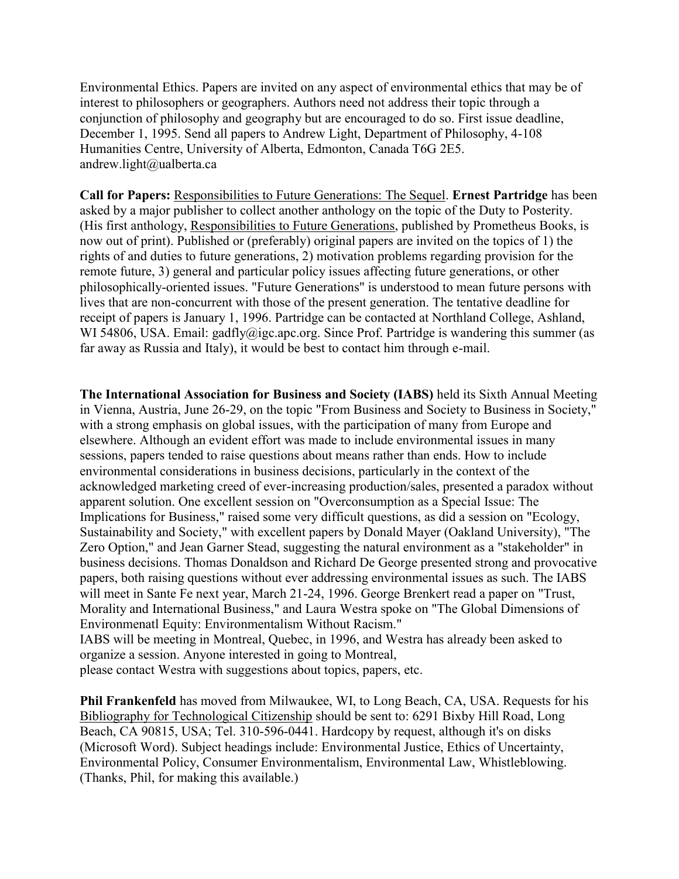Environmental Ethics. Papers are invited on any aspect of environmental ethics that may be of interest to philosophers or geographers. Authors need not address their topic through a conjunction of philosophy and geography but are encouraged to do so. First issue deadline, December 1, 1995. Send all papers to Andrew Light, Department of Philosophy, 4-108 Humanities Centre, University of Alberta, Edmonton, Canada T6G 2E5. andrew.light@ualberta.ca

**Call for Papers:** Responsibilities to Future Generations: The Sequel. **Ernest Partridge** has been asked by a major publisher to collect another anthology on the topic of the Duty to Posterity. (His first anthology, Responsibilities to Future Generations, published by Prometheus Books, is now out of print). Published or (preferably) original papers are invited on the topics of 1) the rights of and duties to future generations, 2) motivation problems regarding provision for the remote future, 3) general and particular policy issues affecting future generations, or other philosophically-oriented issues. "Future Generations" is understood to mean future persons with lives that are non-concurrent with those of the present generation. The tentative deadline for receipt of papers is January 1, 1996. Partridge can be contacted at Northland College, Ashland, WI 54806, USA. Email: gadfly@igc.apc.org. Since Prof. Partridge is wandering this summer (as far away as Russia and Italy), it would be best to contact him through e-mail.

**The International Association for Business and Society (IABS)** held its Sixth Annual Meeting in Vienna, Austria, June 26-29, on the topic "From Business and Society to Business in Society," with a strong emphasis on global issues, with the participation of many from Europe and elsewhere. Although an evident effort was made to include environmental issues in many sessions, papers tended to raise questions about means rather than ends. How to include environmental considerations in business decisions, particularly in the context of the acknowledged marketing creed of ever-increasing production/sales, presented a paradox without apparent solution. One excellent session on "Overconsumption as a Special Issue: The Implications for Business," raised some very difficult questions, as did a session on "Ecology, Sustainability and Society," with excellent papers by Donald Mayer (Oakland University), "The Zero Option," and Jean Garner Stead, suggesting the natural environment as a "stakeholder" in business decisions. Thomas Donaldson and Richard De George presented strong and provocative papers, both raising questions without ever addressing environmental issues as such. The IABS will meet in Sante Fe next year, March 21-24, 1996. George Brenkert read a paper on "Trust, Morality and International Business," and Laura Westra spoke on "The Global Dimensions of Environmenatl Equity: Environmentalism Without Racism."
IABS will be meeting in Montreal, Quebec, in 1996, and Westra has already been asked to organize a session. Anyone interested in going to Montreal,
please contact Westra with suggestions about topics, papers, etc.

**Phil Frankenfeld** has moved from Milwaukee, WI, to Long Beach, CA, USA. Requests for his Bibliography for Technological Citizenship should be sent to: 6291 Bixby Hill Road, Long Beach, CA 90815, USA; Tel. 310-596-0441. Hardcopy by request, although it's on disks (Microsoft Word). Subject headings include: Environmental Justice, Ethics of Uncertainty, Environmental Policy, Consumer Environmentalism, Environmental Law, Whistleblowing. (Thanks, Phil, for making this available.)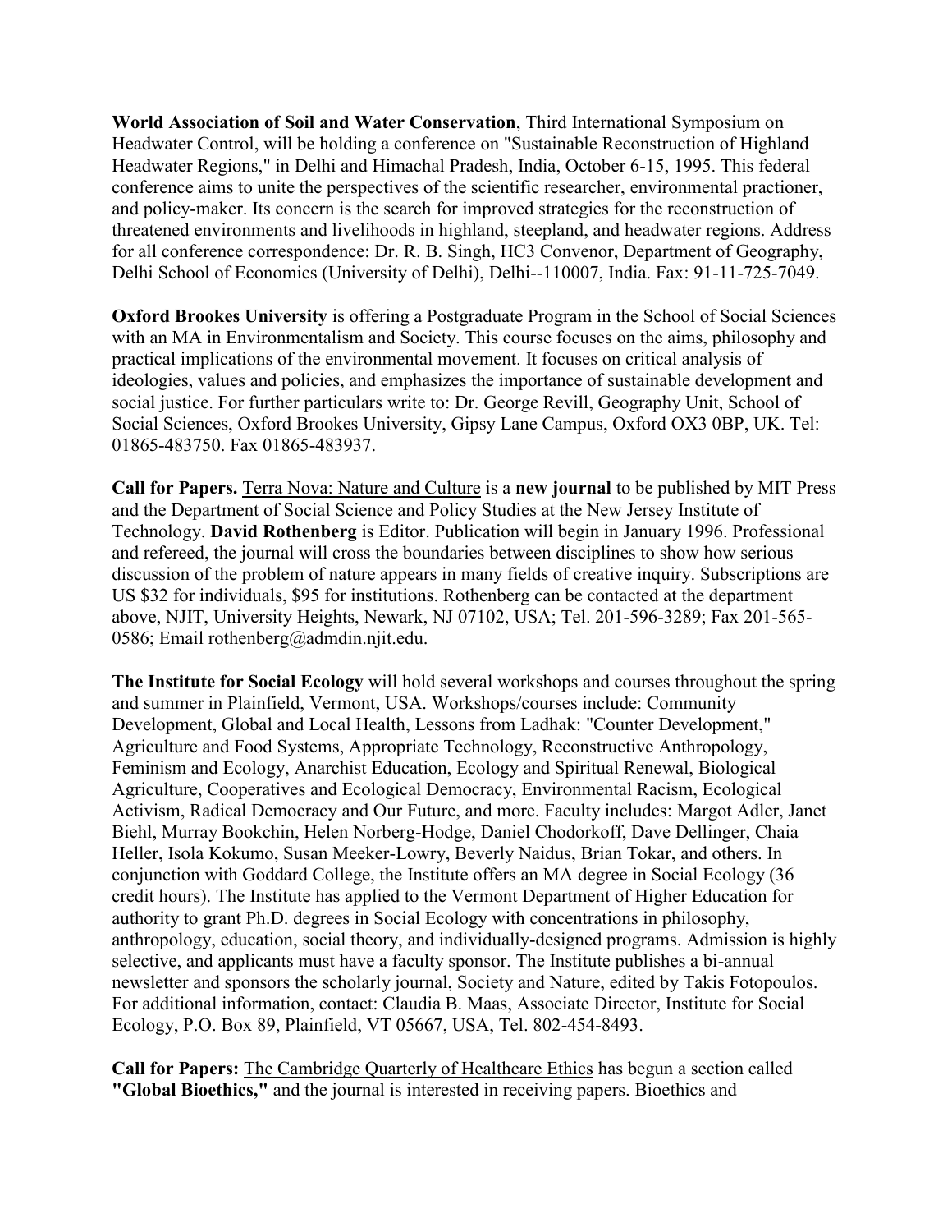**World Association of Soil and Water Conservation**, Third International Symposium on Headwater Control, will be holding a conference on "Sustainable Reconstruction of Highland Headwater Regions," in Delhi and Himachal Pradesh, India, October 6-15, 1995. This federal conference aims to unite the perspectives of the scientific researcher, environmental practioner, and policy-maker. Its concern is the search for improved strategies for the reconstruction of threatened environments and livelihoods in highland, steepland, and headwater regions. Address for all conference correspondence: Dr. R. B. Singh, HC3 Convenor, Department of Geography, Delhi School of Economics (University of Delhi), Delhi--110007, India. Fax: 91-11-725-7049.

**Oxford Brookes University** is offering a Postgraduate Program in the School of Social Sciences with an MA in Environmentalism and Society. This course focuses on the aims, philosophy and practical implications of the environmental movement. It focuses on critical analysis of ideologies, values and policies, and emphasizes the importance of sustainable development and social justice. For further particulars write to: Dr. George Revill, Geography Unit, School of Social Sciences, Oxford Brookes University, Gipsy Lane Campus, Oxford OX3 0BP, UK. Tel: 01865-483750. Fax 01865-483937.

**Call for Papers.** Terra Nova: Nature and Culture is a **new journal** to be published by MIT Press and the Department of Social Science and Policy Studies at the New Jersey Institute of Technology. **David Rothenberg** is Editor. Publication will begin in January 1996. Professional and refereed, the journal will cross the boundaries between disciplines to show how serious discussion of the problem of nature appears in many fields of creative inquiry. Subscriptions are US $32 for individuals, $95 for institutions. Rothenberg can be contacted at the department above, NJIT, University Heights, Newark, NJ 07102, USA; Tel. 201-596-3289; Fax 201-565-0586; Email rothenberg@admdin.njit.edu.

**The Institute for Social Ecology** will hold several workshops and courses throughout the spring and summer in Plainfield, Vermont, USA. Workshops/courses include: Community Development, Global and Local Health, Lessons from Ladhak: "Counter Development," Agriculture and Food Systems, Appropriate Technology, Reconstructive Anthropology, Feminism and Ecology, Anarchist Education, Ecology and Spiritual Renewal, Biological Agriculture, Cooperatives and Ecological Democracy, Environmental Racism, Ecological Activism, Radical Democracy and Our Future, and more. Faculty includes: Margot Adler, Janet Biehl, Murray Bookchin, Helen Norberg-Hodge, Daniel Chodorkoff, Dave Dellinger, Chaia Heller, Isola Kokumo, Susan Meeker-Lowry, Beverly Naidus, Brian Tokar, and others. In conjunction with Goddard College, the Institute offers an MA degree in Social Ecology (36 credit hours). The Institute has applied to the Vermont Department of Higher Education for authority to grant Ph.D. degrees in Social Ecology with concentrations in philosophy, anthropology, education, social theory, and individually-designed programs. Admission is highly selective, and applicants must have a faculty sponsor. The Institute publishes a bi-annual newsletter and sponsors the scholarly journal, Society and Nature, edited by Takis Fotopoulos. For additional information, contact: Claudia B. Maas, Associate Director, Institute for Social Ecology, P.O. Box 89, Plainfield, VT 05667, USA, Tel. 802-454-8493.

**Call for Papers:** The Cambridge Quarterly of Healthcare Ethics has begun a section called **"Global Bioethics,"** and the journal is interested in receiving papers. Bioethics and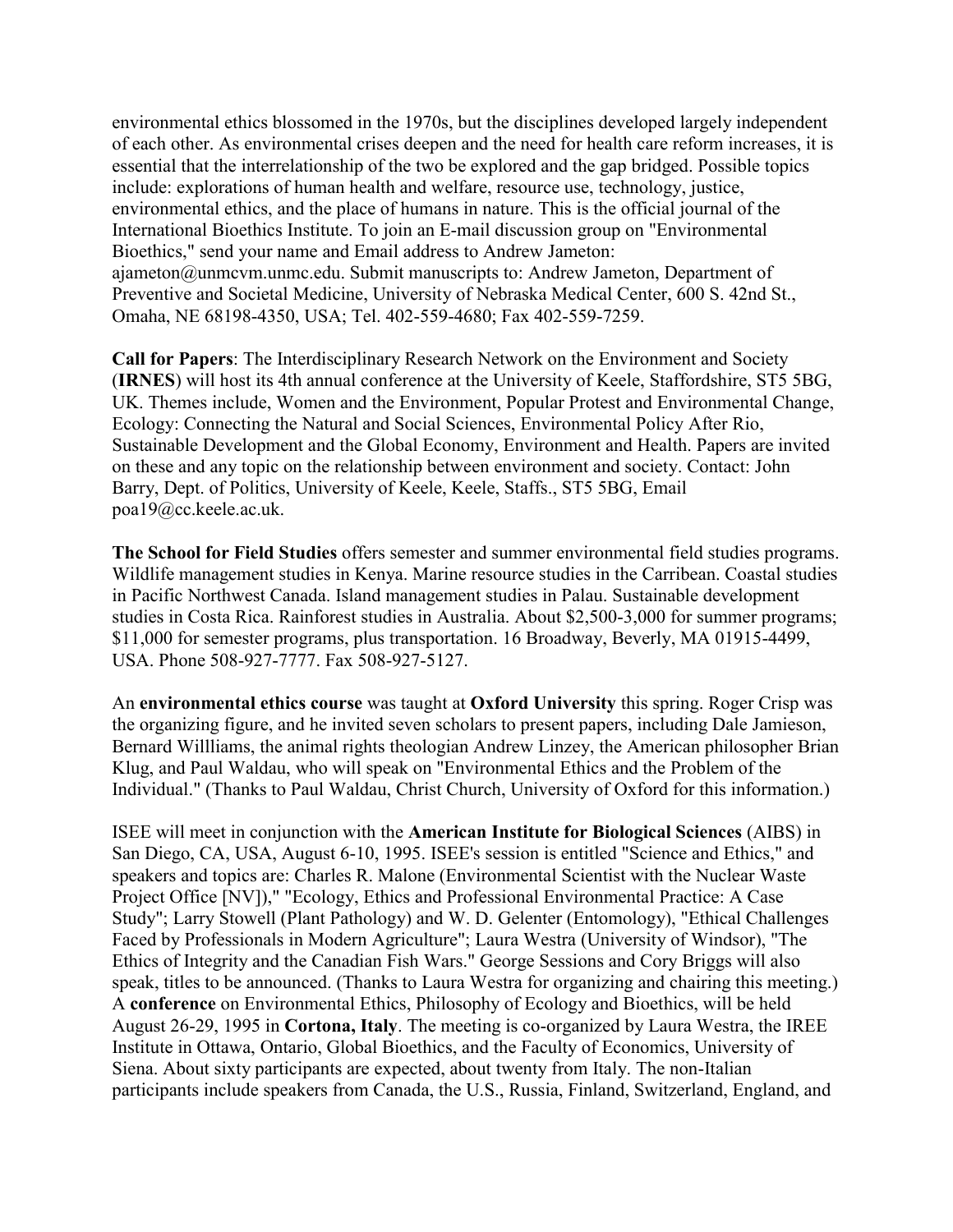environmental ethics blossomed in the 1970s, but the disciplines developed largely independent of each other. As environmental crises deepen and the need for health care reform increases, it is essential that the interrelationship of the two be explored and the gap bridged. Possible topics include: explorations of human health and welfare, resource use, technology, justice, environmental ethics, and the place of humans in nature. This is the official journal of the International Bioethics Institute. To join an E-mail discussion group on "Environmental Bioethics," send your name and Email address to Andrew Jameton: ajameton@unmcvm.unmc.edu. Submit manuscripts to: Andrew Jameton, Department of Preventive and Societal Medicine, University of Nebraska Medical Center, 600 S. 42nd St., Omaha, NE 68198-4350, USA; Tel. 402-559-4680; Fax 402-559-7259.

**Call for Papers**: The Interdisciplinary Research Network on the Environment and Society (**IRNES**) will host its 4th annual conference at the University of Keele, Staffordshire, ST5 5BG, UK. Themes include, Women and the Environment, Popular Protest and Environmental Change, Ecology: Connecting the Natural and Social Sciences, Environmental Policy After Rio, Sustainable Development and the Global Economy, Environment and Health. Papers are invited on these and any topic on the relationship between environment and society. Contact: John Barry, Dept. of Politics, University of Keele, Keele, Staffs., ST5 5BG, Email poa19@cc.keele.ac.uk.

**The School for Field Studies** offers semester and summer environmental field studies programs. Wildlife management studies in Kenya. Marine resource studies in the Carribean. Coastal studies in Pacific Northwest Canada. Island management studies in Palau. Sustainable development studies in Costa Rica. Rainforest studies in Australia. About $2,500-3,000 for summer programs; $11,000 for semester programs, plus transportation. 16 Broadway, Beverly, MA 01915-4499, USA. Phone 508-927-7777. Fax 508-927-5127.

An **environmental ethics course** was taught at **Oxford University** this spring. Roger Crisp was the organizing figure, and he invited seven scholars to present papers, including Dale Jamieson, Bernard Willliams, the animal rights theologian Andrew Linzey, the American philosopher Brian Klug, and Paul Waldau, who will speak on "Environmental Ethics and the Problem of the Individual." (Thanks to Paul Waldau, Christ Church, University of Oxford for this information.)

ISEE will meet in conjunction with the **American Institute for Biological Sciences** (AIBS) in San Diego, CA, USA, August 6-10, 1995. ISEE's session is entitled "Science and Ethics," and speakers and topics are: Charles R. Malone (Environmental Scientist with the Nuclear Waste Project Office [NV])," "Ecology, Ethics and Professional Environmental Practice: A Case Study"; Larry Stowell (Plant Pathology) and W. D. Gelenter (Entomology), "Ethical Challenges Faced by Professionals in Modern Agriculture"; Laura Westra (University of Windsor), "The Ethics of Integrity and the Canadian Fish Wars." George Sessions and Cory Briggs will also speak, titles to be announced. (Thanks to Laura Westra for organizing and chairing this meeting.) A **conference** on Environmental Ethics, Philosophy of Ecology and Bioethics, will be held August 26-29, 1995 in **Cortona, Italy**. The meeting is co-organized by Laura Westra, the IREE Institute in Ottawa, Ontario, Global Bioethics, and the Faculty of Economics, University of Siena. About sixty participants are expected, about twenty from Italy. The non-Italian participants include speakers from Canada, the U.S., Russia, Finland, Switzerland, England, and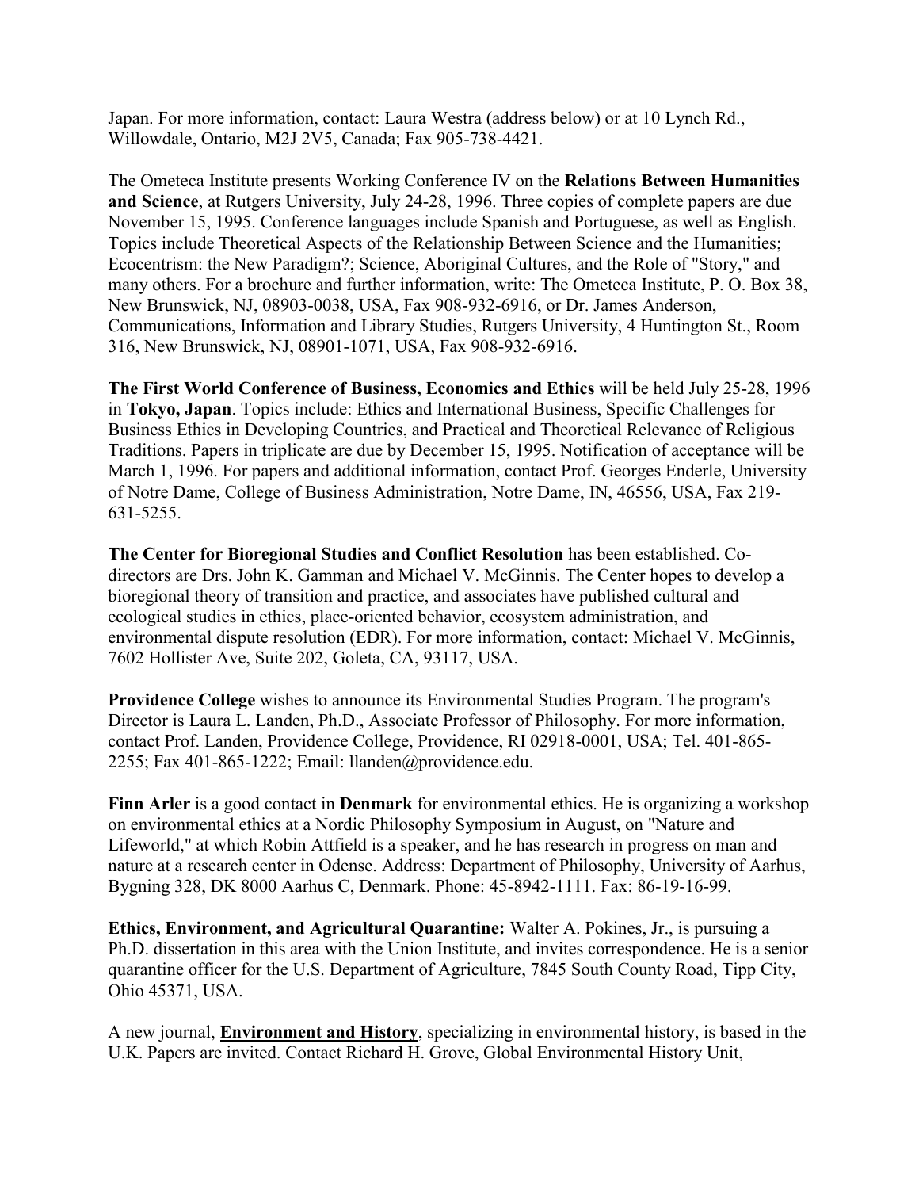Japan. For more information, contact: Laura Westra (address below) or at 10 Lynch Rd., Willowdale, Ontario, M2J 2V5, Canada; Fax 905-738-4421.

The Ometeca Institute presents Working Conference IV on the **Relations Between Humanities and Science**, at Rutgers University, July 24-28, 1996. Three copies of complete papers are due November 15, 1995. Conference languages include Spanish and Portuguese, as well as English. Topics include Theoretical Aspects of the Relationship Between Science and the Humanities; Ecocentrism: the New Paradigm?; Science, Aboriginal Cultures, and the Role of "Story," and many others. For a brochure and further information, write: The Ometeca Institute, P. O. Box 38, New Brunswick, NJ, 08903-0038, USA, Fax 908-932-6916, or Dr. James Anderson, Communications, Information and Library Studies, Rutgers University, 4 Huntington St., Room 316, New Brunswick, NJ, 08901-1071, USA, Fax 908-932-6916.

**The First World Conference of Business, Economics and Ethics** will be held July 25-28, 1996 in **Tokyo, Japan**. Topics include: Ethics and International Business, Specific Challenges for Business Ethics in Developing Countries, and Practical and Theoretical Relevance of Religious Traditions. Papers in triplicate are due by December 15, 1995. Notification of acceptance will be March 1, 1996. For papers and additional information, contact Prof. Georges Enderle, University of Notre Dame, College of Business Administration, Notre Dame, IN, 46556, USA, Fax 219-631-5255.

**The Center for Bioregional Studies and Conflict Resolution** has been established. Co-directors are Drs. John K. Gamman and Michael V. McGinnis. The Center hopes to develop a bioregional theory of transition and practice, and associates have published cultural and ecological studies in ethics, place-oriented behavior, ecosystem administration, and environmental dispute resolution (EDR). For more information, contact: Michael V. McGinnis, 7602 Hollister Ave, Suite 202, Goleta, CA, 93117, USA.

**Providence College** wishes to announce its Environmental Studies Program. The program's Director is Laura L. Landen, Ph.D., Associate Professor of Philosophy. For more information, contact Prof. Landen, Providence College, Providence, RI 02918-0001, USA; Tel. 401-865-2255; Fax 401-865-1222; Email: llanden@providence.edu.

**Finn Arler** is a good contact in **Denmark** for environmental ethics. He is organizing a workshop on environmental ethics at a Nordic Philosophy Symposium in August, on "Nature and Lifeworld," at which Robin Attfield is a speaker, and he has research in progress on man and nature at a research center in Odense. Address: Department of Philosophy, University of Aarhus, Bygning 328, DK 8000 Aarhus C, Denmark. Phone: 45-8942-1111. Fax: 86-19-16-99.

**Ethics, Environment, and Agricultural Quarantine:** Walter A. Pokines, Jr., is pursuing a Ph.D. dissertation in this area with the Union Institute, and invites correspondence. He is a senior quarantine officer for the U.S. Department of Agriculture, 7845 South County Road, Tipp City, Ohio 45371, USA.

A new journal, **Environment and History**, specializing in environmental history, is based in the U.K. Papers are invited. Contact Richard H. Grove, Global Environmental History Unit,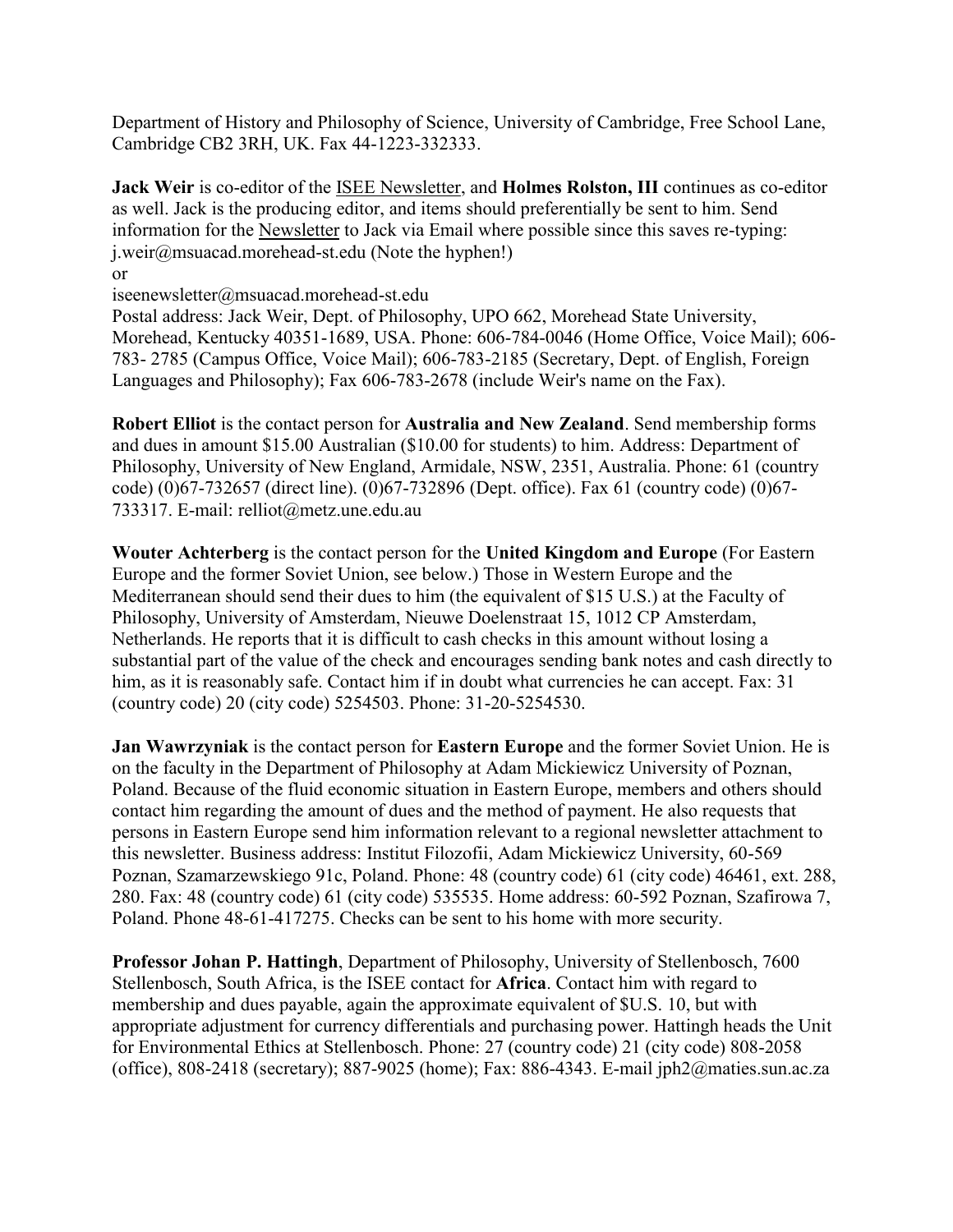Department of History and Philosophy of Science, University of Cambridge, Free School Lane, Cambridge CB2 3RH, UK. Fax 44-1223-332333.

**Jack Weir** is co-editor of the ISEE Newsletter, and **Holmes Rolston, III** continues as co-editor as well. Jack is the producing editor, and items should preferentially be sent to him. Send information for the Newsletter to Jack via Email where possible since this saves re-typing: j.weir@msuacad.morehead-st.edu (Note the hyphen!)
or
iseenewsletter@msuacad.morehead-st.edu
Postal address: Jack Weir, Dept. of Philosophy, UPO 662, Morehead State University, Morehead, Kentucky 40351-1689, USA. Phone: 606-784-0046 (Home Office, Voice Mail); 606-783- 2785 (Campus Office, Voice Mail); 606-783-2185 (Secretary, Dept. of English, Foreign Languages and Philosophy); Fax 606-783-2678 (include Weir's name on the Fax).

**Robert Elliot** is the contact person for **Australia and New Zealand**. Send membership forms and dues in amount $15.00 Australian ($10.00 for students) to him. Address: Department of Philosophy, University of New England, Armidale, NSW, 2351, Australia. Phone: 61 (country code) (0)67-732657 (direct line). (0)67-732896 (Dept. office). Fax 61 (country code) (0)67-733317. E-mail: relliot@metz.une.edu.au

**Wouter Achterberg** is the contact person for the **United Kingdom and Europe** (For Eastern Europe and the former Soviet Union, see below.) Those in Western Europe and the Mediterranean should send their dues to him (the equivalent of $15 U.S.) at the Faculty of Philosophy, University of Amsterdam, Nieuwe Doelenstraat 15, 1012 CP Amsterdam, Netherlands. He reports that it is difficult to cash checks in this amount without losing a substantial part of the value of the check and encourages sending bank notes and cash directly to him, as it is reasonably safe. Contact him if in doubt what currencies he can accept. Fax: 31 (country code) 20 (city code) 5254503. Phone: 31-20-5254530.

**Jan Wawrzyniak** is the contact person for **Eastern Europe** and the former Soviet Union. He is on the faculty in the Department of Philosophy at Adam Mickiewicz University of Poznan, Poland. Because of the fluid economic situation in Eastern Europe, members and others should contact him regarding the amount of dues and the method of payment. He also requests that persons in Eastern Europe send him information relevant to a regional newsletter attachment to this newsletter. Business address: Institut Filozofii, Adam Mickiewicz University, 60-569 Poznan, Szamarzewskiego 91c, Poland. Phone: 48 (country code) 61 (city code) 46461, ext. 288, 280. Fax: 48 (country code) 61 (city code) 535535. Home address: 60-592 Poznan, Szafirowa 7, Poland. Phone 48-61-417275. Checks can be sent to his home with more security.

**Professor Johan P. Hattingh**, Department of Philosophy, University of Stellenbosch, 7600 Stellenbosch, South Africa, is the ISEE contact for **Africa**. Contact him with regard to membership and dues payable, again the approximate equivalent of $U.S. 10, but with appropriate adjustment for currency differentials and purchasing power. Hattingh heads the Unit for Environmental Ethics at Stellenbosch. Phone: 27 (country code) 21 (city code) 808-2058 (office), 808-2418 (secretary); 887-9025 (home); Fax: 886-4343. E-mail jph2@maties.sun.ac.za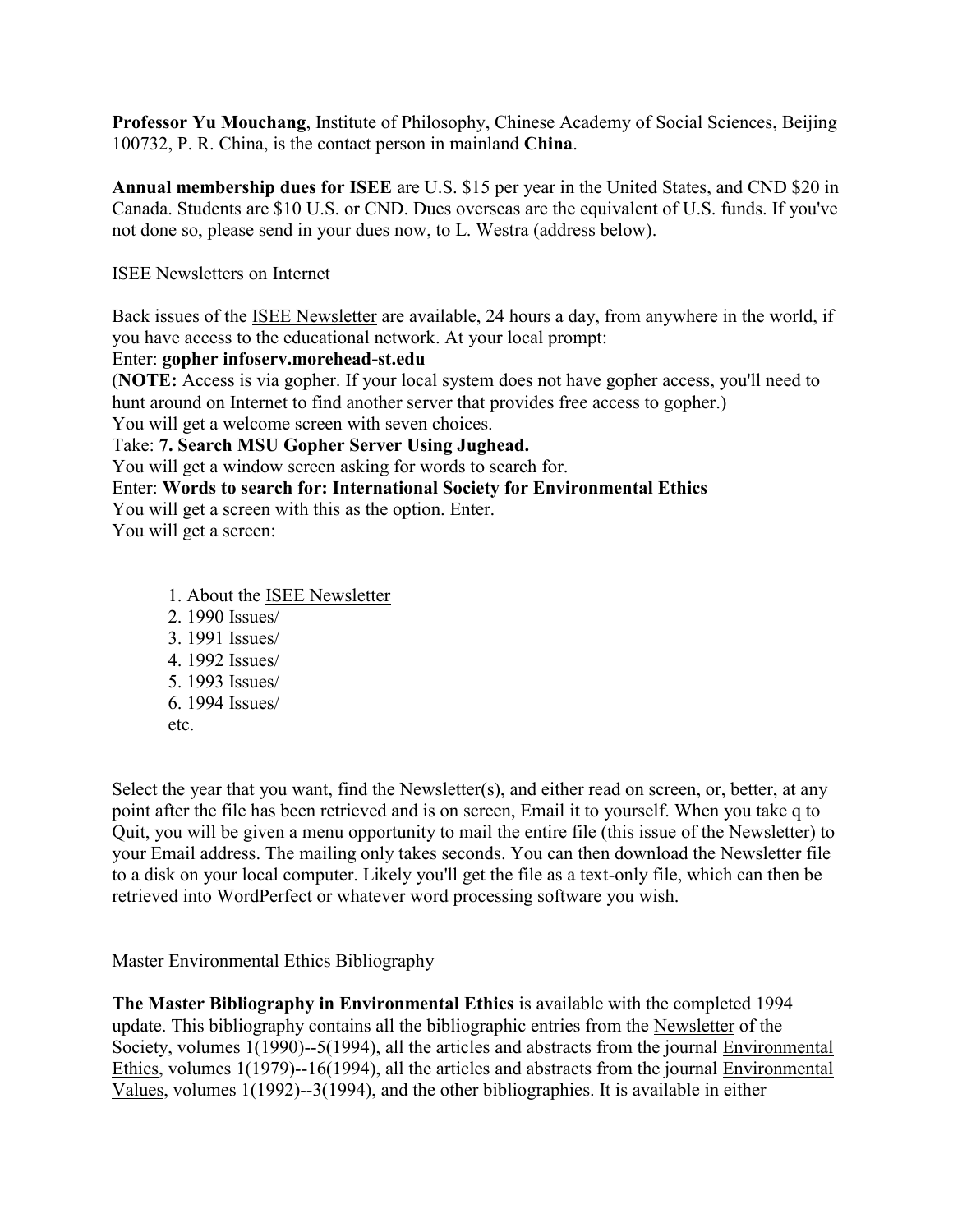**Professor Yu Mouchang**, Institute of Philosophy, Chinese Academy of Social Sciences, Beijing 100732, P. R. China, is the contact person in mainland **China**.

**Annual membership dues for ISEE** are U.S. $15 per year in the United States, and CND $20 in Canada. Students are $10 U.S. or CND. Dues overseas are the equivalent of U.S. funds. If you've not done so, please send in your dues now, to L. Westra (address below).

## ISEE Newsletters on Internet

Back issues of the ISEE Newsletter are available, 24 hours a day, from anywhere in the world, if you have access to the educational network. At your local prompt:
Enter: **gopher infoserv.morehead-st.edu**
(**NOTE:** Access is via gopher. If your local system does not have gopher access, you'll need to hunt around on Internet to find another server that provides free access to gopher.)
You will get a welcome screen with seven choices.
Take: **7. Search MSU Gopher Server Using Jughead.**
You will get a window screen asking for words to search for.
Enter: **Words to search for: International Society for Environmental Ethics**
You will get a screen with this as the option. Enter.
You will get a screen:

1. About the ISEE Newsletter
2. 1990 Issues/
3. 1991 Issues/
4. 1992 Issues/
5. 1993 Issues/
6. 1994 Issues/

etc.

Select the year that you want, find the Newsletter(s), and either read on screen, or, better, at any point after the file has been retrieved and is on screen, Email it to yourself. When you take q to Quit, you will be given a menu opportunity to mail the entire file (this issue of the Newsletter) to your Email address. The mailing only takes seconds. You can then download the Newsletter file to a disk on your local computer. Likely you'll get the file as a text-only file, which can then be retrieved into WordPerfect or whatever word processing software you wish.

## Master Environmental Ethics Bibliography

**The Master Bibliography in Environmental Ethics** is available with the completed 1994 update. This bibliography contains all the bibliographic entries from the Newsletter of the Society, volumes 1(1990)--5(1994), all the articles and abstracts from the journal Environmental Ethics, volumes 1(1979)--16(1994), all the articles and abstracts from the journal Environmental Values, volumes 1(1992)--3(1994), and the other bibliographies. It is available in either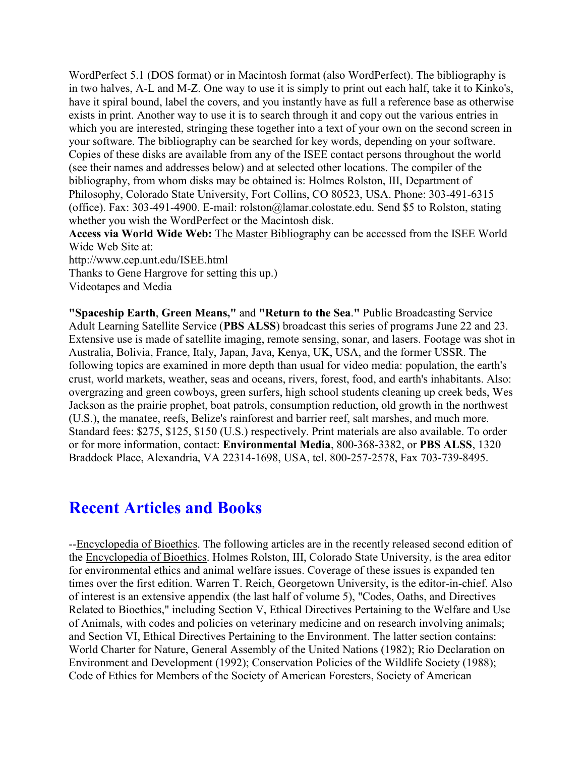WordPerfect 5.1 (DOS format) or in Macintosh format (also WordPerfect). The bibliography is in two halves, A-L and M-Z. One way to use it is simply to print out each half, take it to Kinko's, have it spiral bound, label the covers, and you instantly have as full a reference base as otherwise exists in print. Another way to use it is to search through it and copy out the various entries in which you are interested, stringing these together into a text of your own on the second screen in your software. The bibliography can be searched for key words, depending on your software. Copies of these disks are available from any of the ISEE contact persons throughout the world (see their names and addresses below) and at selected other locations. The compiler of the bibliography, from whom disks may be obtained is: Holmes Rolston, III, Department of Philosophy, Colorado State University, Fort Collins, CO 80523, USA. Phone: 303-491-6315 (office). Fax: 303-491-4900. E-mail: rolston@lamar.colostate.edu. Send $5 to Rolston, stating whether you wish the WordPerfect or the Macintosh disk.

**Access via World Wide Web:** The Master Bibliography can be accessed from the ISEE World Wide Web Site at:

http://www.cep.unt.edu/ISEE.html

Thanks to Gene Hargrove for setting this up.)

Videotapes and Media

**"Spaceship Earth**, **Green Means,"** and **"Return to the Sea."** Public Broadcasting Service Adult Learning Satellite Service (**PBS ALSS**) broadcast this series of programs June 22 and 23. Extensive use is made of satellite imaging, remote sensing, sonar, and lasers. Footage was shot in Australia, Bolivia, France, Italy, Japan, Java, Kenya, UK, USA, and the former USSR. The following topics are examined in more depth than usual for video media: population, the earth's crust, world markets, weather, seas and oceans, rivers, forest, food, and earth's inhabitants. Also: overgrazing and green cowboys, green surfers, high school students cleaning up creek beds, Wes Jackson as the prairie prophet, boat patrols, consumption reduction, old growth in the northwest (U.S.), the manatee, reefs, Belize's rainforest and barrier reef, salt marshes, and much more. Standard fees: $275, $125, $150 (U.S.) respectively. Print materials are also available. To order or for more information, contact: **Environmental Media**, 800-368-3382, or **PBS ALSS**, 1320 Braddock Place, Alexandria, VA 22314-1698, USA, tel. 800-257-2578, Fax 703-739-8495.

## Recent Articles and Books

--Encyclopedia of Bioethics. The following articles are in the recently released second edition of the Encyclopedia of Bioethics. Holmes Rolston, III, Colorado State University, is the area editor for environmental ethics and animal welfare issues. Coverage of these issues is expanded ten times over the first edition. Warren T. Reich, Georgetown University, is the editor-in-chief. Also of interest is an extensive appendix (the last half of volume 5), "Codes, Oaths, and Directives Related to Bioethics," including Section V, Ethical Directives Pertaining to the Welfare and Use of Animals, with codes and policies on veterinary medicine and on research involving animals; and Section VI, Ethical Directives Pertaining to the Environment. The latter section contains: World Charter for Nature, General Assembly of the United Nations (1982); Rio Declaration on Environment and Development (1992); Conservation Policies of the Wildlife Society (1988); Code of Ethics for Members of the Society of American Foresters, Society of American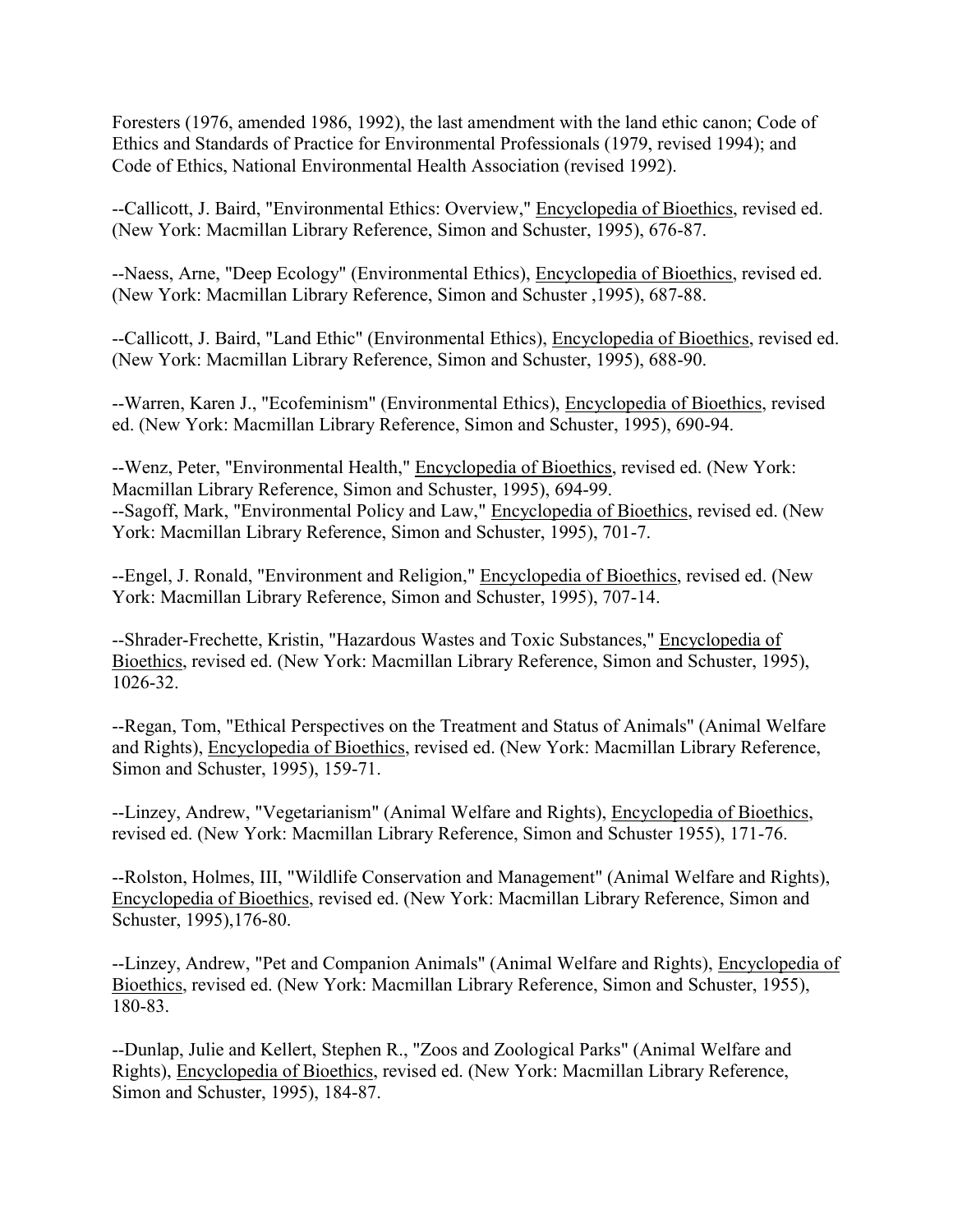Foresters (1976, amended 1986, 1992), the last amendment with the land ethic canon; Code of Ethics and Standards of Practice for Environmental Professionals (1979, revised 1994); and Code of Ethics, National Environmental Health Association (revised 1992).

--Callicott, J. Baird, "Environmental Ethics: Overview," Encyclopedia of Bioethics, revised ed. (New York: Macmillan Library Reference, Simon and Schuster, 1995), 676-87.

--Naess, Arne, "Deep Ecology" (Environmental Ethics), Encyclopedia of Bioethics, revised ed. (New York: Macmillan Library Reference, Simon and Schuster ,1995), 687-88.

--Callicott, J. Baird, "Land Ethic" (Environmental Ethics), Encyclopedia of Bioethics, revised ed. (New York: Macmillan Library Reference, Simon and Schuster, 1995), 688-90.

--Warren, Karen J., "Ecofeminism" (Environmental Ethics), Encyclopedia of Bioethics, revised ed. (New York: Macmillan Library Reference, Simon and Schuster, 1995), 690-94.

--Wenz, Peter, "Environmental Health," Encyclopedia of Bioethics, revised ed. (New York: Macmillan Library Reference, Simon and Schuster, 1995), 694-99.
--Sagoff, Mark, "Environmental Policy and Law," Encyclopedia of Bioethics, revised ed. (New York: Macmillan Library Reference, Simon and Schuster, 1995), 701-7.

--Engel, J. Ronald, "Environment and Religion," Encyclopedia of Bioethics, revised ed. (New York: Macmillan Library Reference, Simon and Schuster, 1995), 707-14.

--Shrader-Frechette, Kristin, "Hazardous Wastes and Toxic Substances," Encyclopedia of Bioethics, revised ed. (New York: Macmillan Library Reference, Simon and Schuster, 1995), 1026-32.

--Regan, Tom, "Ethical Perspectives on the Treatment and Status of Animals" (Animal Welfare and Rights), Encyclopedia of Bioethics, revised ed. (New York: Macmillan Library Reference, Simon and Schuster, 1995), 159-71.

--Linzey, Andrew, "Vegetarianism" (Animal Welfare and Rights), Encyclopedia of Bioethics, revised ed. (New York: Macmillan Library Reference, Simon and Schuster 1955), 171-76.

--Rolston, Holmes, III, "Wildlife Conservation and Management" (Animal Welfare and Rights), Encyclopedia of Bioethics, revised ed. (New York: Macmillan Library Reference, Simon and Schuster, 1995),176-80.

--Linzey, Andrew, "Pet and Companion Animals" (Animal Welfare and Rights), Encyclopedia of Bioethics, revised ed. (New York: Macmillan Library Reference, Simon and Schuster, 1955), 180-83.

--Dunlap, Julie and Kellert, Stephen R., "Zoos and Zoological Parks" (Animal Welfare and Rights), Encyclopedia of Bioethics, revised ed. (New York: Macmillan Library Reference, Simon and Schuster, 1995), 184-87.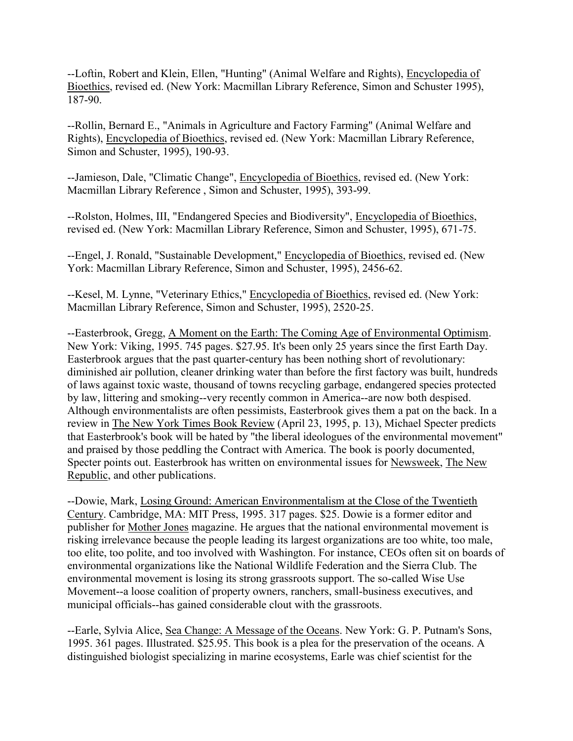--Loftin, Robert and Klein, Ellen, "Hunting" (Animal Welfare and Rights), Encyclopedia of Bioethics, revised ed. (New York: Macmillan Library Reference, Simon and Schuster 1995), 187-90.

--Rollin, Bernard E., "Animals in Agriculture and Factory Farming" (Animal Welfare and Rights), Encyclopedia of Bioethics, revised ed. (New York: Macmillan Library Reference, Simon and Schuster, 1995), 190-93.

--Jamieson, Dale, "Climatic Change", Encyclopedia of Bioethics, revised ed. (New York: Macmillan Library Reference , Simon and Schuster, 1995), 393-99.

--Rolston, Holmes, III, "Endangered Species and Biodiversity", Encyclopedia of Bioethics, revised ed. (New York: Macmillan Library Reference, Simon and Schuster, 1995), 671-75.

--Engel, J. Ronald, "Sustainable Development," Encyclopedia of Bioethics, revised ed. (New York: Macmillan Library Reference, Simon and Schuster, 1995), 2456-62.

--Kesel, M. Lynne, "Veterinary Ethics," Encyclopedia of Bioethics, revised ed. (New York: Macmillan Library Reference, Simon and Schuster, 1995), 2520-25.

--Easterbrook, Gregg, A Moment on the Earth: The Coming Age of Environmental Optimism. New York: Viking, 1995. 745 pages. $27.95. It's been only 25 years since the first Earth Day. Easterbrook argues that the past quarter-century has been nothing short of revolutionary: diminished air pollution, cleaner drinking water than before the first factory was built, hundreds of laws against toxic waste, thousand of towns recycling garbage, endangered species protected by law, littering and smoking--very recently common in America--are now both despised. Although environmentalists are often pessimists, Easterbrook gives them a pat on the back. In a review in The New York Times Book Review (April 23, 1995, p. 13), Michael Specter predicts that Easterbrook's book will be hated by "the liberal ideologues of the environmental movement" and praised by those peddling the Contract with America. The book is poorly documented, Specter points out. Easterbrook has written on environmental issues for Newsweek, The New Republic, and other publications.

--Dowie, Mark, Losing Ground: American Environmentalism at the Close of the Twentieth Century. Cambridge, MA: MIT Press, 1995. 317 pages. $25. Dowie is a former editor and publisher for Mother Jones magazine. He argues that the national environmental movement is risking irrelevance because the people leading its largest organizations are too white, too male, too elite, too polite, and too involved with Washington. For instance, CEOs often sit on boards of environmental organizations like the National Wildlife Federation and the Sierra Club. The environmental movement is losing its strong grassroots support. The so-called Wise Use Movement--a loose coalition of property owners, ranchers, small-business executives, and municipal officials--has gained considerable clout with the grassroots.

--Earle, Sylvia Alice, Sea Change: A Message of the Oceans. New York: G. P. Putnam's Sons, 1995. 361 pages. Illustrated. $25.95. This book is a plea for the preservation of the oceans. A distinguished biologist specializing in marine ecosystems, Earle was chief scientist for the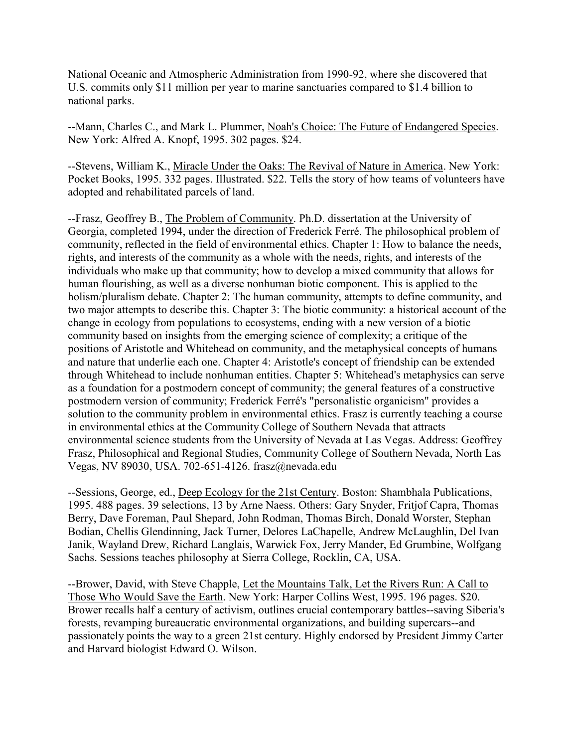National Oceanic and Atmospheric Administration from 1990-92, where she discovered that U.S. commits only $11 million per year to marine sanctuaries compared to $1.4 billion to national parks.

--Mann, Charles C., and Mark L. Plummer, Noah's Choice: The Future of Endangered Species. New York: Alfred A. Knopf, 1995. 302 pages. $24.

--Stevens, William K., Miracle Under the Oaks: The Revival of Nature in America. New York: Pocket Books, 1995. 332 pages. Illustrated. $22. Tells the story of how teams of volunteers have adopted and rehabilitated parcels of land.

--Frasz, Geoffrey B., The Problem of Community. Ph.D. dissertation at the University of Georgia, completed 1994, under the direction of Frederick Ferré. The philosophical problem of community, reflected in the field of environmental ethics. Chapter 1: How to balance the needs, rights, and interests of the community as a whole with the needs, rights, and interests of the individuals who make up that community; how to develop a mixed community that allows for human flourishing, as well as a diverse nonhuman biotic component. This is applied to the holism/pluralism debate. Chapter 2: The human community, attempts to define community, and two major attempts to describe this. Chapter 3: The biotic community: a historical account of the change in ecology from populations to ecosystems, ending with a new version of a biotic community based on insights from the emerging science of complexity; a critique of the positions of Aristotle and Whitehead on community, and the metaphysical concepts of humans and nature that underlie each one. Chapter 4: Aristotle's concept of friendship can be extended through Whitehead to include nonhuman entities. Chapter 5: Whitehead's metaphysics can serve as a foundation for a postmodern concept of community; the general features of a constructive postmodern version of community; Frederick Ferré's "personalistic organicism" provides a solution to the community problem in environmental ethics. Frasz is currently teaching a course in environmental ethics at the Community College of Southern Nevada that attracts environmental science students from the University of Nevada at Las Vegas. Address: Geoffrey Frasz, Philosophical and Regional Studies, Community College of Southern Nevada, North Las Vegas, NV 89030, USA. 702-651-4126. frasz@nevada.edu

--Sessions, George, ed., Deep Ecology for the 21st Century. Boston: Shambhala Publications, 1995. 488 pages. 39 selections, 13 by Arne Naess. Others: Gary Snyder, Fritjof Capra, Thomas Berry, Dave Foreman, Paul Shepard, John Rodman, Thomas Birch, Donald Worster, Stephan Bodian, Chellis Glendinning, Jack Turner, Delores LaChapelle, Andrew McLaughlin, Del Ivan Janik, Wayland Drew, Richard Langlais, Warwick Fox, Jerry Mander, Ed Grumbine, Wolfgang Sachs. Sessions teaches philosophy at Sierra College, Rocklin, CA, USA.

--Brower, David, with Steve Chapple, Let the Mountains Talk, Let the Rivers Run: A Call to Those Who Would Save the Earth. New York: Harper Collins West, 1995. 196 pages. $20. Brower recalls half a century of activism, outlines crucial contemporary battles--saving Siberia's forests, revamping bureaucratic environmental organizations, and building supercars--and passionately points the way to a green 21st century. Highly endorsed by President Jimmy Carter and Harvard biologist Edward O. Wilson.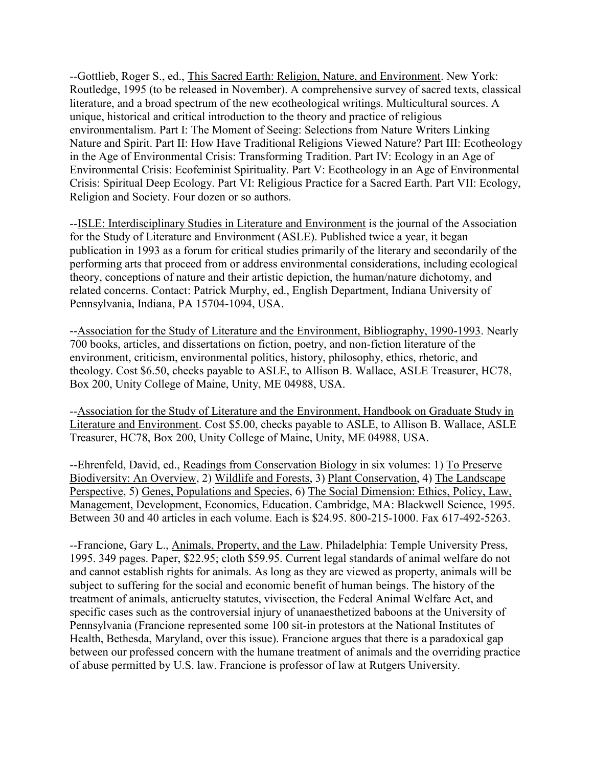--Gottlieb, Roger S., ed., This Sacred Earth: Religion, Nature, and Environment. New York: Routledge, 1995 (to be released in November). A comprehensive survey of sacred texts, classical literature, and a broad spectrum of the new ecotheological writings. Multicultural sources. A unique, historical and critical introduction to the theory and practice of religious environmentalism. Part I: The Moment of Seeing: Selections from Nature Writers Linking Nature and Spirit. Part II: How Have Traditional Religions Viewed Nature? Part III: Ecotheology in the Age of Environmental Crisis: Transforming Tradition. Part IV: Ecology in an Age of Environmental Crisis: Ecofeminist Spirituality. Part V: Ecotheology in an Age of Environmental Crisis: Spiritual Deep Ecology. Part VI: Religious Practice for a Sacred Earth. Part VII: Ecology, Religion and Society. Four dozen or so authors.

--ISLE: Interdisciplinary Studies in Literature and Environment is the journal of the Association for the Study of Literature and Environment (ASLE). Published twice a year, it began publication in 1993 as a forum for critical studies primarily of the literary and secondarily of the performing arts that proceed from or address environmental considerations, including ecological theory, conceptions of nature and their artistic depiction, the human/nature dichotomy, and related concerns. Contact: Patrick Murphy, ed., English Department, Indiana University of Pennsylvania, Indiana, PA 15704-1094, USA.

--Association for the Study of Literature and the Environment, Bibliography, 1990-1993. Nearly 700 books, articles, and dissertations on fiction, poetry, and non-fiction literature of the environment, criticism, environmental politics, history, philosophy, ethics, rhetoric, and theology. Cost $6.50, checks payable to ASLE, to Allison B. Wallace, ASLE Treasurer, HC78, Box 200, Unity College of Maine, Unity, ME 04988, USA.

--Association for the Study of Literature and the Environment, Handbook on Graduate Study in Literature and Environment. Cost $5.00, checks payable to ASLE, to Allison B. Wallace, ASLE Treasurer, HC78, Box 200, Unity College of Maine, Unity, ME 04988, USA.

--Ehrenfeld, David, ed., Readings from Conservation Biology in six volumes: 1) To Preserve Biodiversity: An Overview, 2) Wildlife and Forests, 3) Plant Conservation, 4) The Landscape Perspective, 5) Genes, Populations and Species, 6) The Social Dimension: Ethics, Policy, Law, Management, Development, Economics, Education. Cambridge, MA: Blackwell Science, 1995. Between 30 and 40 articles in each volume. Each is $24.95. 800-215-1000. Fax 617-492-5263.

--Francione, Gary L., Animals, Property, and the Law. Philadelphia: Temple University Press, 1995. 349 pages. Paper, $22.95; cloth $59.95. Current legal standards of animal welfare do not and cannot establish rights for animals. As long as they are viewed as property, animals will be subject to suffering for the social and economic benefit of human beings. The history of the treatment of animals, anticruelty statutes, vivisection, the Federal Animal Welfare Act, and specific cases such as the controversial injury of unanaesthetized baboons at the University of Pennsylvania (Francione represented some 100 sit-in protestors at the National Institutes of Health, Bethesda, Maryland, over this issue). Francione argues that there is a paradoxical gap between our professed concern with the humane treatment of animals and the overriding practice of abuse permitted by U.S. law. Francione is professor of law at Rutgers University.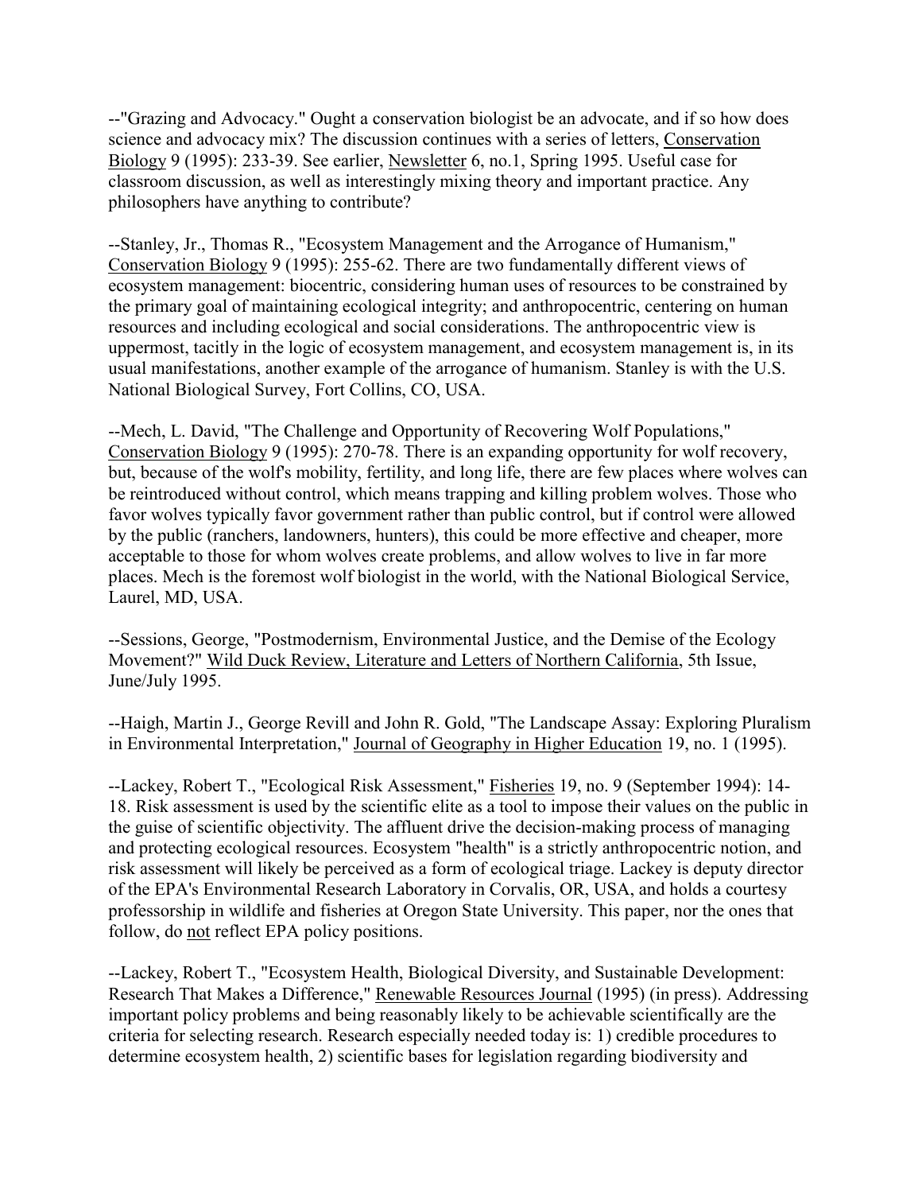--"Grazing and Advocacy." Ought a conservation biologist be an advocate, and if so how does science and advocacy mix? The discussion continues with a series of letters, Conservation Biology 9 (1995): 233-39. See earlier, Newsletter 6, no.1, Spring 1995. Useful case for classroom discussion, as well as interestingly mixing theory and important practice. Any philosophers have anything to contribute?

--Stanley, Jr., Thomas R., "Ecosystem Management and the Arrogance of Humanism," Conservation Biology 9 (1995): 255-62. There are two fundamentally different views of ecosystem management: biocentric, considering human uses of resources to be constrained by the primary goal of maintaining ecological integrity; and anthropocentric, centering on human resources and including ecological and social considerations. The anthropocentric view is uppermost, tacitly in the logic of ecosystem management, and ecosystem management is, in its usual manifestations, another example of the arrogance of humanism. Stanley is with the U.S. National Biological Survey, Fort Collins, CO, USA.

--Mech, L. David, "The Challenge and Opportunity of Recovering Wolf Populations," Conservation Biology 9 (1995): 270-78. There is an expanding opportunity for wolf recovery, but, because of the wolf's mobility, fertility, and long life, there are few places where wolves can be reintroduced without control, which means trapping and killing problem wolves. Those who favor wolves typically favor government rather than public control, but if control were allowed by the public (ranchers, landowners, hunters), this could be more effective and cheaper, more acceptable to those for whom wolves create problems, and allow wolves to live in far more places. Mech is the foremost wolf biologist in the world, with the National Biological Service, Laurel, MD, USA.

--Sessions, George, "Postmodernism, Environmental Justice, and the Demise of the Ecology Movement?" Wild Duck Review, Literature and Letters of Northern California, 5th Issue, June/July 1995.

--Haigh, Martin J., George Revill and John R. Gold, "The Landscape Assay: Exploring Pluralism in Environmental Interpretation," Journal of Geography in Higher Education 19, no. 1 (1995).

--Lackey, Robert T., "Ecological Risk Assessment," Fisheries 19, no. 9 (September 1994): 14-18. Risk assessment is used by the scientific elite as a tool to impose their values on the public in the guise of scientific objectivity. The affluent drive the decision-making process of managing and protecting ecological resources. Ecosystem "health" is a strictly anthropocentric notion, and risk assessment will likely be perceived as a form of ecological triage. Lackey is deputy director of the EPA's Environmental Research Laboratory in Corvalis, OR, USA, and holds a courtesy professorship in wildlife and fisheries at Oregon State University. This paper, nor the ones that follow, do not reflect EPA policy positions.

--Lackey, Robert T., "Ecosystem Health, Biological Diversity, and Sustainable Development: Research That Makes a Difference," Renewable Resources Journal (1995) (in press). Addressing important policy problems and being reasonably likely to be achievable scientifically are the criteria for selecting research. Research especially needed today is: 1) credible procedures to determine ecosystem health, 2) scientific bases for legislation regarding biodiversity and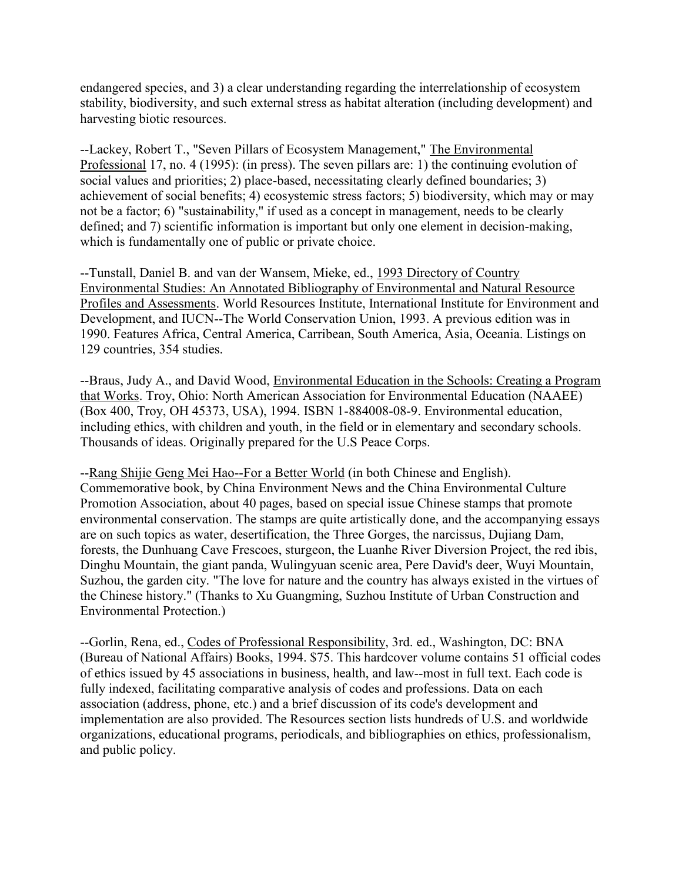endangered species, and 3) a clear understanding regarding the interrelationship of ecosystem stability, biodiversity, and such external stress as habitat alteration (including development) and harvesting biotic resources.

--Lackey, Robert T., "Seven Pillars of Ecosystem Management," The Environmental Professional 17, no. 4 (1995): (in press). The seven pillars are: 1) the continuing evolution of social values and priorities; 2) place-based, necessitating clearly defined boundaries; 3) achievement of social benefits; 4) ecosystemic stress factors; 5) biodiversity, which may or may not be a factor; 6) "sustainability," if used as a concept in management, needs to be clearly defined; and 7) scientific information is important but only one element in decision-making, which is fundamentally one of public or private choice.

--Tunstall, Daniel B. and van der Wansem, Mieke, ed., 1993 Directory of Country Environmental Studies: An Annotated Bibliography of Environmental and Natural Resource Profiles and Assessments. World Resources Institute, International Institute for Environment and Development, and IUCN--The World Conservation Union, 1993. A previous edition was in 1990. Features Africa, Central America, Carribean, South America, Asia, Oceania. Listings on 129 countries, 354 studies.

--Braus, Judy A., and David Wood, Environmental Education in the Schools: Creating a Program that Works. Troy, Ohio: North American Association for Environmental Education (NAAEE) (Box 400, Troy, OH 45373, USA), 1994. ISBN 1-884008-08-9. Environmental education, including ethics, with children and youth, in the field or in elementary and secondary schools. Thousands of ideas. Originally prepared for the U.S Peace Corps.

--Rang Shijie Geng Mei Hao--For a Better World (in both Chinese and English). Commemorative book, by China Environment News and the China Environmental Culture Promotion Association, about 40 pages, based on special issue Chinese stamps that promote environmental conservation. The stamps are quite artistically done, and the accompanying essays are on such topics as water, desertification, the Three Gorges, the narcissus, Dujiang Dam, forests, the Dunhuang Cave Frescoes, sturgeon, the Luanhe River Diversion Project, the red ibis, Dinghu Mountain, the giant panda, Wulingyuan scenic area, Pere David's deer, Wuyi Mountain, Suzhou, the garden city. "The love for nature and the country has always existed in the virtues of the Chinese history." (Thanks to Xu Guangming, Suzhou Institute of Urban Construction and Environmental Protection.)

--Gorlin, Rena, ed., Codes of Professional Responsibility, 3rd. ed., Washington, DC: BNA (Bureau of National Affairs) Books, 1994. $75. This hardcover volume contains 51 official codes of ethics issued by 45 associations in business, health, and law--most in full text. Each code is fully indexed, facilitating comparative analysis of codes and professions. Data on each association (address, phone, etc.) and a brief discussion of its code's development and implementation are also provided. The Resources section lists hundreds of U.S. and worldwide organizations, educational programs, periodicals, and bibliographies on ethics, professionalism, and public policy.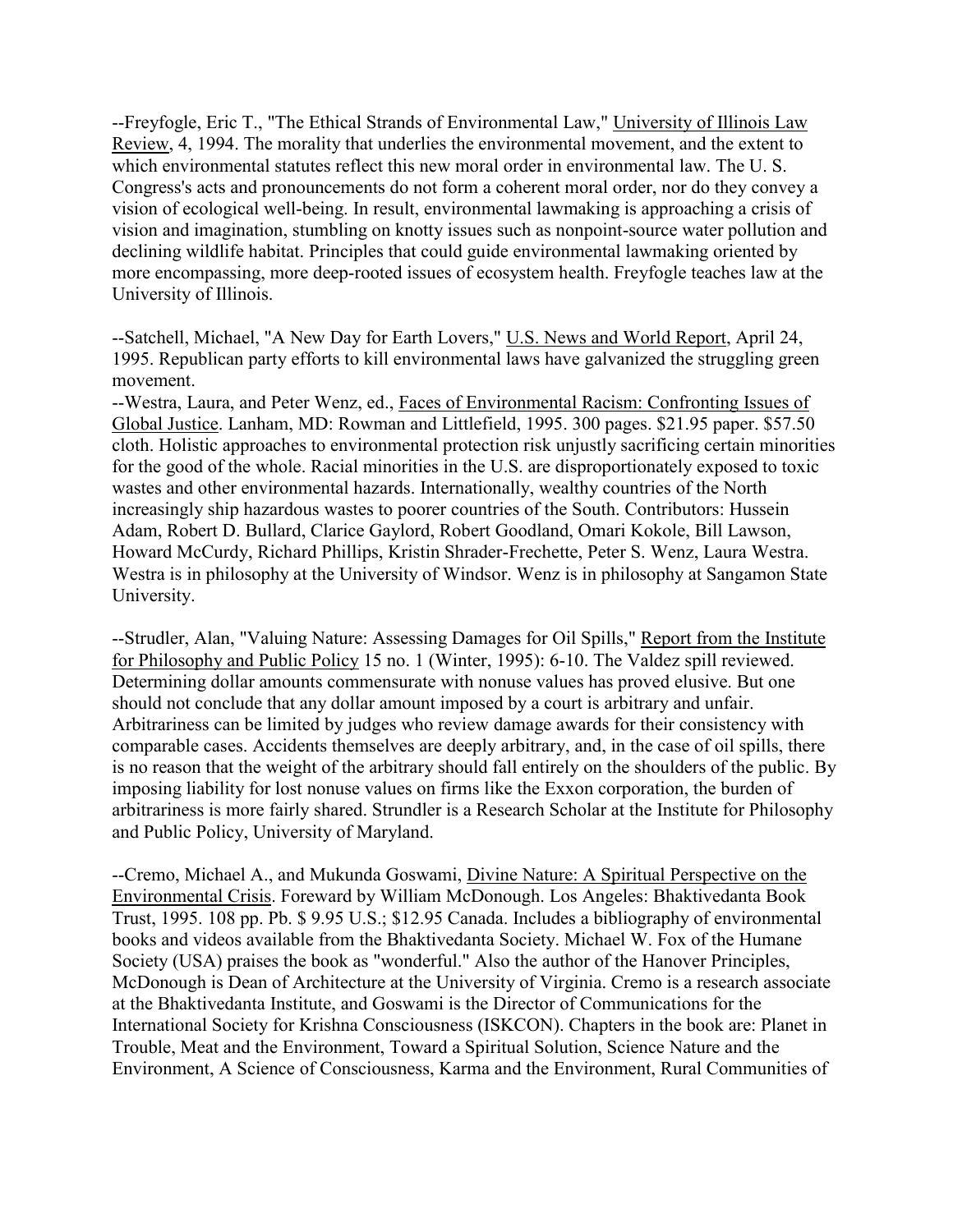--Freyfogle, Eric T., "The Ethical Strands of Environmental Law," University of Illinois Law Review, 4, 1994. The morality that underlies the environmental movement, and the extent to which environmental statutes reflect this new moral order in environmental law. The U. S. Congress's acts and pronouncements do not form a coherent moral order, nor do they convey a vision of ecological well-being. In result, environmental lawmaking is approaching a crisis of vision and imagination, stumbling on knotty issues such as nonpoint-source water pollution and declining wildlife habitat. Principles that could guide environmental lawmaking oriented by more encompassing, more deep-rooted issues of ecosystem health. Freyfogle teaches law at the University of Illinois.

--Satchell, Michael, "A New Day for Earth Lovers," U.S. News and World Report, April 24, 1995. Republican party efforts to kill environmental laws have galvanized the struggling green movement.

--Westra, Laura, and Peter Wenz, ed., Faces of Environmental Racism: Confronting Issues of Global Justice. Lanham, MD: Rowman and Littlefield, 1995. 300 pages. $21.95 paper. $57.50 cloth. Holistic approaches to environmental protection risk unjustly sacrificing certain minorities for the good of the whole. Racial minorities in the U.S. are disproportionately exposed to toxic wastes and other environmental hazards. Internationally, wealthy countries of the North increasingly ship hazardous wastes to poorer countries of the South. Contributors: Hussein Adam, Robert D. Bullard, Clarice Gaylord, Robert Goodland, Omari Kokole, Bill Lawson, Howard McCurdy, Richard Phillips, Kristin Shrader-Frechette, Peter S. Wenz, Laura Westra. Westra is in philosophy at the University of Windsor. Wenz is in philosophy at Sangamon State University.

--Strudler, Alan, "Valuing Nature: Assessing Damages for Oil Spills," Report from the Institute for Philosophy and Public Policy 15 no. 1 (Winter, 1995): 6-10. The Valdez spill reviewed. Determining dollar amounts commensurate with nonuse values has proved elusive. But one should not conclude that any dollar amount imposed by a court is arbitrary and unfair. Arbitrariness can be limited by judges who review damage awards for their consistency with comparable cases. Accidents themselves are deeply arbitrary, and, in the case of oil spills, there is no reason that the weight of the arbitrary should fall entirely on the shoulders of the public. By imposing liability for lost nonuse values on firms like the Exxon corporation, the burden of arbitrariness is more fairly shared. Strundler is a Research Scholar at the Institute for Philosophy and Public Policy, University of Maryland.

--Cremo, Michael A., and Mukunda Goswami, Divine Nature: A Spiritual Perspective on the Environmental Crisis. Foreward by William McDonough. Los Angeles: Bhaktivedanta Book Trust, 1995. 108 pp. Pb. $ 9.95 U.S.; $12.95 Canada. Includes a bibliography of environmental books and videos available from the Bhaktivedanta Society. Michael W. Fox of the Humane Society (USA) praises the book as "wonderful." Also the author of the Hanover Principles, McDonough is Dean of Architecture at the University of Virginia. Cremo is a research associate at the Bhaktivedanta Institute, and Goswami is the Director of Communications for the International Society for Krishna Consciousness (ISKCON). Chapters in the book are: Planet in Trouble, Meat and the Environment, Toward a Spiritual Solution, Science Nature and the Environment, A Science of Consciousness, Karma and the Environment, Rural Communities of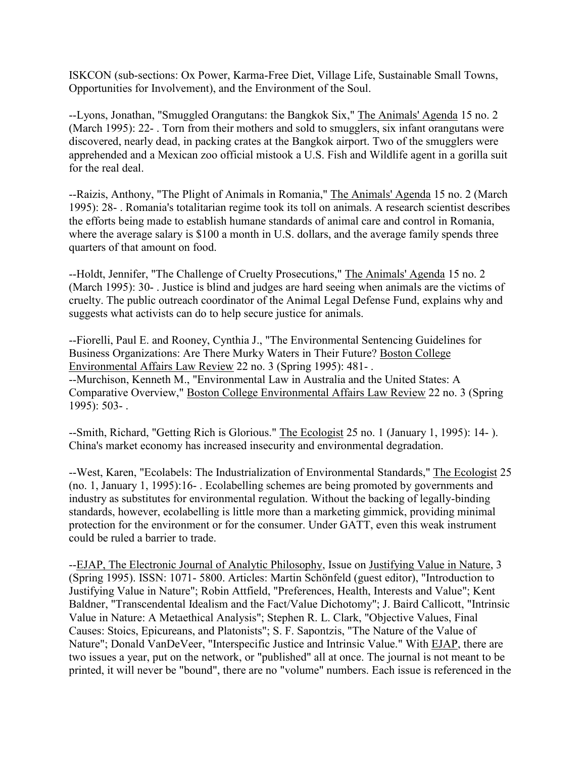ISKCON (sub-sections: Ox Power, Karma-Free Diet, Village Life, Sustainable Small Towns, Opportunities for Involvement), and the Environment of the Soul.

--Lyons, Jonathan, "Smuggled Orangutans: the Bangkok Six," The Animals' Agenda 15 no. 2 (March 1995): 22- . Torn from their mothers and sold to smugglers, six infant orangutans were discovered, nearly dead, in packing crates at the Bangkok airport. Two of the smugglers were apprehended and a Mexican zoo official mistook a U.S. Fish and Wildlife agent in a gorilla suit for the real deal.

--Raizis, Anthony, "The Plight of Animals in Romania," The Animals' Agenda 15 no. 2 (March 1995): 28- . Romania's totalitarian regime took its toll on animals. A research scientist describes the efforts being made to establish humane standards of animal care and control in Romania, where the average salary is $100 a month in U.S. dollars, and the average family spends three quarters of that amount on food.

--Holdt, Jennifer, "The Challenge of Cruelty Prosecutions," The Animals' Agenda 15 no. 2 (March 1995): 30- . Justice is blind and judges are hard seeing when animals are the victims of cruelty. The public outreach coordinator of the Animal Legal Defense Fund, explains why and suggests what activists can do to help secure justice for animals.

--Fiorelli, Paul E. and Rooney, Cynthia J., "The Environmental Sentencing Guidelines for Business Organizations: Are There Murky Waters in Their Future? Boston College Environmental Affairs Law Review 22 no. 3 (Spring 1995): 481- .
--Murchison, Kenneth M., "Environmental Law in Australia and the United States: A Comparative Overview," Boston College Environmental Affairs Law Review 22 no. 3 (Spring 1995): 503- .

--Smith, Richard, "Getting Rich is Glorious." The Ecologist 25 no. 1 (January 1, 1995): 14- ). China's market economy has increased insecurity and environmental degradation.

--West, Karen, "Ecolabels: The Industrialization of Environmental Standards," The Ecologist 25 (no. 1, January 1, 1995):16- . Ecolabelling schemes are being promoted by governments and industry as substitutes for environmental regulation. Without the backing of legally-binding standards, however, ecolabelling is little more than a marketing gimmick, providing minimal protection for the environment or for the consumer. Under GATT, even this weak instrument could be ruled a barrier to trade.

--EJAP, The Electronic Journal of Analytic Philosophy, Issue on Justifying Value in Nature, 3 (Spring 1995). ISSN: 1071- 5800. Articles: Martin Schönfeld (guest editor), "Introduction to Justifying Value in Nature"; Robin Attfield, "Preferences, Health, Interests and Value"; Kent Baldner, "Transcendental Idealism and the Fact/Value Dichotomy"; J. Baird Callicott, "Intrinsic Value in Nature: A Metaethical Analysis"; Stephen R. L. Clark, "Objective Values, Final Causes: Stoics, Epicureans, and Platonists"; S. F. Sapontzis, "The Nature of the Value of Nature"; Donald VanDeVeer, "Interspecific Justice and Intrinsic Value." With EJAP, there are two issues a year, put on the network, or "published" all at once. The journal is not meant to be printed, it will never be "bound", there are no "volume" numbers. Each issue is referenced in the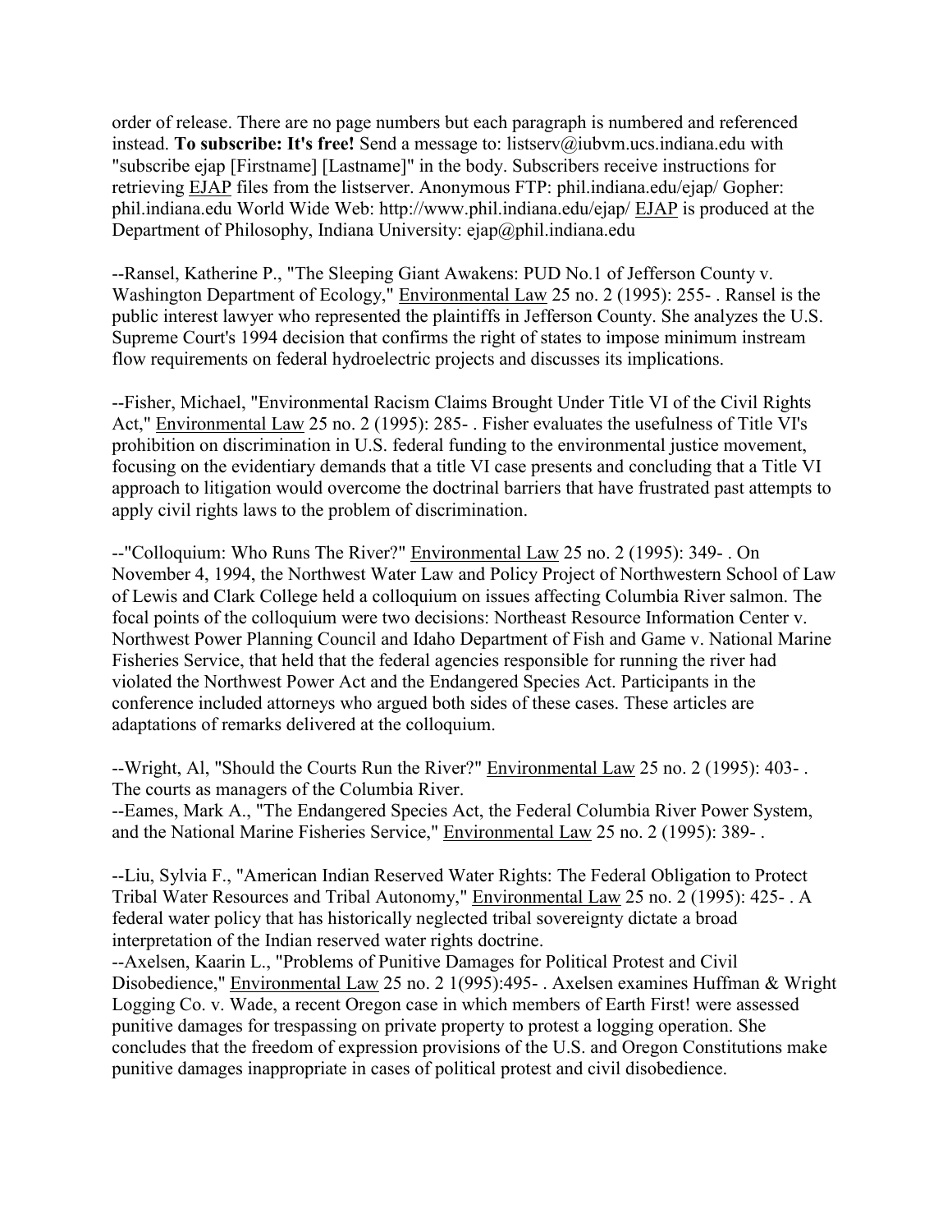order of release. There are no page numbers but each paragraph is numbered and referenced instead. **To subscribe: It's free!** Send a message to: listserv@iubvm.ucs.indiana.edu with "subscribe ejap [Firstname] [Lastname]" in the body. Subscribers receive instructions for retrieving EJAP files from the listserver. Anonymous FTP: phil.indiana.edu/ejap/ Gopher: phil.indiana.edu World Wide Web: http://www.phil.indiana.edu/ejap/ EJAP is produced at the Department of Philosophy, Indiana University: ejap@phil.indiana.edu

--Ransel, Katherine P., "The Sleeping Giant Awakens: PUD No.1 of Jefferson County v. Washington Department of Ecology," Environmental Law 25 no. 2 (1995): 255- . Ransel is the public interest lawyer who represented the plaintiffs in Jefferson County. She analyzes the U.S. Supreme Court's 1994 decision that confirms the right of states to impose minimum instream flow requirements on federal hydroelectric projects and discusses its implications.

--Fisher, Michael, "Environmental Racism Claims Brought Under Title VI of the Civil Rights Act," Environmental Law 25 no. 2 (1995): 285- . Fisher evaluates the usefulness of Title VI's prohibition on discrimination in U.S. federal funding to the environmental justice movement, focusing on the evidentiary demands that a title VI case presents and concluding that a Title VI approach to litigation would overcome the doctrinal barriers that have frustrated past attempts to apply civil rights laws to the problem of discrimination.

--"Colloquium: Who Runs The River?" Environmental Law 25 no. 2 (1995): 349- . On November 4, 1994, the Northwest Water Law and Policy Project of Northwestern School of Law of Lewis and Clark College held a colloquium on issues affecting Columbia River salmon. The focal points of the colloquium were two decisions: Northeast Resource Information Center v. Northwest Power Planning Council and Idaho Department of Fish and Game v. National Marine Fisheries Service, that held that the federal agencies responsible for running the river had violated the Northwest Power Act and the Endangered Species Act. Participants in the conference included attorneys who argued both sides of these cases. These articles are adaptations of remarks delivered at the colloquium.

--Wright, Al, "Should the Courts Run the River?" Environmental Law 25 no. 2 (1995): 403- . The courts as managers of the Columbia River.
--Eames, Mark A., "The Endangered Species Act, the Federal Columbia River Power System, and the National Marine Fisheries Service," Environmental Law 25 no. 2 (1995): 389- .

--Liu, Sylvia F., "American Indian Reserved Water Rights: The Federal Obligation to Protect Tribal Water Resources and Tribal Autonomy," Environmental Law 25 no. 2 (1995): 425- . A federal water policy that has historically neglected tribal sovereignty dictate a broad interpretation of the Indian reserved water rights doctrine.
--Axelsen, Kaarin L., "Problems of Punitive Damages for Political Protest and Civil Disobedience," Environmental Law 25 no. 2 1(995):495- . Axelsen examines Huffman & Wright Logging Co. v. Wade, a recent Oregon case in which members of Earth First! were assessed punitive damages for trespassing on private property to protest a logging operation. She concludes that the freedom of expression provisions of the U.S. and Oregon Constitutions make punitive damages inappropriate in cases of political protest and civil disobedience.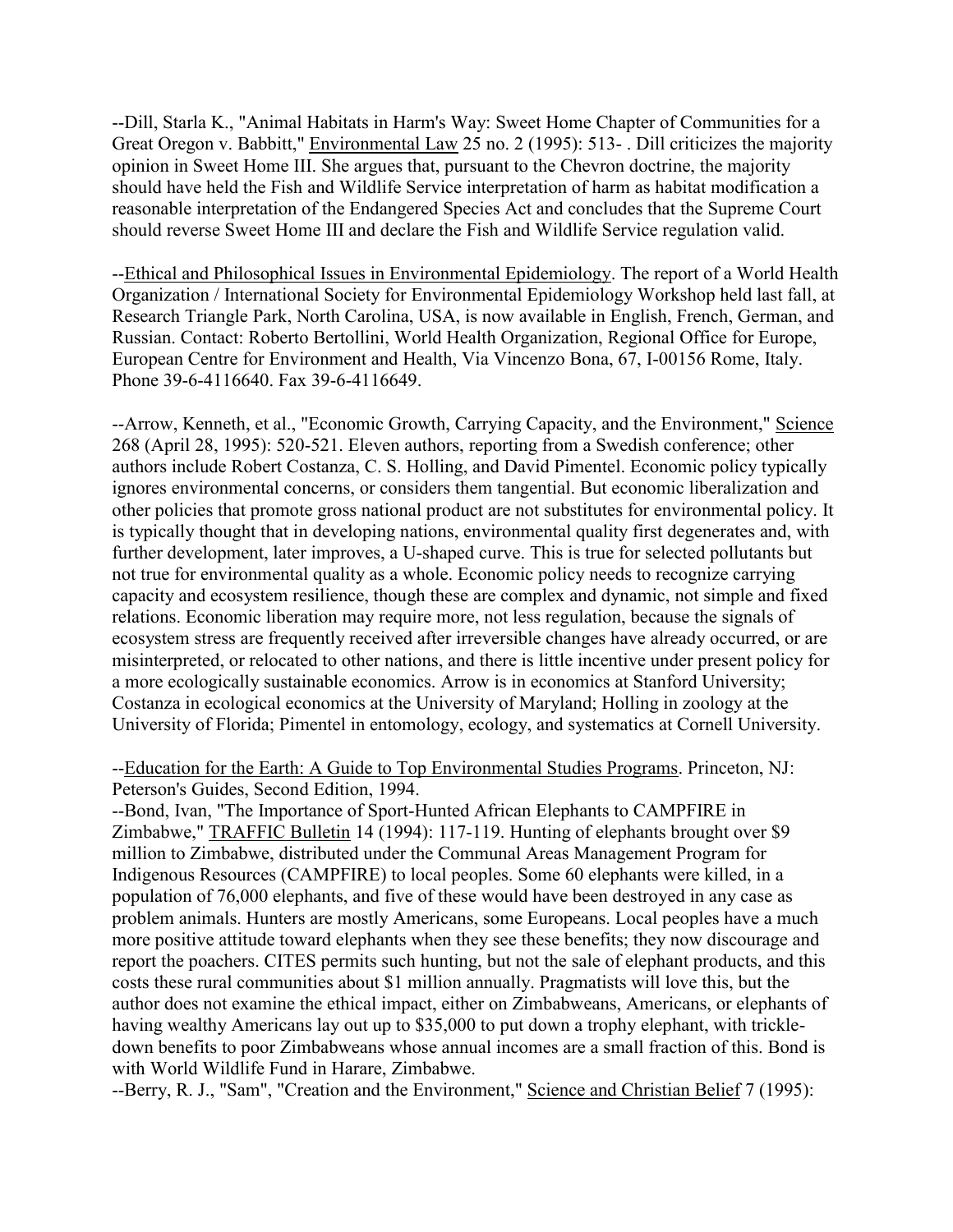--Dill, Starla K., "Animal Habitats in Harm's Way: Sweet Home Chapter of Communities for a Great Oregon v. Babbitt," Environmental Law 25 no. 2 (1995): 513- . Dill criticizes the majority opinion in Sweet Home III. She argues that, pursuant to the Chevron doctrine, the majority should have held the Fish and Wildlife Service interpretation of harm as habitat modification a reasonable interpretation of the Endangered Species Act and concludes that the Supreme Court should reverse Sweet Home III and declare the Fish and Wildlife Service regulation valid.

--Ethical and Philosophical Issues in Environmental Epidemiology. The report of a World Health Organization / International Society for Environmental Epidemiology Workshop held last fall, at Research Triangle Park, North Carolina, USA, is now available in English, French, German, and Russian. Contact: Roberto Bertollini, World Health Organization, Regional Office for Europe, European Centre for Environment and Health, Via Vincenzo Bona, 67, I-00156 Rome, Italy. Phone 39-6-4116640. Fax 39-6-4116649.

--Arrow, Kenneth, et al., "Economic Growth, Carrying Capacity, and the Environment," Science 268 (April 28, 1995): 520-521. Eleven authors, reporting from a Swedish conference; other authors include Robert Costanza, C. S. Holling, and David Pimentel. Economic policy typically ignores environmental concerns, or considers them tangential. But economic liberalization and other policies that promote gross national product are not substitutes for environmental policy. It is typically thought that in developing nations, environmental quality first degenerates and, with further development, later improves, a U-shaped curve. This is true for selected pollutants but not true for environmental quality as a whole. Economic policy needs to recognize carrying capacity and ecosystem resilience, though these are complex and dynamic, not simple and fixed relations. Economic liberation may require more, not less regulation, because the signals of ecosystem stress are frequently received after irreversible changes have already occurred, or are misinterpreted, or relocated to other nations, and there is little incentive under present policy for a more ecologically sustainable economics. Arrow is in economics at Stanford University; Costanza in ecological economics at the University of Maryland; Holling in zoology at the University of Florida; Pimentel in entomology, ecology, and systematics at Cornell University.

--Education for the Earth: A Guide to Top Environmental Studies Programs. Princeton, NJ: Peterson's Guides, Second Edition, 1994.

--Bond, Ivan, "The Importance of Sport-Hunted African Elephants to CAMPFIRE in Zimbabwe," TRAFFIC Bulletin 14 (1994): 117-119. Hunting of elephants brought over $9 million to Zimbabwe, distributed under the Communal Areas Management Program for Indigenous Resources (CAMPFIRE) to local peoples. Some 60 elephants were killed, in a population of 76,000 elephants, and five of these would have been destroyed in any case as problem animals. Hunters are mostly Americans, some Europeans. Local peoples have a much more positive attitude toward elephants when they see these benefits; they now discourage and report the poachers. CITES permits such hunting, but not the sale of elephant products, and this costs these rural communities about $1 million annually. Pragmatists will love this, but the author does not examine the ethical impact, either on Zimbabweans, Americans, or elephants of having wealthy Americans lay out up to $35,000 to put down a trophy elephant, with trickle-down benefits to poor Zimbabweans whose annual incomes are a small fraction of this. Bond is with World Wildlife Fund in Harare, Zimbabwe.

--Berry, R. J., "Sam", "Creation and the Environment," Science and Christian Belief 7 (1995):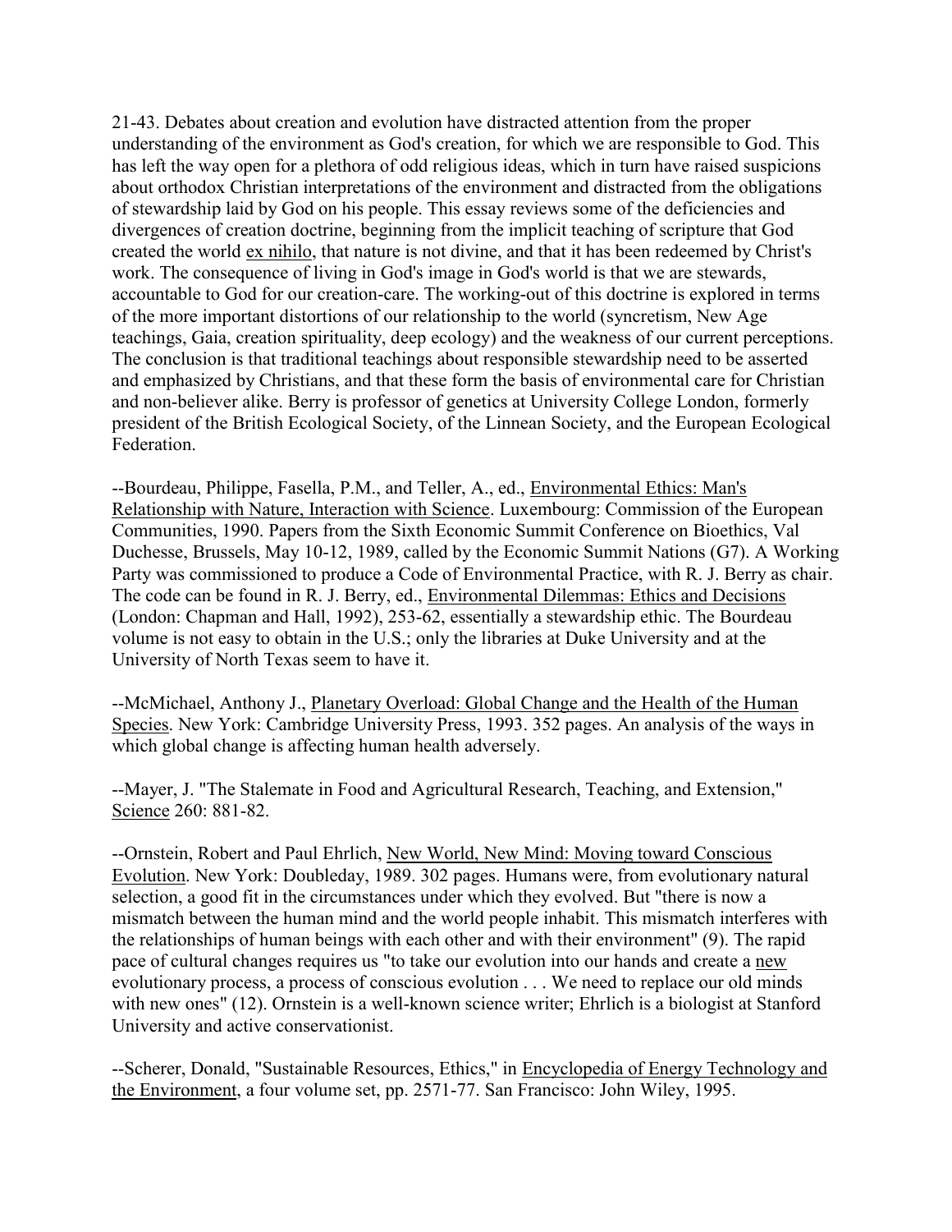21-43. Debates about creation and evolution have distracted attention from the proper understanding of the environment as God's creation, for which we are responsible to God. This has left the way open for a plethora of odd religious ideas, which in turn have raised suspicions about orthodox Christian interpretations of the environment and distracted from the obligations of stewardship laid by God on his people. This essay reviews some of the deficiencies and divergences of creation doctrine, beginning from the implicit teaching of scripture that God created the world ex nihilo, that nature is not divine, and that it has been redeemed by Christ's work. The consequence of living in God's image in God's world is that we are stewards, accountable to God for our creation-care. The working-out of this doctrine is explored in terms of the more important distortions of our relationship to the world (syncretism, New Age teachings, Gaia, creation spirituality, deep ecology) and the weakness of our current perceptions. The conclusion is that traditional teachings about responsible stewardship need to be asserted and emphasized by Christians, and that these form the basis of environmental care for Christian and non-believer alike. Berry is professor of genetics at University College London, formerly president of the British Ecological Society, of the Linnean Society, and the European Ecological Federation.

--Bourdeau, Philippe, Fasella, P.M., and Teller, A., ed., Environmental Ethics: Man's Relationship with Nature, Interaction with Science. Luxembourg: Commission of the European Communities, 1990. Papers from the Sixth Economic Summit Conference on Bioethics, Val Duchesse, Brussels, May 10-12, 1989, called by the Economic Summit Nations (G7). A Working Party was commissioned to produce a Code of Environmental Practice, with R. J. Berry as chair. The code can be found in R. J. Berry, ed., Environmental Dilemmas: Ethics and Decisions (London: Chapman and Hall, 1992), 253-62, essentially a stewardship ethic. The Bourdeau volume is not easy to obtain in the U.S.; only the libraries at Duke University and at the University of North Texas seem to have it.

--McMichael, Anthony J., Planetary Overload: Global Change and the Health of the Human Species. New York: Cambridge University Press, 1993. 352 pages. An analysis of the ways in which global change is affecting human health adversely.

--Mayer, J. "The Stalemate in Food and Agricultural Research, Teaching, and Extension," Science 260: 881-82.

--Ornstein, Robert and Paul Ehrlich, New World, New Mind: Moving toward Conscious Evolution. New York: Doubleday, 1989. 302 pages. Humans were, from evolutionary natural selection, a good fit in the circumstances under which they evolved. But "there is now a mismatch between the human mind and the world people inhabit. This mismatch interferes with the relationships of human beings with each other and with their environment" (9). The rapid pace of cultural changes requires us "to take our evolution into our hands and create a new evolutionary process, a process of conscious evolution . . . We need to replace our old minds with new ones" (12). Ornstein is a well-known science writer; Ehrlich is a biologist at Stanford University and active conservationist.

--Scherer, Donald, "Sustainable Resources, Ethics," in Encyclopedia of Energy Technology and the Environment, a four volume set, pp. 2571-77. San Francisco: John Wiley, 1995.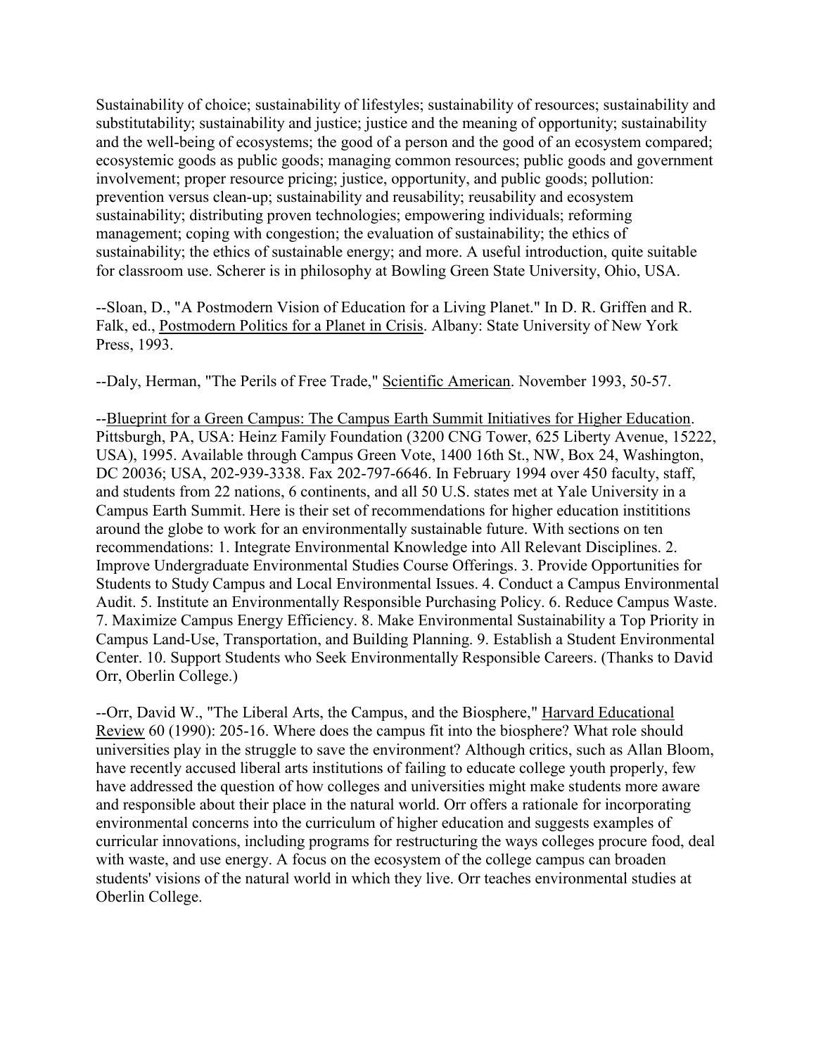Sustainability of choice; sustainability of lifestyles; sustainability of resources; sustainability and substitutability; sustainability and justice; justice and the meaning of opportunity; sustainability and the well-being of ecosystems; the good of a person and the good of an ecosystem compared; ecosystemic goods as public goods; managing common resources; public goods and government involvement; proper resource pricing; justice, opportunity, and public goods; pollution: prevention versus clean-up; sustainability and reusability; reusability and ecosystem sustainability; distributing proven technologies; empowering individuals; reforming management; coping with congestion; the evaluation of sustainability; the ethics of sustainability; the ethics of sustainable energy; and more. A useful introduction, quite suitable for classroom use. Scherer is in philosophy at Bowling Green State University, Ohio, USA.

--Sloan, D., "A Postmodern Vision of Education for a Living Planet." In D. R. Griffen and R. Falk, ed., Postmodern Politics for a Planet in Crisis. Albany: State University of New York Press, 1993.

--Daly, Herman, "The Perils of Free Trade," Scientific American. November 1993, 50-57.

--Blueprint for a Green Campus: The Campus Earth Summit Initiatives for Higher Education. Pittsburgh, PA, USA: Heinz Family Foundation (3200 CNG Tower, 625 Liberty Avenue, 15222, USA), 1995. Available through Campus Green Vote, 1400 16th St., NW, Box 24, Washington, DC 20036; USA, 202-939-3338. Fax 202-797-6646. In February 1994 over 450 faculty, staff, and students from 22 nations, 6 continents, and all 50 U.S. states met at Yale University in a Campus Earth Summit. Here is their set of recommendations for higher education instititions around the globe to work for an environmentally sustainable future. With sections on ten recommendations: 1. Integrate Environmental Knowledge into All Relevant Disciplines. 2. Improve Undergraduate Environmental Studies Course Offerings. 3. Provide Opportunities for Students to Study Campus and Local Environmental Issues. 4. Conduct a Campus Environmental Audit. 5. Institute an Environmentally Responsible Purchasing Policy. 6. Reduce Campus Waste. 7. Maximize Campus Energy Efficiency. 8. Make Environmental Sustainability a Top Priority in Campus Land-Use, Transportation, and Building Planning. 9. Establish a Student Environmental Center. 10. Support Students who Seek Environmentally Responsible Careers. (Thanks to David Orr, Oberlin College.)

--Orr, David W., "The Liberal Arts, the Campus, and the Biosphere," Harvard Educational Review 60 (1990): 205-16. Where does the campus fit into the biosphere? What role should universities play in the struggle to save the environment? Although critics, such as Allan Bloom, have recently accused liberal arts institutions of failing to educate college youth properly, few have addressed the question of how colleges and universities might make students more aware and responsible about their place in the natural world. Orr offers a rationale for incorporating environmental concerns into the curriculum of higher education and suggests examples of curricular innovations, including programs for restructuring the ways colleges procure food, deal with waste, and use energy. A focus on the ecosystem of the college campus can broaden students' visions of the natural world in which they live. Orr teaches environmental studies at Oberlin College.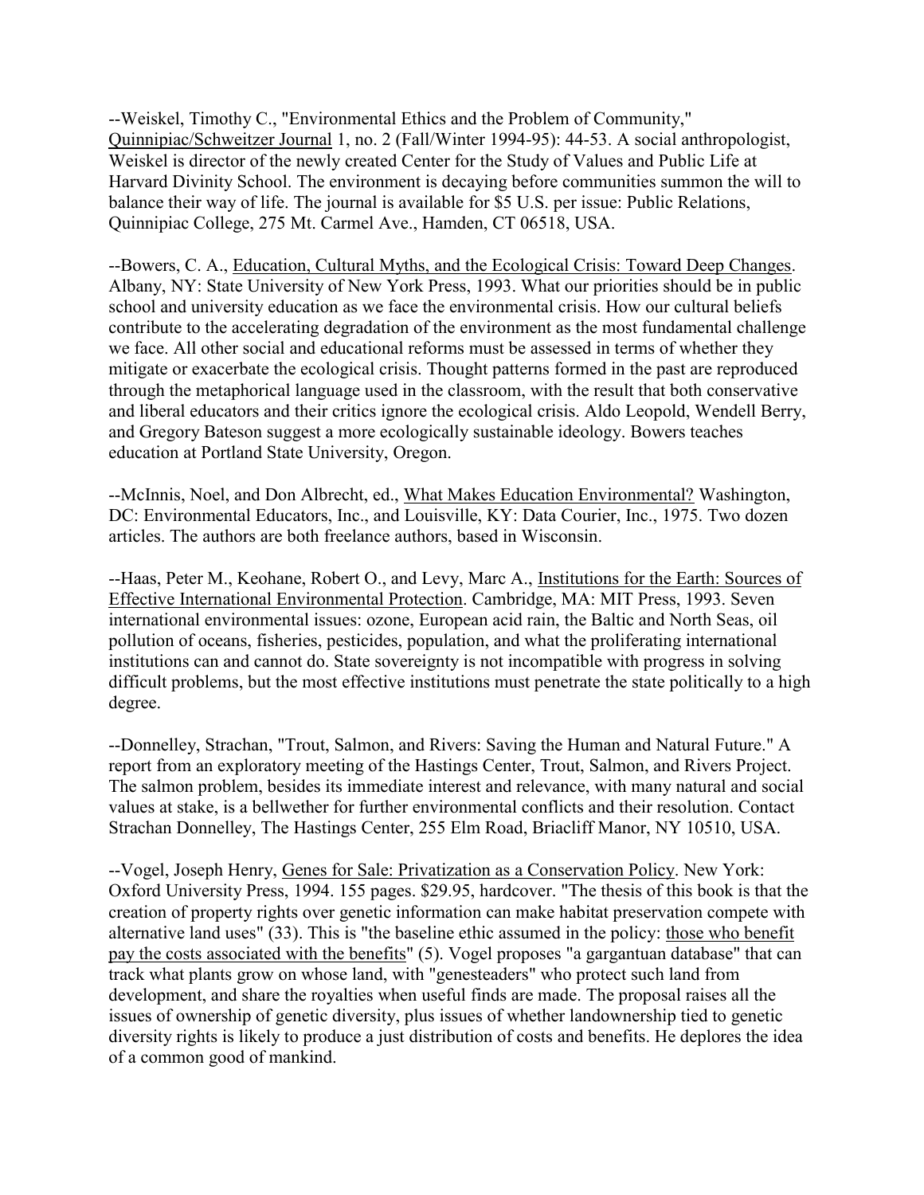--Weiskel, Timothy C., "Environmental Ethics and the Problem of Community," Quinnipiac/Schweitzer Journal 1, no. 2 (Fall/Winter 1994-95): 44-53. A social anthropologist, Weiskel is director of the newly created Center for the Study of Values and Public Life at Harvard Divinity School. The environment is decaying before communities summon the will to balance their way of life. The journal is available for $5 U.S. per issue: Public Relations, Quinnipiac College, 275 Mt. Carmel Ave., Hamden, CT 06518, USA.

--Bowers, C. A., Education, Cultural Myths, and the Ecological Crisis: Toward Deep Changes. Albany, NY: State University of New York Press, 1993. What our priorities should be in public school and university education as we face the environmental crisis. How our cultural beliefs contribute to the accelerating degradation of the environment as the most fundamental challenge we face. All other social and educational reforms must be assessed in terms of whether they mitigate or exacerbate the ecological crisis. Thought patterns formed in the past are reproduced through the metaphorical language used in the classroom, with the result that both conservative and liberal educators and their critics ignore the ecological crisis. Aldo Leopold, Wendell Berry, and Gregory Bateson suggest a more ecologically sustainable ideology. Bowers teaches education at Portland State University, Oregon.

--McInnis, Noel, and Don Albrecht, ed., What Makes Education Environmental? Washington, DC: Environmental Educators, Inc., and Louisville, KY: Data Courier, Inc., 1975. Two dozen articles. The authors are both freelance authors, based in Wisconsin.

--Haas, Peter M., Keohane, Robert O., and Levy, Marc A., Institutions for the Earth: Sources of Effective International Environmental Protection. Cambridge, MA: MIT Press, 1993. Seven international environmental issues: ozone, European acid rain, the Baltic and North Seas, oil pollution of oceans, fisheries, pesticides, population, and what the proliferating international institutions can and cannot do. State sovereignty is not incompatible with progress in solving difficult problems, but the most effective institutions must penetrate the state politically to a high degree.

--Donnelley, Strachan, "Trout, Salmon, and Rivers: Saving the Human and Natural Future." A report from an exploratory meeting of the Hastings Center, Trout, Salmon, and Rivers Project. The salmon problem, besides its immediate interest and relevance, with many natural and social values at stake, is a bellwether for further environmental conflicts and their resolution. Contact Strachan Donnelley, The Hastings Center, 255 Elm Road, Briacliff Manor, NY 10510, USA.

--Vogel, Joseph Henry, Genes for Sale: Privatization as a Conservation Policy. New York: Oxford University Press, 1994. 155 pages. $29.95, hardcover. "The thesis of this book is that the creation of property rights over genetic information can make habitat preservation compete with alternative land uses" (33). This is "the baseline ethic assumed in the policy: those who benefit pay the costs associated with the benefits" (5). Vogel proposes "a gargantuan database" that can track what plants grow on whose land, with "genesteaders" who protect such land from development, and share the royalties when useful finds are made. The proposal raises all the issues of ownership of genetic diversity, plus issues of whether landownership tied to genetic diversity rights is likely to produce a just distribution of costs and benefits. He deplores the idea of a common good of mankind.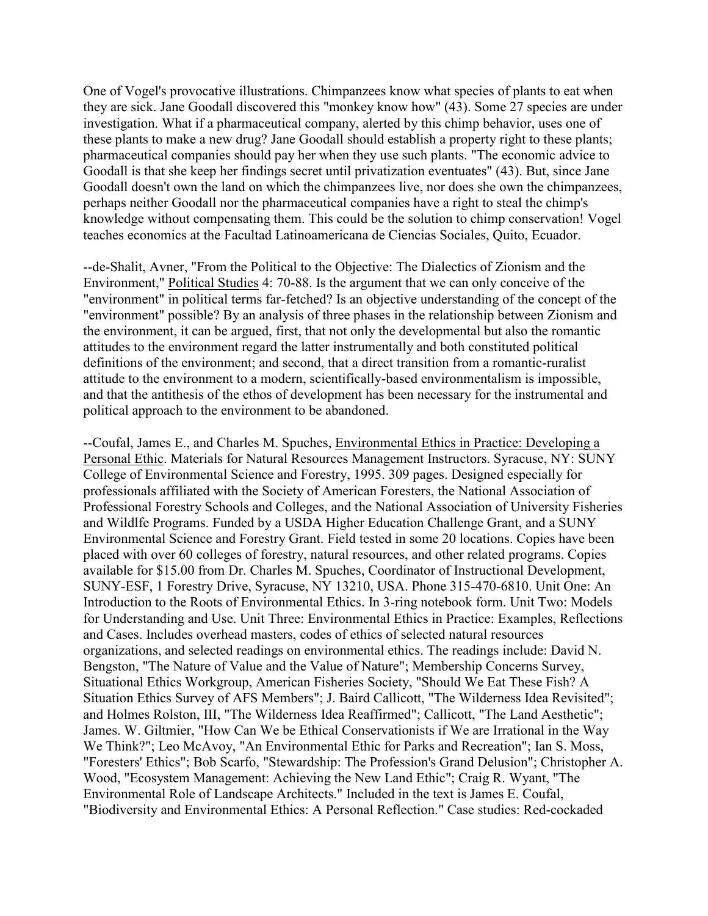One of Vogel's provocative illustrations. Chimpanzees know what species of plants to eat when they are sick. Jane Goodall discovered this "monkey know how" (43). Some 27 species are under investigation. What if a pharmaceutical company, alerted by this chimp behavior, uses one of these plants to make a new drug? Jane Goodall should establish a property right to these plants; pharmaceutical companies should pay her when they use such plants. "The economic advice to Goodall is that she keep her findings secret until privatization eventuates" (43). But, since Jane Goodall doesn't own the land on which the chimpanzees live, nor does she own the chimpanzees, perhaps neither Goodall nor the pharmaceutical companies have a right to steal the chimp's knowledge without compensating them. This could be the solution to chimp conservation! Vogel teaches economics at the Facultad Latinoamericana de Ciencias Sociales, Quito, Ecuador.

--de-Shalit, Avner, "From the Political to the Objective: The Dialectics of Zionism and the Environment," Political Studies 4: 70-88. Is the argument that we can only conceive of the "environment" in political terms far-fetched? Is an objective understanding of the concept of the "environment" possible? By an analysis of three phases in the relationship between Zionism and the environment, it can be argued, first, that not only the developmental but also the romantic attitudes to the environment regard the latter instrumentally and both constituted political definitions of the environment; and second, that a direct transition from a romantic-ruralist attitude to the environment to a modern, scientifically-based environmentalism is impossible, and that the antithesis of the ethos of development has been necessary for the instrumental and political approach to the environment to be abandoned.

--Coufal, James E., and Charles M. Spuches, Environmental Ethics in Practice: Developing a Personal Ethic. Materials for Natural Resources Management Instructors. Syracuse, NY: SUNY College of Environmental Science and Forestry, 1995. 309 pages. Designed especially for professionals affiliated with the Society of American Foresters, the National Association of Professional Forestry Schools and Colleges, and the National Association of University Fisheries and Wildlfe Programs. Funded by a USDA Higher Education Challenge Grant, and a SUNY Environmental Science and Forestry Grant. Field tested in some 20 locations. Copies have been placed with over 60 colleges of forestry, natural resources, and other related programs. Copies available for $15.00 from Dr. Charles M. Spuches, Coordinator of Instructional Development, SUNY-ESF, 1 Forestry Drive, Syracuse, NY 13210, USA. Phone 315-470-6810. Unit One: An Introduction to the Roots of Environmental Ethics. In 3-ring notebook form. Unit Two: Models for Understanding and Use. Unit Three: Environmental Ethics in Practice: Examples, Reflections and Cases. Includes overhead masters, codes of ethics of selected natural resources organizations, and selected readings on environmental ethics. The readings include: David N. Bengston, "The Nature of Value and the Value of Nature"; Membership Concerns Survey, Situational Ethics Workgroup, American Fisheries Society, "Should We Eat These Fish? A Situation Ethics Survey of AFS Members"; J. Baird Callicott, "The Wilderness Idea Revisited"; and Holmes Rolston, III, "The Wilderness Idea Reaffirmed"; Callicott, "The Land Aesthetic"; James. W. Giltmier, "How Can We be Ethical Conservationists if We are Irrational in the Way We Think?"; Leo McAvoy, "An Environmental Ethic for Parks and Recreation"; Ian S. Moss, "Foresters' Ethics"; Bob Scarfo, "Stewardship: The Profession's Grand Delusion"; Christopher A. Wood, "Ecosystem Management: Achieving the New Land Ethic"; Craig R. Wyant, "The Environmental Role of Landscape Architects." Included in the text is James E. Coufal, "Biodiversity and Environmental Ethics: A Personal Reflection." Case studies: Red-cockaded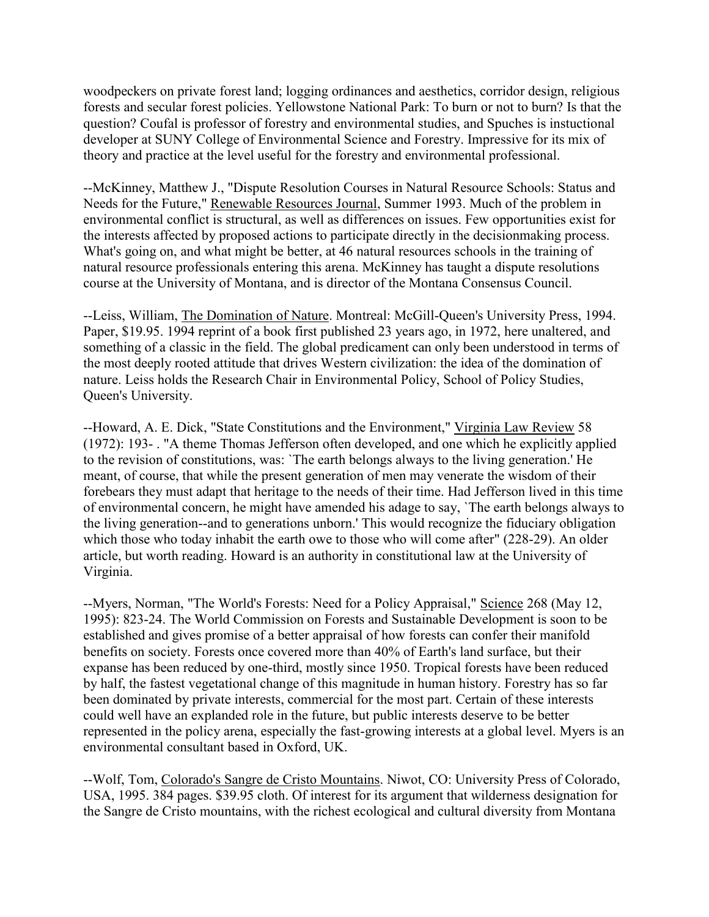woodpeckers on private forest land; logging ordinances and aesthetics, corridor design, religious forests and secular forest policies. Yellowstone National Park: To burn or not to burn? Is that the question? Coufal is professor of forestry and environmental studies, and Spuches is instuctional developer at SUNY College of Environmental Science and Forestry. Impressive for its mix of theory and practice at the level useful for the forestry and environmental professional.

--McKinney, Matthew J., "Dispute Resolution Courses in Natural Resource Schools: Status and Needs for the Future," Renewable Resources Journal, Summer 1993. Much of the problem in environmental conflict is structural, as well as differences on issues. Few opportunities exist for the interests affected by proposed actions to participate directly in the decisionmaking process. What's going on, and what might be better, at 46 natural resources schools in the training of natural resource professionals entering this arena. McKinney has taught a dispute resolutions course at the University of Montana, and is director of the Montana Consensus Council.

--Leiss, William, The Domination of Nature. Montreal: McGill-Queen's University Press, 1994. Paper, $19.95. 1994 reprint of a book first published 23 years ago, in 1972, here unaltered, and something of a classic in the field. The global predicament can only been understood in terms of the most deeply rooted attitude that drives Western civilization: the idea of the domination of nature. Leiss holds the Research Chair in Environmental Policy, School of Policy Studies, Queen's University.

--Howard, A. E. Dick, "State Constitutions and the Environment," Virginia Law Review 58 (1972): 193- . "A theme Thomas Jefferson often developed, and one which he explicitly applied to the revision of constitutions, was: `The earth belongs always to the living generation.' He meant, of course, that while the present generation of men may venerate the wisdom of their forebears they must adapt that heritage to the needs of their time. Had Jefferson lived in this time of environmental concern, he might have amended his adage to say, `The earth belongs always to the living generation--and to generations unborn.' This would recognize the fiduciary obligation which those who today inhabit the earth owe to those who will come after" (228-29). An older article, but worth reading. Howard is an authority in constitutional law at the University of Virginia.

--Myers, Norman, "The World's Forests: Need for a Policy Appraisal," Science 268 (May 12, 1995): 823-24. The World Commission on Forests and Sustainable Development is soon to be established and gives promise of a better appraisal of how forests can confer their manifold benefits on society. Forests once covered more than 40% of Earth's land surface, but their expanse has been reduced by one-third, mostly since 1950. Tropical forests have been reduced by half, the fastest vegetational change of this magnitude in human history. Forestry has so far been dominated by private interests, commercial for the most part. Certain of these interests could well have an explanded role in the future, but public interests deserve to be better represented in the policy arena, especially the fast-growing interests at a global level. Myers is an environmental consultant based in Oxford, UK.

--Wolf, Tom, Colorado's Sangre de Cristo Mountains. Niwot, CO: University Press of Colorado, USA, 1995. 384 pages. $39.95 cloth. Of interest for its argument that wilderness designation for the Sangre de Cristo mountains, with the richest ecological and cultural diversity from Montana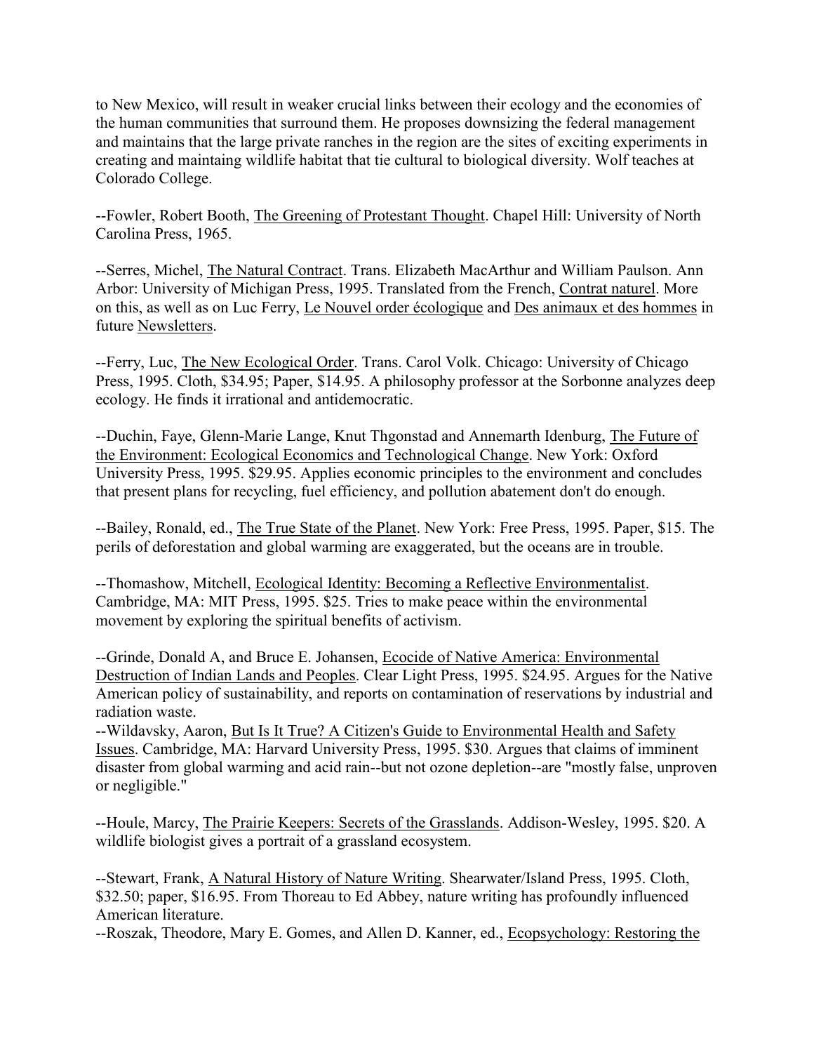to New Mexico, will result in weaker crucial links between their ecology and the economies of the human communities that surround them. He proposes downsizing the federal management and maintains that the large private ranches in the region are the sites of exciting experiments in creating and maintaing wildlife habitat that tie cultural to biological diversity. Wolf teaches at Colorado College.

--Fowler, Robert Booth, The Greening of Protestant Thought. Chapel Hill: University of North Carolina Press, 1965.

--Serres, Michel, The Natural Contract. Trans. Elizabeth MacArthur and William Paulson. Ann Arbor: University of Michigan Press, 1995. Translated from the French, Contrat naturel. More on this, as well as on Luc Ferry, Le Nouvel order écologique and Des animaux et des hommes in future Newsletters.

--Ferry, Luc, The New Ecological Order. Trans. Carol Volk. Chicago: University of Chicago Press, 1995. Cloth, $34.95; Paper, $14.95. A philosophy professor at the Sorbonne analyzes deep ecology. He finds it irrational and antidemocratic.

--Duchin, Faye, Glenn-Marie Lange, Knut Thgonstad and Annemarth Idenburg, The Future of the Environment: Ecological Economics and Technological Change. New York: Oxford University Press, 1995. $29.95. Applies economic principles to the environment and concludes that present plans for recycling, fuel efficiency, and pollution abatement don't do enough.

--Bailey, Ronald, ed., The True State of the Planet. New York: Free Press, 1995. Paper, $15. The perils of deforestation and global warming are exaggerated, but the oceans are in trouble.

--Thomashow, Mitchell, Ecological Identity: Becoming a Reflective Environmentalist. Cambridge, MA: MIT Press, 1995. $25. Tries to make peace within the environmental movement by exploring the spiritual benefits of activism.

--Grinde, Donald A, and Bruce E. Johansen, Ecocide of Native America: Environmental Destruction of Indian Lands and Peoples. Clear Light Press, 1995. $24.95. Argues for the Native American policy of sustainability, and reports on contamination of reservations by industrial and radiation waste.

--Wildavsky, Aaron, But Is It True? A Citizen's Guide to Environmental Health and Safety Issues. Cambridge, MA: Harvard University Press, 1995. $30. Argues that claims of imminent disaster from global warming and acid rain--but not ozone depletion--are "mostly false, unproven or negligible."

--Houle, Marcy, The Prairie Keepers: Secrets of the Grasslands. Addison-Wesley, 1995. $20. A wildlife biologist gives a portrait of a grassland ecosystem.

--Stewart, Frank, A Natural History of Nature Writing. Shearwater/Island Press, 1995. Cloth, $32.50; paper, $16.95. From Thoreau to Ed Abbey, nature writing has profoundly influenced American literature.

--Roszak, Theodore, Mary E. Gomes, and Allen D. Kanner, ed., Ecopsychology: Restoring the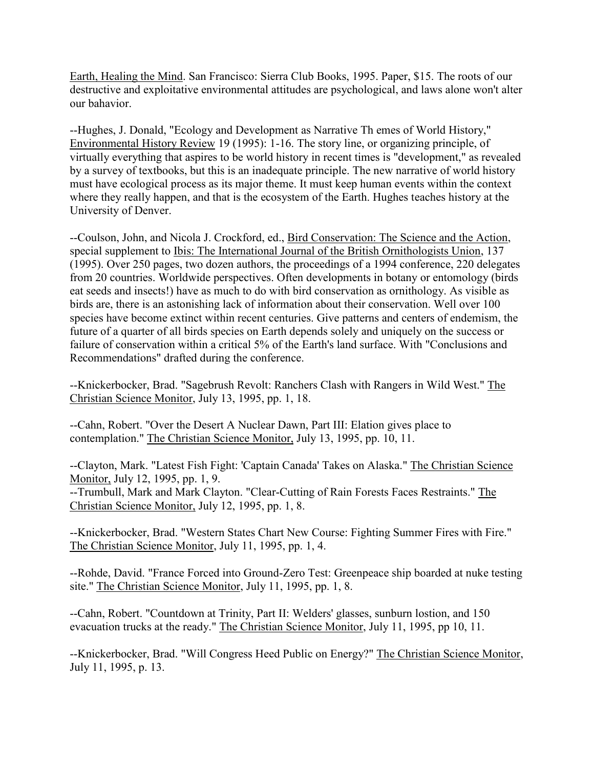Earth, Healing the Mind. San Francisco: Sierra Club Books, 1995. Paper, $15. The roots of our destructive and exploitative environmental attitudes are psychological, and laws alone won't alter our bahavior.

--Hughes, J. Donald, "Ecology and Development as Narrative Th emes of World History," Environmental History Review 19 (1995): 1-16. The story line, or organizing principle, of virtually everything that aspires to be world history in recent times is "development," as revealed by a survey of textbooks, but this is an inadequate principle. The new narrative of world history must have ecological process as its major theme. It must keep human events within the context where they really happen, and that is the ecosystem of the Earth. Hughes teaches history at the University of Denver.

--Coulson, John, and Nicola J. Crockford, ed., Bird Conservation: The Science and the Action, special supplement to Ibis: The International Journal of the British Ornithologists Union, 137 (1995). Over 250 pages, two dozen authors, the proceedings of a 1994 conference, 220 delegates from 20 countries. Worldwide perspectives. Often developments in botany or entomology (birds eat seeds and insects!) have as much to do with bird conservation as ornithology. As visible as birds are, there is an astonishing lack of information about their conservation. Well over 100 species have become extinct within recent centuries. Give patterns and centers of endemism, the future of a quarter of all birds species on Earth depends solely and uniquely on the success or failure of conservation within a critical 5% of the Earth's land surface. With "Conclusions and Recommendations" drafted during the conference.

--Knickerbocker, Brad. "Sagebrush Revolt: Ranchers Clash with Rangers in Wild West." The Christian Science Monitor, July 13, 1995, pp. 1, 18.

--Cahn, Robert. "Over the Desert A Nuclear Dawn, Part III: Elation gives place to contemplation." The Christian Science Monitor, July 13, 1995, pp. 10, 11.

--Clayton, Mark. "Latest Fish Fight: 'Captain Canada' Takes on Alaska." The Christian Science Monitor, July 12, 1995, pp. 1, 9.
--Trumbull, Mark and Mark Clayton. "Clear-Cutting of Rain Forests Faces Restraints." The Christian Science Monitor, July 12, 1995, pp. 1, 8.

--Knickerbocker, Brad. "Western States Chart New Course: Fighting Summer Fires with Fire." The Christian Science Monitor, July 11, 1995, pp. 1, 4.

--Rohde, David. "France Forced into Ground-Zero Test: Greenpeace ship boarded at nuke testing site." The Christian Science Monitor, July 11, 1995, pp. 1, 8.

--Cahn, Robert. "Countdown at Trinity, Part II: Welders' glasses, sunburn lostion, and 150 evacuation trucks at the ready." The Christian Science Monitor, July 11, 1995, pp 10, 11.

--Knickerbocker, Brad. "Will Congress Heed Public on Energy?" The Christian Science Monitor, July 11, 1995, p. 13.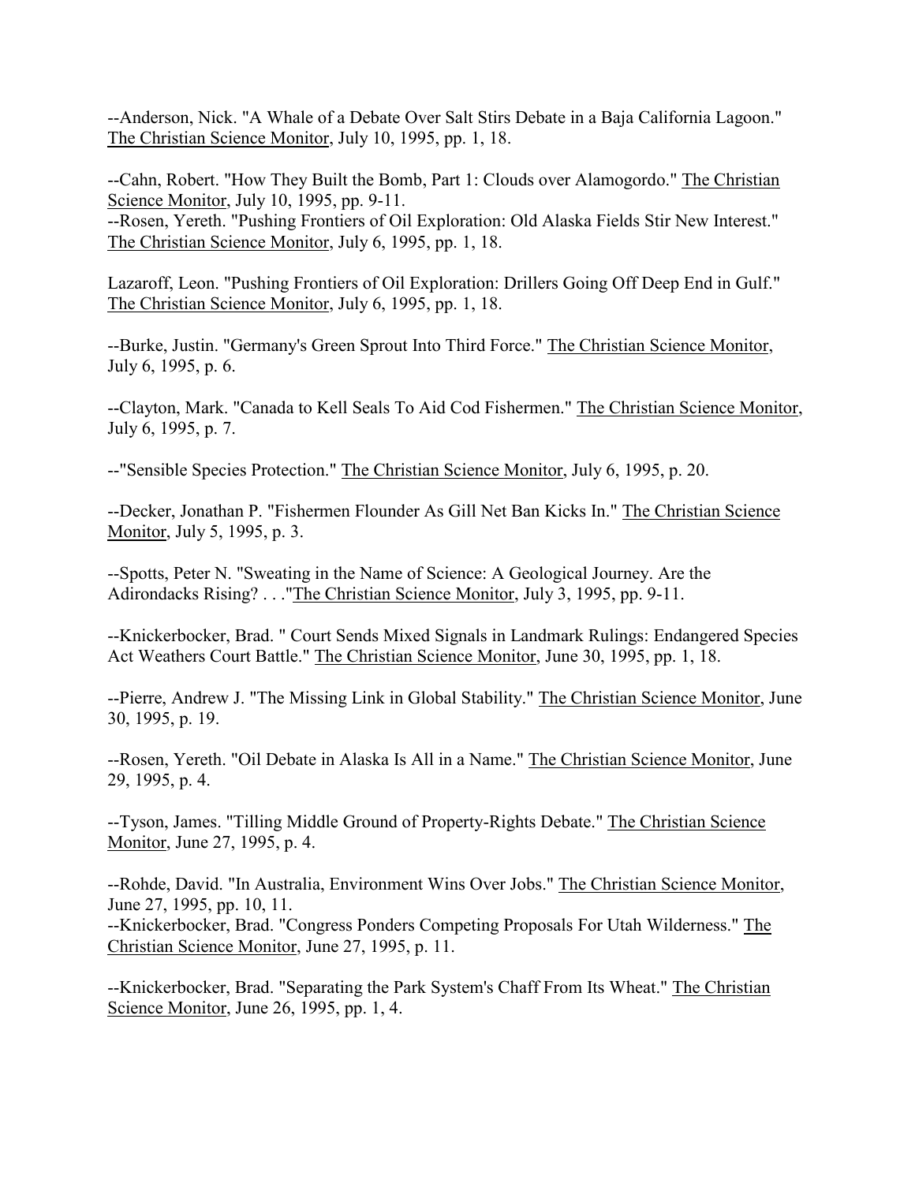--Anderson, Nick. "A Whale of a Debate Over Salt Stirs Debate in a Baja California Lagoon." The Christian Science Monitor, July 10, 1995, pp. 1, 18.

--Cahn, Robert. "How They Built the Bomb, Part 1: Clouds over Alamogordo." The Christian Science Monitor, July 10, 1995, pp. 9-11.
--Rosen, Yereth. "Pushing Frontiers of Oil Exploration: Old Alaska Fields Stir New Interest." The Christian Science Monitor, July 6, 1995, pp. 1, 18.

Lazaroff, Leon. "Pushing Frontiers of Oil Exploration: Drillers Going Off Deep End in Gulf." The Christian Science Monitor, July 6, 1995, pp. 1, 18.

--Burke, Justin. "Germany's Green Sprout Into Third Force." The Christian Science Monitor, July 6, 1995, p. 6.

--Clayton, Mark. "Canada to Kell Seals To Aid Cod Fishermen." The Christian Science Monitor, July 6, 1995, p. 7.

--"Sensible Species Protection." The Christian Science Monitor, July 6, 1995, p. 20.

--Decker, Jonathan P. "Fishermen Flounder As Gill Net Ban Kicks In." The Christian Science Monitor, July 5, 1995, p. 3.

--Spotts, Peter N. "Sweating in the Name of Science: A Geological Journey. Are the Adirondacks Rising? . . ."The Christian Science Monitor, July 3, 1995, pp. 9-11.

--Knickerbocker, Brad. " Court Sends Mixed Signals in Landmark Rulings: Endangered Species Act Weathers Court Battle." The Christian Science Monitor, June 30, 1995, pp. 1, 18.

--Pierre, Andrew J. "The Missing Link in Global Stability." The Christian Science Monitor, June 30, 1995, p. 19.

--Rosen, Yereth. "Oil Debate in Alaska Is All in a Name." The Christian Science Monitor, June 29, 1995, p. 4.

--Tyson, James. "Tilling Middle Ground of Property-Rights Debate." The Christian Science Monitor, June 27, 1995, p. 4.

--Rohde, David. "In Australia, Environment Wins Over Jobs." The Christian Science Monitor, June 27, 1995, pp. 10, 11.
--Knickerbocker, Brad. "Congress Ponders Competing Proposals For Utah Wilderness." The Christian Science Monitor, June 27, 1995, p. 11.

--Knickerbocker, Brad. "Separating the Park System's Chaff From Its Wheat." The Christian Science Monitor, June 26, 1995, pp. 1, 4.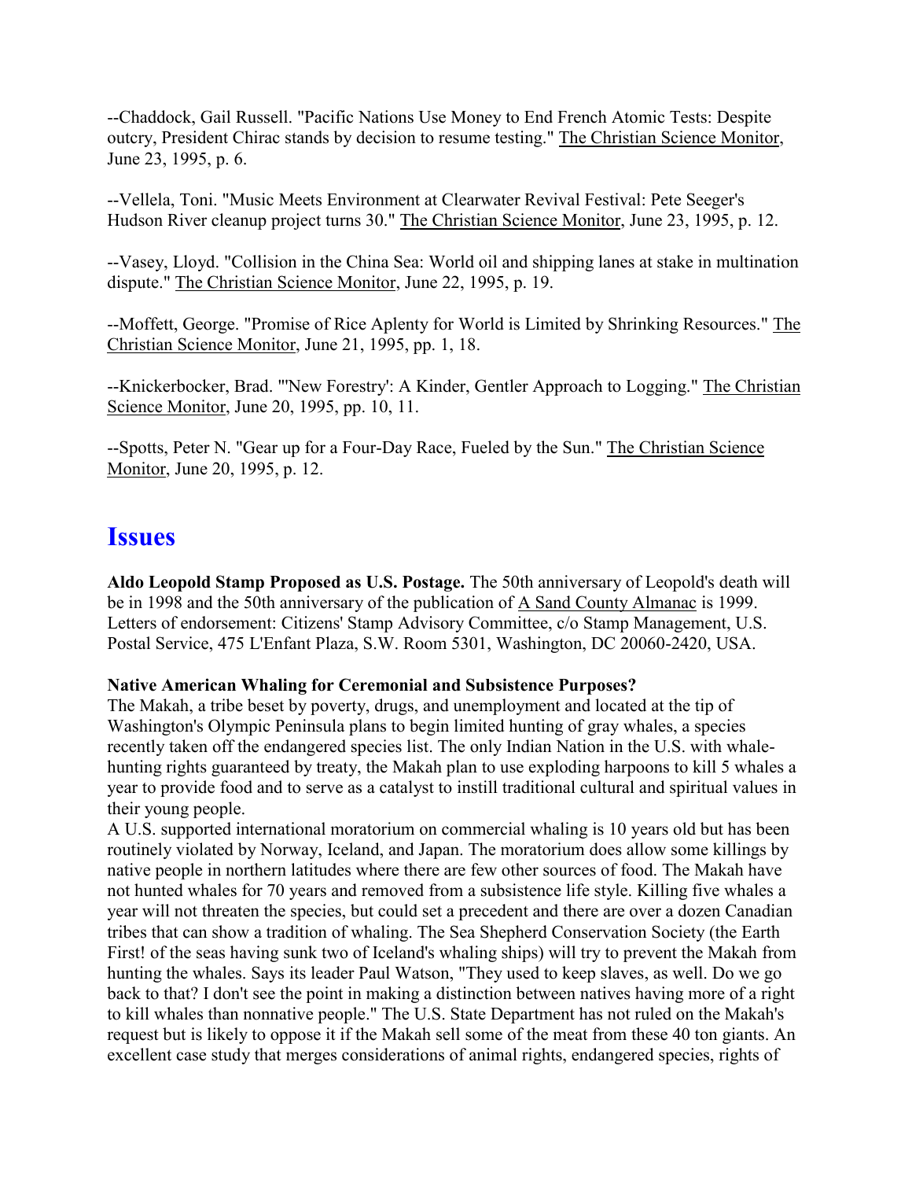--Chaddock, Gail Russell. "Pacific Nations Use Money to End French Atomic Tests: Despite outcry, President Chirac stands by decision to resume testing." The Christian Science Monitor, June 23, 1995, p. 6.

--Vellela, Toni. "Music Meets Environment at Clearwater Revival Festival: Pete Seeger's Hudson River cleanup project turns 30." The Christian Science Monitor, June 23, 1995, p. 12.

--Vasey, Lloyd. "Collision in the China Sea: World oil and shipping lanes at stake in multination dispute." The Christian Science Monitor, June 22, 1995, p. 19.

--Moffett, George. "Promise of Rice Aplenty for World is Limited by Shrinking Resources." The Christian Science Monitor, June 21, 1995, pp. 1, 18.

--Knickerbocker, Brad. "'New Forestry': A Kinder, Gentler Approach to Logging." The Christian Science Monitor, June 20, 1995, pp. 10, 11.

--Spotts, Peter N. "Gear up for a Four-Day Race, Fueled by the Sun." The Christian Science Monitor, June 20, 1995, p. 12.

## Issues

**Aldo Leopold Stamp Proposed as U.S. Postage.** The 50th anniversary of Leopold's death will be in 1998 and the 50th anniversary of the publication of A Sand County Almanac is 1999. Letters of endorsement: Citizens' Stamp Advisory Committee, c/o Stamp Management, U.S. Postal Service, 475 L'Enfant Plaza, S.W. Room 5301, Washington, DC 20060-2420, USA.

**Native American Whaling for Ceremonial and Subsistence Purposes?**
The Makah, a tribe beset by poverty, drugs, and unemployment and located at the tip of Washington's Olympic Peninsula plans to begin limited hunting of gray whales, a species recently taken off the endangered species list. The only Indian Nation in the U.S. with whale-hunting rights guaranteed by treaty, the Makah plan to use exploding harpoons to kill 5 whales a year to provide food and to serve as a catalyst to instill traditional cultural and spiritual values in their young people.
A U.S. supported international moratorium on commercial whaling is 10 years old but has been routinely violated by Norway, Iceland, and Japan. The moratorium does allow some killings by native people in northern latitudes where there are few other sources of food. The Makah have not hunted whales for 70 years and removed from a subsistence life style. Killing five whales a year will not threaten the species, but could set a precedent and there are over a dozen Canadian tribes that can show a tradition of whaling. The Sea Shepherd Conservation Society (the Earth First! of the seas having sunk two of Iceland's whaling ships) will try to prevent the Makah from hunting the whales. Says its leader Paul Watson, "They used to keep slaves, as well. Do we go back to that? I don't see the point in making a distinction between natives having more of a right to kill whales than nonnative people." The U.S. State Department has not ruled on the Makah's request but is likely to oppose it if the Makah sell some of the meat from these 40 ton giants. An excellent case study that merges considerations of animal rights, endangered species, rights of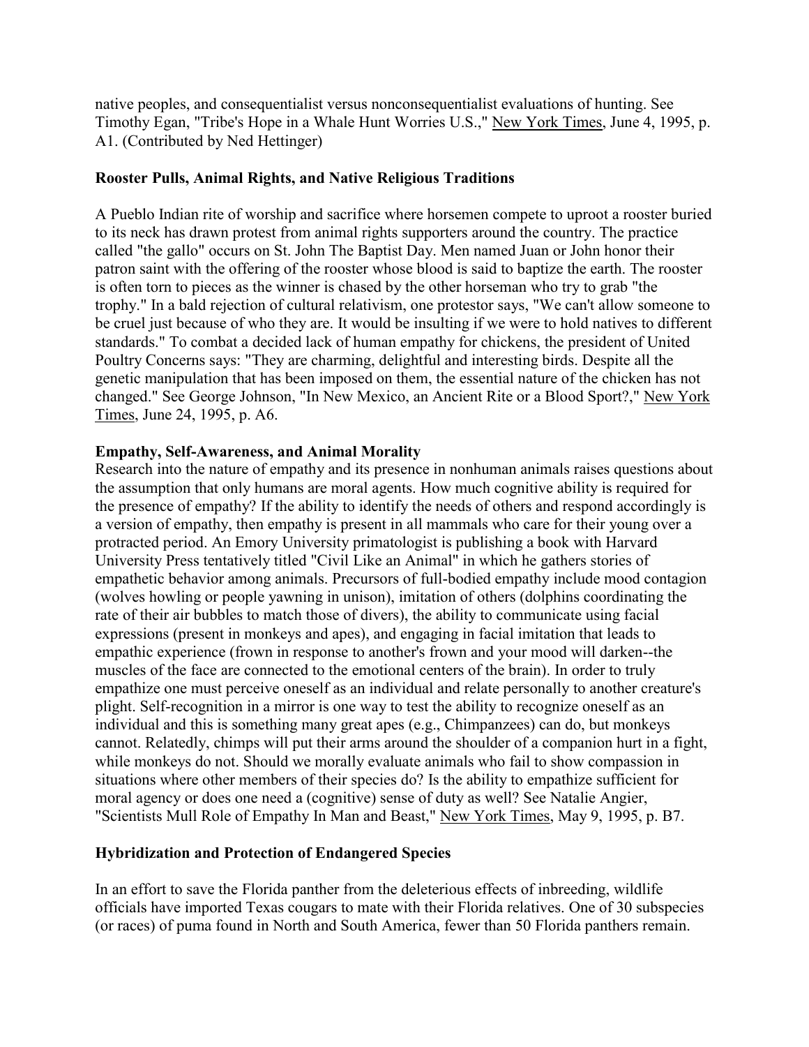native peoples, and consequentialist versus nonconsequentialist evaluations of hunting. See Timothy Egan, "Tribe's Hope in a Whale Hunt Worries U.S.," New York Times, June 4, 1995, p. A1. (Contributed by Ned Hettinger)

**Rooster Pulls, Animal Rights, and Native Religious Traditions**

A Pueblo Indian rite of worship and sacrifice where horsemen compete to uproot a rooster buried to its neck has drawn protest from animal rights supporters around the country. The practice called "the gallo" occurs on St. John The Baptist Day. Men named Juan or John honor their patron saint with the offering of the rooster whose blood is said to baptize the earth. The rooster is often torn to pieces as the winner is chased by the other horseman who try to grab "the trophy." In a bald rejection of cultural relativism, one protestor says, "We can't allow someone to be cruel just because of who they are. It would be insulting if we were to hold natives to different standards." To combat a decided lack of human empathy for chickens, the president of United Poultry Concerns says: "They are charming, delightful and interesting birds. Despite all the genetic manipulation that has been imposed on them, the essential nature of the chicken has not changed." See George Johnson, "In New Mexico, an Ancient Rite or a Blood Sport?," New York Times, June 24, 1995, p. A6.

**Empathy, Self-Awareness, and Animal Morality**

Research into the nature of empathy and its presence in nonhuman animals raises questions about the assumption that only humans are moral agents. How much cognitive ability is required for the presence of empathy? If the ability to identify the needs of others and respond accordingly is a version of empathy, then empathy is present in all mammals who care for their young over a protracted period. An Emory University primatologist is publishing a book with Harvard University Press tentatively titled "Civil Like an Animal" in which he gathers stories of empathetic behavior among animals. Precursors of full-bodied empathy include mood contagion (wolves howling or people yawning in unison), imitation of others (dolphins coordinating the rate of their air bubbles to match those of divers), the ability to communicate using facial expressions (present in monkeys and apes), and engaging in facial imitation that leads to empathic experience (frown in response to another's frown and your mood will darken--the muscles of the face are connected to the emotional centers of the brain). In order to truly empathize one must perceive oneself as an individual and relate personally to another creature's plight. Self-recognition in a mirror is one way to test the ability to recognize oneself as an individual and this is something many great apes (e.g., Chimpanzees) can do, but monkeys cannot. Relatedly, chimps will put their arms around the shoulder of a companion hurt in a fight, while monkeys do not. Should we morally evaluate animals who fail to show compassion in situations where other members of their species do? Is the ability to empathize sufficient for moral agency or does one need a (cognitive) sense of duty as well? See Natalie Angier, "Scientists Mull Role of Empathy In Man and Beast," New York Times, May 9, 1995, p. B7.

**Hybridization and Protection of Endangered Species**

In an effort to save the Florida panther from the deleterious effects of inbreeding, wildlife officials have imported Texas cougars to mate with their Florida relatives. One of 30 subspecies (or races) of puma found in North and South America, fewer than 50 Florida panthers remain.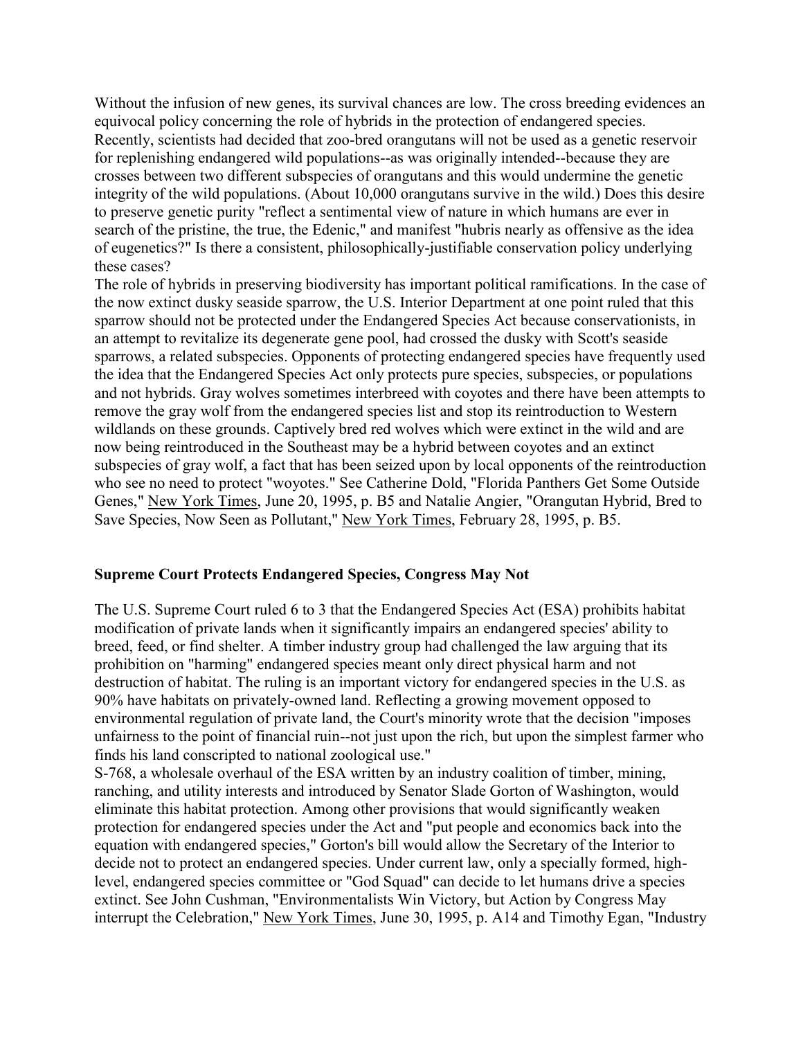Without the infusion of new genes, its survival chances are low. The cross breeding evidences an equivocal policy concerning the role of hybrids in the protection of endangered species. Recently, scientists had decided that zoo-bred orangutans will not be used as a genetic reservoir for replenishing endangered wild populations--as was originally intended--because they are crosses between two different subspecies of orangutans and this would undermine the genetic integrity of the wild populations. (About 10,000 orangutans survive in the wild.) Does this desire to preserve genetic purity "reflect a sentimental view of nature in which humans are ever in search of the pristine, the true, the Edenic," and manifest "hubris nearly as offensive as the idea of eugenetics?" Is there a consistent, philosophically-justifiable conservation policy underlying these cases?

The role of hybrids in preserving biodiversity has important political ramifications. In the case of the now extinct dusky seaside sparrow, the U.S. Interior Department at one point ruled that this sparrow should not be protected under the Endangered Species Act because conservationists, in an attempt to revitalize its degenerate gene pool, had crossed the dusky with Scott's seaside sparrows, a related subspecies. Opponents of protecting endangered species have frequently used the idea that the Endangered Species Act only protects pure species, subspecies, or populations and not hybrids. Gray wolves sometimes interbreed with coyotes and there have been attempts to remove the gray wolf from the endangered species list and stop its reintroduction to Western wildlands on these grounds. Captively bred red wolves which were extinct in the wild and are now being reintroduced in the Southeast may be a hybrid between coyotes and an extinct subspecies of gray wolf, a fact that has been seized upon by local opponents of the reintroduction who see no need to protect "woyotes." See Catherine Dold, "Florida Panthers Get Some Outside Genes," New York Times, June 20, 1995, p. B5 and Natalie Angier, "Orangutan Hybrid, Bred to Save Species, Now Seen as Pollutant," New York Times, February 28, 1995, p. B5.

## Supreme Court Protects Endangered Species, Congress May Not

The U.S. Supreme Court ruled 6 to 3 that the Endangered Species Act (ESA) prohibits habitat modification of private lands when it significantly impairs an endangered species' ability to breed, feed, or find shelter. A timber industry group had challenged the law arguing that its prohibition on "harming" endangered species meant only direct physical harm and not destruction of habitat. The ruling is an important victory for endangered species in the U.S. as 90% have habitats on privately-owned land. Reflecting a growing movement opposed to environmental regulation of private land, the Court's minority wrote that the decision "imposes unfairness to the point of financial ruin--not just upon the rich, but upon the simplest farmer who finds his land conscripted to national zoological use."

S-768, a wholesale overhaul of the ESA written by an industry coalition of timber, mining, ranching, and utility interests and introduced by Senator Slade Gorton of Washington, would eliminate this habitat protection. Among other provisions that would significantly weaken protection for endangered species under the Act and "put people and economics back into the equation with endangered species," Gorton's bill would allow the Secretary of the Interior to decide not to protect an endangered species. Under current law, only a specially formed, high-level, endangered species committee or "God Squad" can decide to let humans drive a species extinct. See John Cushman, "Environmentalists Win Victory, but Action by Congress May interrupt the Celebration," New York Times, June 30, 1995, p. A14 and Timothy Egan, "Industry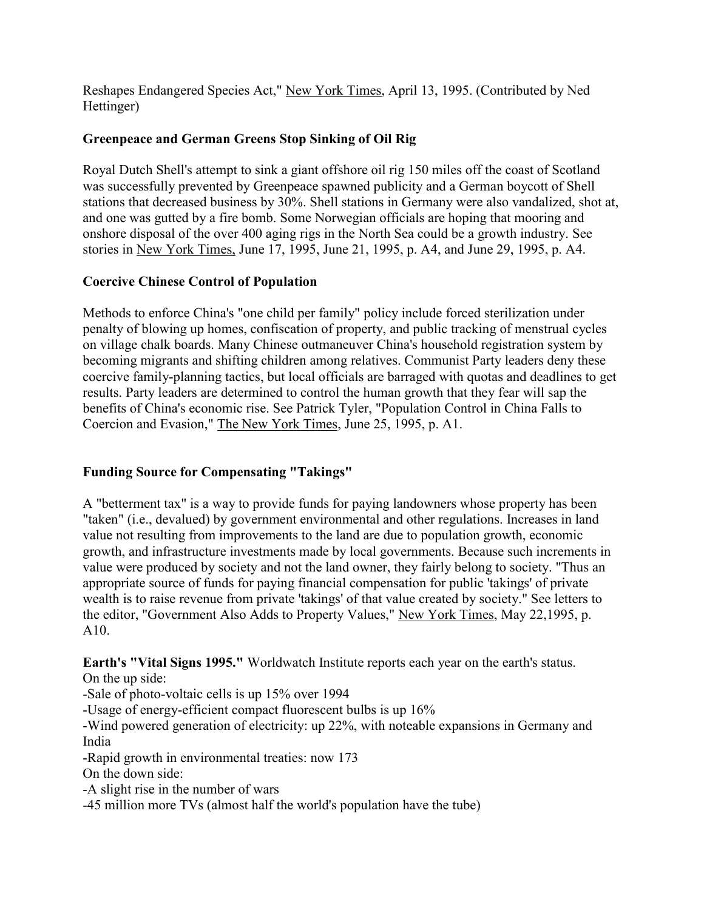Reshapes Endangered Species Act," New York Times, April 13, 1995. (Contributed by Ned Hettinger)

### Greenpeace and German Greens Stop Sinking of Oil Rig

Royal Dutch Shell's attempt to sink a giant offshore oil rig 150 miles off the coast of Scotland was successfully prevented by Greenpeace spawned publicity and a German boycott of Shell stations that decreased business by 30%. Shell stations in Germany were also vandalized, shot at, and one was gutted by a fire bomb. Some Norwegian officials are hoping that mooring and onshore disposal of the over 400 aging rigs in the North Sea could be a growth industry. See stories in New York Times, June 17, 1995, June 21, 1995, p. A4, and June 29, 1995, p. A4.

### Coercive Chinese Control of Population

Methods to enforce China's "one child per family" policy include forced sterilization under penalty of blowing up homes, confiscation of property, and public tracking of menstrual cycles on village chalk boards. Many Chinese outmaneuver China's household registration system by becoming migrants and shifting children among relatives. Communist Party leaders deny these coercive family-planning tactics, but local officials are barraged with quotas and deadlines to get results. Party leaders are determined to control the human growth that they fear will sap the benefits of China's economic rise. See Patrick Tyler, "Population Control in China Falls to Coercion and Evasion," The New York Times, June 25, 1995, p. A1.

### Funding Source for Compensating "Takings"

A "betterment tax" is a way to provide funds for paying landowners whose property has been "taken" (i.e., devalued) by government environmental and other regulations. Increases in land value not resulting from improvements to the land are due to population growth, economic growth, and infrastructure investments made by local governments. Because such increments in value were produced by society and not the land owner, they fairly belong to society. "Thus an appropriate source of funds for paying financial compensation for public 'takings' of private wealth is to raise revenue from private 'takings' of that value created by society." See letters to the editor, "Government Also Adds to Property Values," New York Times, May 22,1995, p. A10.

**Earth's "Vital Signs 1995."** Worldwatch Institute reports each year on the earth's status.
On the up side:
-Sale of photo-voltaic cells is up 15% over 1994
-Usage of energy-efficient compact fluorescent bulbs is up 16%
-Wind powered generation of electricity: up 22%, with noteable expansions in Germany and India
-Rapid growth in environmental treaties: now 173
On the down side:
-A slight rise in the number of wars
-45 million more TVs (almost half the world's population have the tube)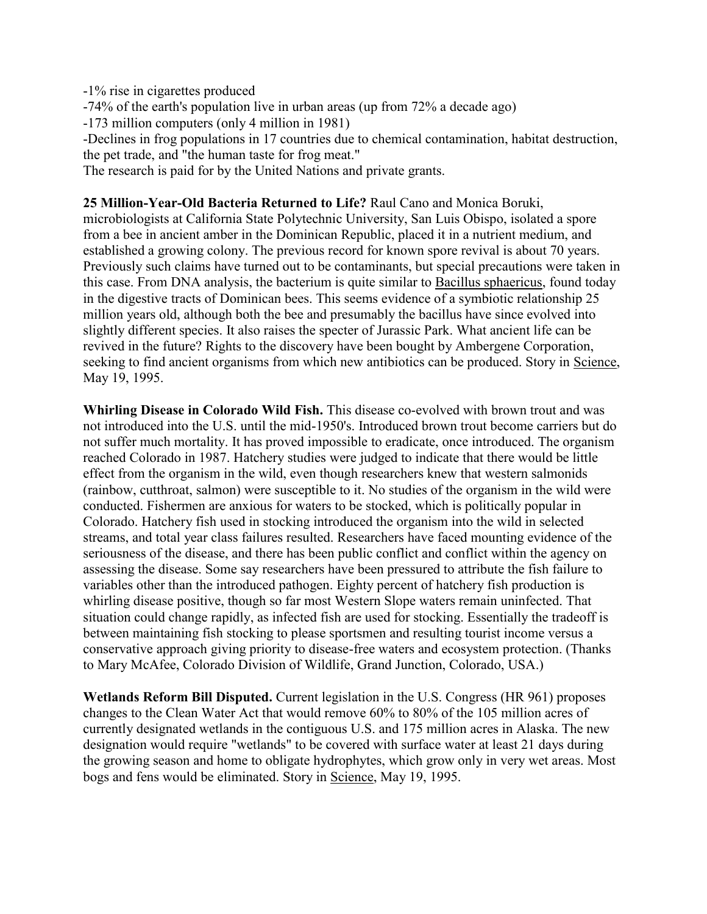-1% rise in cigarettes produced
-74% of the earth's population live in urban areas (up from 72% a decade ago)
-173 million computers (only 4 million in 1981)
-Declines in frog populations in 17 countries due to chemical contamination, habitat destruction, the pet trade, and "the human taste for frog meat."
The research is paid for by the United Nations and private grants.

**25 Million-Year-Old Bacteria Returned to Life?** Raul Cano and Monica Boruki, microbiologists at California State Polytechnic University, San Luis Obispo, isolated a spore from a bee in ancient amber in the Dominican Republic, placed it in a nutrient medium, and established a growing colony. The previous record for known spore revival is about 70 years. Previously such claims have turned out to be contaminants, but special precautions were taken in this case. From DNA analysis, the bacterium is quite similar to Bacillus sphaericus, found today in the digestive tracts of Dominican bees. This seems evidence of a symbiotic relationship 25 million years old, although both the bee and presumably the bacillus have since evolved into slightly different species. It also raises the specter of Jurassic Park. What ancient life can be revived in the future? Rights to the discovery have been bought by Ambergene Corporation, seeking to find ancient organisms from which new antibiotics can be produced. Story in Science, May 19, 1995.

**Whirling Disease in Colorado Wild Fish.** This disease co-evolved with brown trout and was not introduced into the U.S. until the mid-1950's. Introduced brown trout become carriers but do not suffer much mortality. It has proved impossible to eradicate, once introduced. The organism reached Colorado in 1987. Hatchery studies were judged to indicate that there would be little effect from the organism in the wild, even though researchers knew that western salmonids (rainbow, cutthroat, salmon) were susceptible to it. No studies of the organism in the wild were conducted. Fishermen are anxious for waters to be stocked, which is politically popular in Colorado. Hatchery fish used in stocking introduced the organism into the wild in selected streams, and total year class failures resulted. Researchers have faced mounting evidence of the seriousness of the disease, and there has been public conflict and conflict within the agency on assessing the disease. Some say researchers have been pressured to attribute the fish failure to variables other than the introduced pathogen. Eighty percent of hatchery fish production is whirling disease positive, though so far most Western Slope waters remain uninfected. That situation could change rapidly, as infected fish are used for stocking. Essentially the tradeoff is between maintaining fish stocking to please sportsmen and resulting tourist income versus a conservative approach giving priority to disease-free waters and ecosystem protection. (Thanks to Mary McAfee, Colorado Division of Wildlife, Grand Junction, Colorado, USA.)

**Wetlands Reform Bill Disputed.** Current legislation in the U.S. Congress (HR 961) proposes changes to the Clean Water Act that would remove 60% to 80% of the 105 million acres of currently designated wetlands in the contiguous U.S. and 175 million acres in Alaska. The new designation would require "wetlands" to be covered with surface water at least 21 days during the growing season and home to obligate hydrophytes, which grow only in very wet areas. Most bogs and fens would be eliminated. Story in Science, May 19, 1995.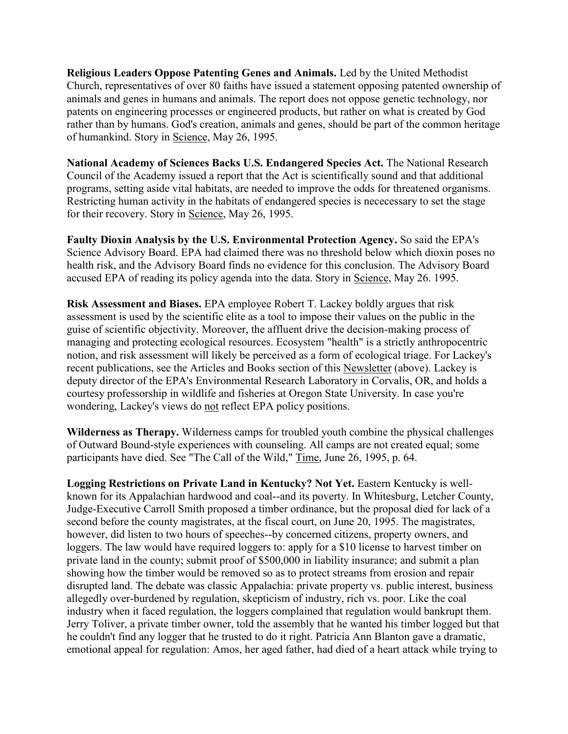**Religious Leaders Oppose Patenting Genes and Animals.** Led by the United Methodist Church, representatives of over 80 faiths have issued a statement opposing patented ownership of animals and genes in humans and animals. The report does not oppose genetic technology, nor patents on engineering processes or engineered products, but rather on what is created by God rather than by humans. God's creation, animals and genes, should be part of the common heritage of humankind. Story in Science, May 26, 1995.

**National Academy of Sciences Backs U.S. Endangered Species Act.** The National Research Council of the Academy issued a report that the Act is scientifically sound and that additional programs, setting aside vital habitats, are needed to improve the odds for threatened organisms. Restricting human activity in the habitats of endangered species is nececessary to set the stage for their recovery. Story in Science, May 26, 1995.

**Faulty Dioxin Analysis by the U.S. Environmental Protection Agency.** So said the EPA's Science Advisory Board. EPA had claimed there was no threshold below which dioxin poses no health risk, and the Advisory Board finds no evidence for this conclusion. The Advisory Board accused EPA of reading its policy agenda into the data. Story in Science, May 26. 1995.

**Risk Assessment and Biases.** EPA employee Robert T. Lackey boldly argues that risk assessment is used by the scientific elite as a tool to impose their values on the public in the guise of scientific objectivity. Moreover, the affluent drive the decision-making process of managing and protecting ecological resources. Ecosystem "health" is a strictly anthropocentric notion, and risk assessment will likely be perceived as a form of ecological triage. For Lackey's recent publications, see the Articles and Books section of this Newsletter (above). Lackey is deputy director of the EPA's Environmental Research Laboratory in Corvalis, OR, and holds a courtesy professorship in wildlife and fisheries at Oregon State University. In case you're wondering, Lackey's views do not reflect EPA policy positions.

**Wilderness as Therapy.** Wilderness camps for troubled youth combine the physical challenges of Outward Bound-style experiences with counseling. All camps are not created equal; some participants have died. See "The Call of the Wild," Time, June 26, 1995, p. 64.

**Logging Restrictions on Private Land in Kentucky? Not Yet.** Eastern Kentucky is well-known for its Appalachian hardwood and coal--and its poverty. In Whitesburg, Letcher County, Judge-Executive Carroll Smith proposed a timber ordinance, but the proposal died for lack of a second before the county magistrates, at the fiscal court, on June 20, 1995. The magistrates, however, did listen to two hours of speeches--by concerned citizens, property owners, and loggers. The law would have required loggers to: apply for a $10 license to harvest timber on private land in the county; submit proof of $500,000 in liability insurance; and submit a plan showing how the timber would be removed so as to protect streams from erosion and repair disrupted land. The debate was classic Appalachia: private property vs. public interest, business allegedly over-burdened by regulation, skepticism of industry, rich vs. poor. Like the coal industry when it faced regulation, the loggers complained that regulation would bankrupt them. Jerry Toliver, a private timber owner, told the assembly that he wanted his timber logged but that he couldn't find any logger that he trusted to do it right. Patricia Ann Blanton gave a dramatic, emotional appeal for regulation: Amos, her aged father, had died of a heart attack while trying to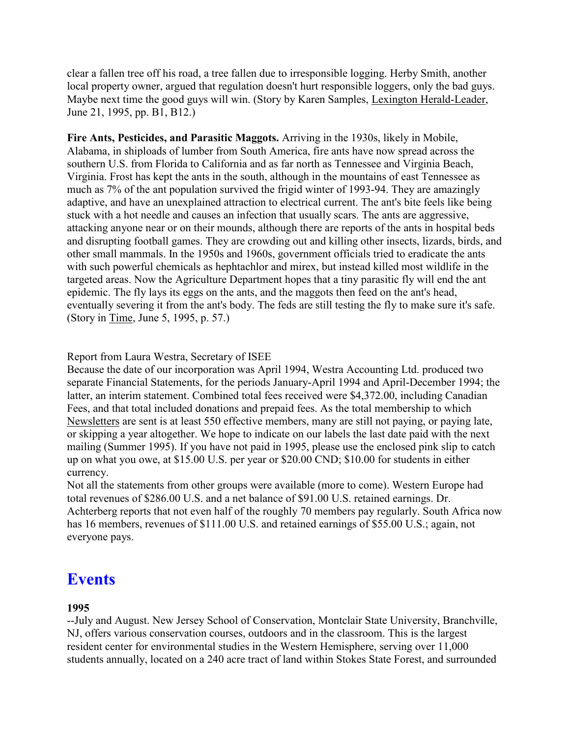clear a fallen tree off his road, a tree fallen due to irresponsible logging. Herby Smith, another local property owner, argued that regulation doesn't hurt responsible loggers, only the bad guys. Maybe next time the good guys will win. (Story by Karen Samples, Lexington Herald-Leader, June 21, 1995, pp. B1, B12.)

**Fire Ants, Pesticides, and Parasitic Maggots.** Arriving in the 1930s, likely in Mobile, Alabama, in shiploads of lumber from South America, fire ants have now spread across the southern U.S. from Florida to California and as far north as Tennessee and Virginia Beach, Virginia. Frost has kept the ants in the south, although in the mountains of east Tennessee as much as 7% of the ant population survived the frigid winter of 1993-94. They are amazingly adaptive, and have an unexplained attraction to electrical current. The ant's bite feels like being stuck with a hot needle and causes an infection that usually scars. The ants are aggressive, attacking anyone near or on their mounds, although there are reports of the ants in hospital beds and disrupting football games. They are crowding out and killing other insects, lizards, birds, and other small mammals. In the 1950s and 1960s, government officials tried to eradicate the ants with such powerful chemicals as hephtachlor and mirex, but instead killed most wildlife in the targeted areas. Now the Agriculture Department hopes that a tiny parasitic fly will end the ant epidemic. The fly lays its eggs on the ants, and the maggots then feed on the ant's head, eventually severing it from the ant's body. The feds are still testing the fly to make sure it's safe. (Story in Time, June 5, 1995, p. 57.)

Report from Laura Westra, Secretary of ISEE

Because the date of our incorporation was April 1994, Westra Accounting Ltd. produced two separate Financial Statements, for the periods January-April 1994 and April-December 1994; the latter, an interim statement. Combined total fees received were $4,372.00, including Canadian Fees, and that total included donations and prepaid fees. As the total membership to which Newsletters are sent is at least 550 effective members, many are still not paying, or paying late, or skipping a year altogether. We hope to indicate on our labels the last date paid with the next mailing (Summer 1995). If you have not paid in 1995, please use the enclosed pink slip to catch up on what you owe, at $15.00 U.S. per year or $20.00 CND; $10.00 for students in either currency.

Not all the statements from other groups were available (more to come). Western Europe had total revenues of $286.00 U.S. and a net balance of $91.00 U.S. retained earnings. Dr. Achterberg reports that not even half of the roughly 70 members pay regularly. South Africa now has 16 members, revenues of $111.00 U.S. and retained earnings of $55.00 U.S.; again, not everyone pays.

# Events

**1995**

--July and August. New Jersey School of Conservation, Montclair State University, Branchville, NJ, offers various conservation courses, outdoors and in the classroom. This is the largest resident center for environmental studies in the Western Hemisphere, serving over 11,000 students annually, located on a 240 acre tract of land within Stokes State Forest, and surrounded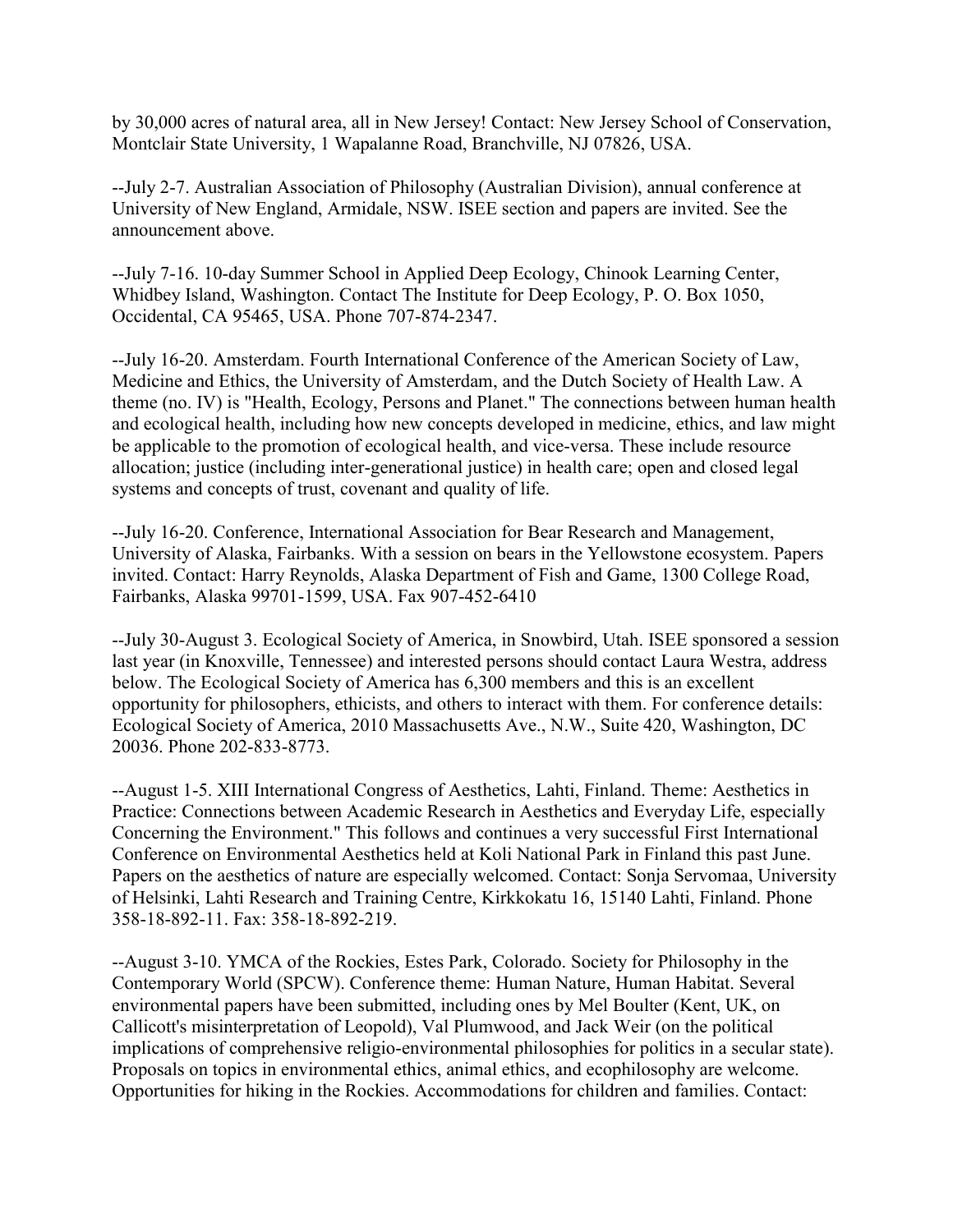by 30,000 acres of natural area, all in New Jersey! Contact: New Jersey School of Conservation, Montclair State University, 1 Wapalanne Road, Branchville, NJ 07826, USA.

--July 2-7. Australian Association of Philosophy (Australian Division), annual conference at University of New England, Armidale, NSW. ISEE section and papers are invited. See the announcement above.

--July 7-16. 10-day Summer School in Applied Deep Ecology, Chinook Learning Center, Whidbey Island, Washington. Contact The Institute for Deep Ecology, P. O. Box 1050, Occidental, CA 95465, USA. Phone 707-874-2347.

--July 16-20. Amsterdam. Fourth International Conference of the American Society of Law, Medicine and Ethics, the University of Amsterdam, and the Dutch Society of Health Law. A theme (no. IV) is "Health, Ecology, Persons and Planet." The connections between human health and ecological health, including how new concepts developed in medicine, ethics, and law might be applicable to the promotion of ecological health, and vice-versa. These include resource allocation; justice (including inter-generational justice) in health care; open and closed legal systems and concepts of trust, covenant and quality of life.

--July 16-20. Conference, International Association for Bear Research and Management, University of Alaska, Fairbanks. With a session on bears in the Yellowstone ecosystem. Papers invited. Contact: Harry Reynolds, Alaska Department of Fish and Game, 1300 College Road, Fairbanks, Alaska 99701-1599, USA. Fax 907-452-6410

--July 30-August 3. Ecological Society of America, in Snowbird, Utah. ISEE sponsored a session last year (in Knoxville, Tennessee) and interested persons should contact Laura Westra, address below. The Ecological Society of America has 6,300 members and this is an excellent opportunity for philosophers, ethicists, and others to interact with them. For conference details: Ecological Society of America, 2010 Massachusetts Ave., N.W., Suite 420, Washington, DC 20036. Phone 202-833-8773.

--August 1-5. XIII International Congress of Aesthetics, Lahti, Finland. Theme: Aesthetics in Practice: Connections between Academic Research in Aesthetics and Everyday Life, especially Concerning the Environment." This follows and continues a very successful First International Conference on Environmental Aesthetics held at Koli National Park in Finland this past June. Papers on the aesthetics of nature are especially welcomed. Contact: Sonja Servomaa, University of Helsinki, Lahti Research and Training Centre, Kirkkokatu 16, 15140 Lahti, Finland. Phone 358-18-892-11. Fax: 358-18-892-219.

--August 3-10. YMCA of the Rockies, Estes Park, Colorado. Society for Philosophy in the Contemporary World (SPCW). Conference theme: Human Nature, Human Habitat. Several environmental papers have been submitted, including ones by Mel Boulter (Kent, UK, on Callicott's misinterpretation of Leopold), Val Plumwood, and Jack Weir (on the political implications of comprehensive religio-environmental philosophies for politics in a secular state). Proposals on topics in environmental ethics, animal ethics, and ecophilosophy are welcome. Opportunities for hiking in the Rockies. Accommodations for children and families. Contact: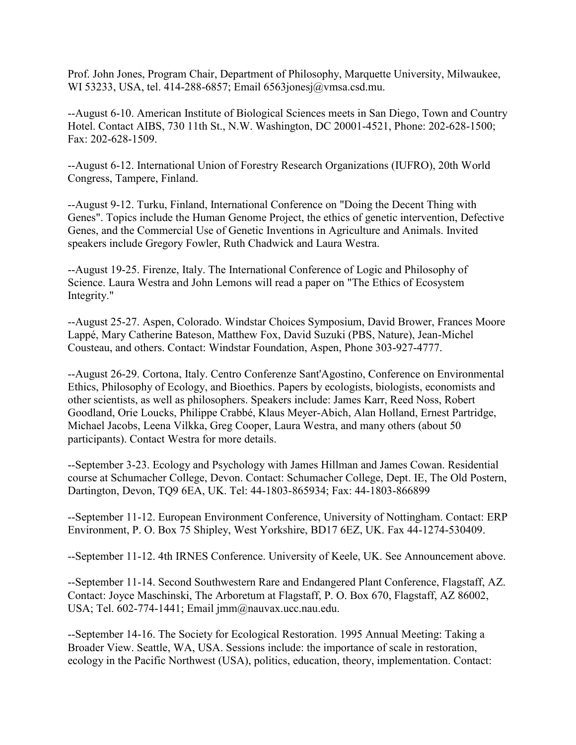Prof. John Jones, Program Chair, Department of Philosophy, Marquette University, Milwaukee, WI 53233, USA, tel. 414-288-6857; Email 6563jonesj@vmsa.csd.mu.

--August 6-10. American Institute of Biological Sciences meets in San Diego, Town and Country Hotel. Contact AIBS, 730 11th St., N.W. Washington, DC 20001-4521, Phone: 202-628-1500; Fax: 202-628-1509.

--August 6-12. International Union of Forestry Research Organizations (IUFRO), 20th World Congress, Tampere, Finland.

--August 9-12. Turku, Finland, International Conference on "Doing the Decent Thing with Genes". Topics include the Human Genome Project, the ethics of genetic intervention, Defective Genes, and the Commercial Use of Genetic Inventions in Agriculture and Animals. Invited speakers include Gregory Fowler, Ruth Chadwick and Laura Westra.

--August 19-25. Firenze, Italy. The International Conference of Logic and Philosophy of Science. Laura Westra and John Lemons will read a paper on "The Ethics of Ecosystem Integrity."

--August 25-27. Aspen, Colorado. Windstar Choices Symposium, David Brower, Frances Moore Lappé, Mary Catherine Bateson, Matthew Fox, David Suzuki (PBS, Nature), Jean-Michel Cousteau, and others. Contact: Windstar Foundation, Aspen, Phone 303-927-4777.

--August 26-29. Cortona, Italy. Centro Conferenze Sant'Agostino, Conference on Environmental Ethics, Philosophy of Ecology, and Bioethics. Papers by ecologists, biologists, economists and other scientists, as well as philosophers. Speakers include: James Karr, Reed Noss, Robert Goodland, Orie Loucks, Philippe Crabbé, Klaus Meyer-Abich, Alan Holland, Ernest Partridge, Michael Jacobs, Leena Vilkka, Greg Cooper, Laura Westra, and many others (about 50 participants). Contact Westra for more details.

--September 3-23. Ecology and Psychology with James Hillman and James Cowan. Residential course at Schumacher College, Devon. Contact: Schumacher College, Dept. IE, The Old Postern, Dartington, Devon, TQ9 6EA, UK. Tel: 44-1803-865934; Fax: 44-1803-866899

--September 11-12. European Environment Conference, University of Nottingham. Contact: ERP Environment, P. O. Box 75 Shipley, West Yorkshire, BD17 6EZ, UK. Fax 44-1274-530409.

--September 11-12. 4th IRNES Conference. University of Keele, UK. See Announcement above.

--September 11-14. Second Southwestern Rare and Endangered Plant Conference, Flagstaff, AZ. Contact: Joyce Maschinski, The Arboretum at Flagstaff, P. O. Box 670, Flagstaff, AZ 86002, USA; Tel. 602-774-1441; Email jmm@nauvax.ucc.nau.edu.

--September 14-16. The Society for Ecological Restoration. 1995 Annual Meeting: Taking a Broader View. Seattle, WA, USA. Sessions include: the importance of scale in restoration, ecology in the Pacific Northwest (USA), politics, education, theory, implementation. Contact: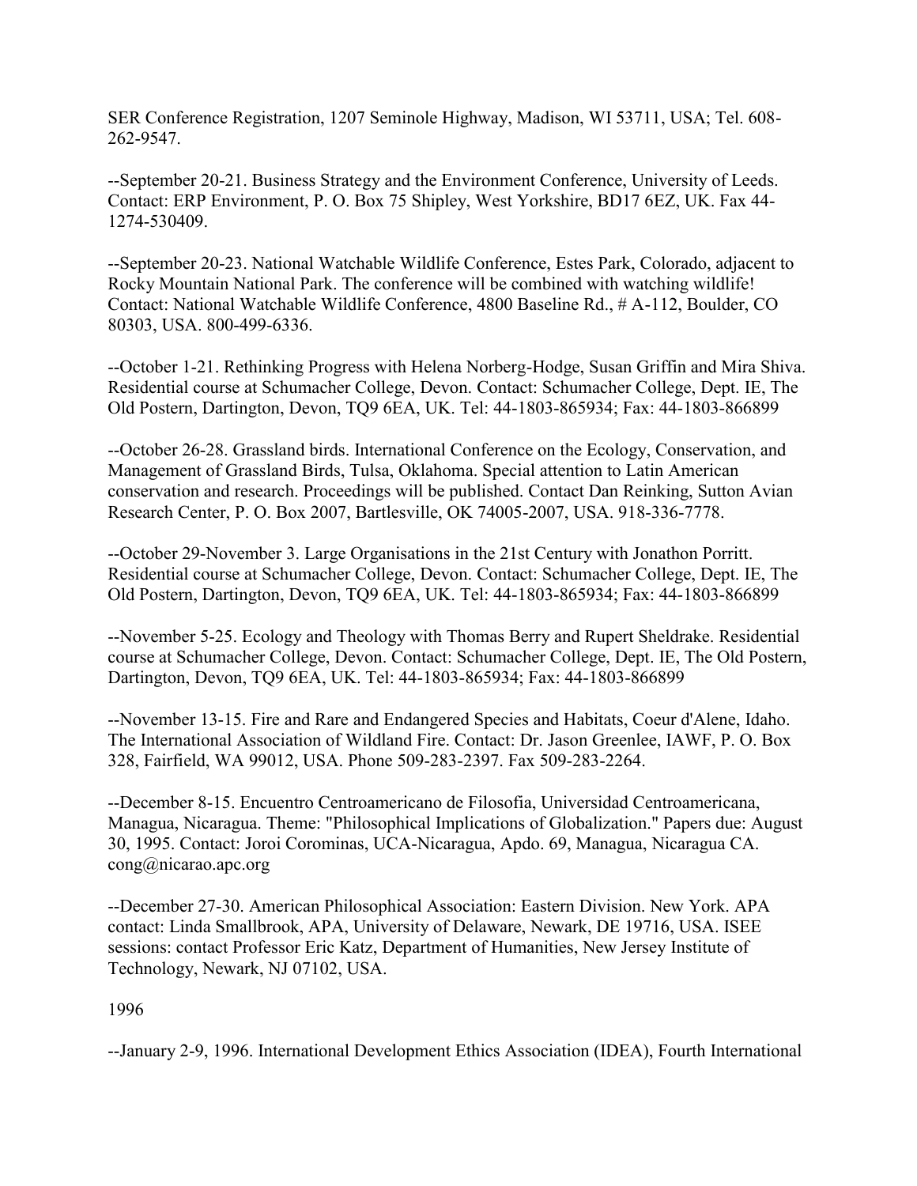SER Conference Registration, 1207 Seminole Highway, Madison, WI 53711, USA; Tel. 608-262-9547.

--September 20-21. Business Strategy and the Environment Conference, University of Leeds. Contact: ERP Environment, P. O. Box 75 Shipley, West Yorkshire, BD17 6EZ, UK. Fax 44-1274-530409.

--September 20-23. National Watchable Wildlife Conference, Estes Park, Colorado, adjacent to Rocky Mountain National Park. The conference will be combined with watching wildlife! Contact: National Watchable Wildlife Conference, 4800 Baseline Rd., # A-112, Boulder, CO 80303, USA. 800-499-6336.

--October 1-21. Rethinking Progress with Helena Norberg-Hodge, Susan Griffin and Mira Shiva. Residential course at Schumacher College, Devon. Contact: Schumacher College, Dept. IE, The Old Postern, Dartington, Devon, TQ9 6EA, UK. Tel: 44-1803-865934; Fax: 44-1803-866899

--October 26-28. Grassland birds. International Conference on the Ecology, Conservation, and Management of Grassland Birds, Tulsa, Oklahoma. Special attention to Latin American conservation and research. Proceedings will be published. Contact Dan Reinking, Sutton Avian Research Center, P. O. Box 2007, Bartlesville, OK 74005-2007, USA. 918-336-7778.

--October 29-November 3. Large Organisations in the 21st Century with Jonathon Porritt. Residential course at Schumacher College, Devon. Contact: Schumacher College, Dept. IE, The Old Postern, Dartington, Devon, TQ9 6EA, UK. Tel: 44-1803-865934; Fax: 44-1803-866899

--November 5-25. Ecology and Theology with Thomas Berry and Rupert Sheldrake. Residential course at Schumacher College, Devon. Contact: Schumacher College, Dept. IE, The Old Postern, Dartington, Devon, TQ9 6EA, UK. Tel: 44-1803-865934; Fax: 44-1803-866899

--November 13-15. Fire and Rare and Endangered Species and Habitats, Coeur d'Alene, Idaho. The International Association of Wildland Fire. Contact: Dr. Jason Greenlee, IAWF, P. O. Box 328, Fairfield, WA 99012, USA. Phone 509-283-2397. Fax 509-283-2264.

--December 8-15. Encuentro Centroamericano de Filosofia, Universidad Centroamericana, Managua, Nicaragua. Theme: "Philosophical Implications of Globalization." Papers due: August 30, 1995. Contact: Joroi Corominas, UCA-Nicaragua, Apdo. 69, Managua, Nicaragua CA. cong@nicarao.apc.org

--December 27-30. American Philosophical Association: Eastern Division. New York. APA contact: Linda Smallbrook, APA, University of Delaware, Newark, DE 19716, USA. ISEE sessions: contact Professor Eric Katz, Department of Humanities, New Jersey Institute of Technology, Newark, NJ 07102, USA.

1996

--January 2-9, 1996. International Development Ethics Association (IDEA), Fourth International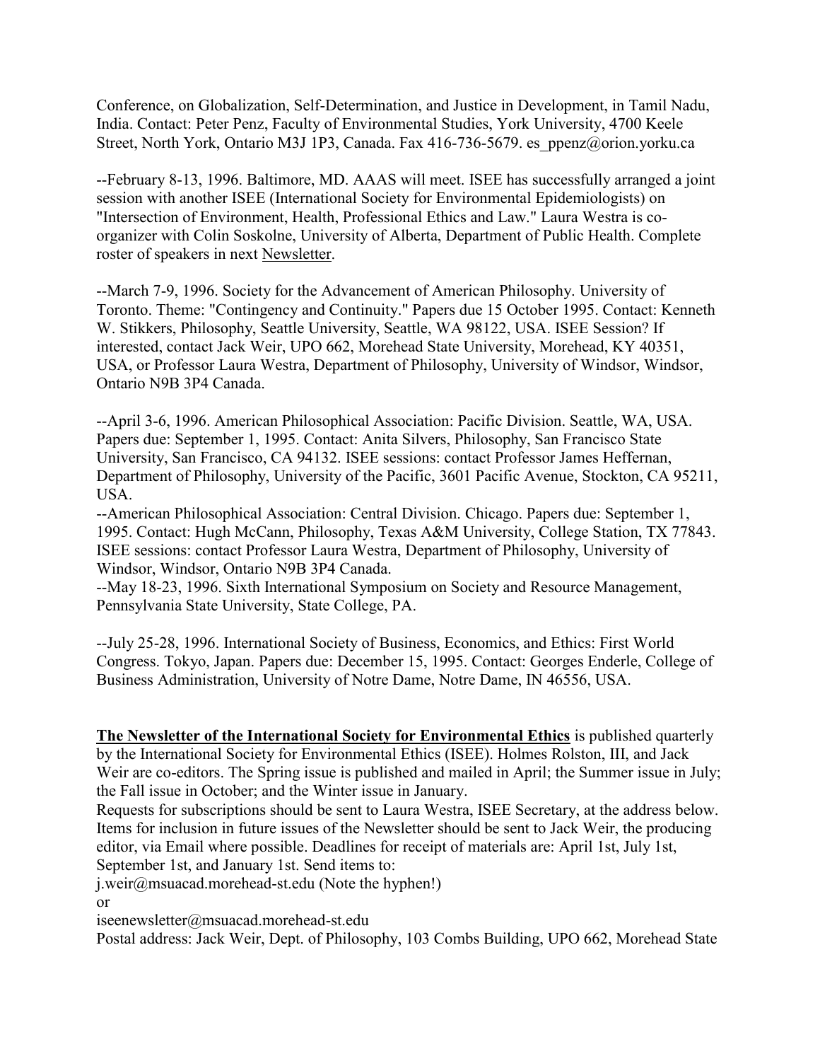Conference, on Globalization, Self-Determination, and Justice in Development, in Tamil Nadu, India. Contact: Peter Penz, Faculty of Environmental Studies, York University, 4700 Keele Street, North York, Ontario M3J 1P3, Canada. Fax 416-736-5679. es_ppenz@orion.yorku.ca

--February 8-13, 1996. Baltimore, MD. AAAS will meet. ISEE has successfully arranged a joint session with another ISEE (International Society for Environmental Epidemiologists) on "Intersection of Environment, Health, Professional Ethics and Law." Laura Westra is co-organizer with Colin Soskolne, University of Alberta, Department of Public Health. Complete roster of speakers in next Newsletter.

--March 7-9, 1996. Society for the Advancement of American Philosophy. University of Toronto. Theme: "Contingency and Continuity." Papers due 15 October 1995. Contact: Kenneth W. Stikkers, Philosophy, Seattle University, Seattle, WA 98122, USA. ISEE Session? If interested, contact Jack Weir, UPO 662, Morehead State University, Morehead, KY 40351, USA, or Professor Laura Westra, Department of Philosophy, University of Windsor, Windsor, Ontario N9B 3P4 Canada.

--April 3-6, 1996. American Philosophical Association: Pacific Division. Seattle, WA, USA. Papers due: September 1, 1995. Contact: Anita Silvers, Philosophy, San Francisco State University, San Francisco, CA 94132. ISEE sessions: contact Professor James Heffernan, Department of Philosophy, University of the Pacific, 3601 Pacific Avenue, Stockton, CA 95211, USA.

--American Philosophical Association: Central Division. Chicago. Papers due: September 1, 1995. Contact: Hugh McCann, Philosophy, Texas A&M University, College Station, TX 77843. ISEE sessions: contact Professor Laura Westra, Department of Philosophy, University of Windsor, Windsor, Ontario N9B 3P4 Canada.

--May 18-23, 1996. Sixth International Symposium on Society and Resource Management, Pennsylvania State University, State College, PA.

--July 25-28, 1996. International Society of Business, Economics, and Ethics: First World Congress. Tokyo, Japan. Papers due: December 15, 1995. Contact: Georges Enderle, College of Business Administration, University of Notre Dame, Notre Dame, IN 46556, USA.

**The Newsletter of the International Society for Environmental Ethics** is published quarterly by the International Society for Environmental Ethics (ISEE). Holmes Rolston, III, and Jack Weir are co-editors. The Spring issue is published and mailed in April; the Summer issue in July; the Fall issue in October; and the Winter issue in January.

Requests for subscriptions should be sent to Laura Westra, ISEE Secretary, at the address below. Items for inclusion in future issues of the Newsletter should be sent to Jack Weir, the producing editor, via Email where possible. Deadlines for receipt of materials are: April 1st, July 1st, September 1st, and January 1st. Send items to:

j.weir@msuacad.morehead-st.edu (Note the hyphen!)

or

iseenewsletter@msuacad.morehead-st.edu

Postal address: Jack Weir, Dept. of Philosophy, 103 Combs Building, UPO 662, Morehead State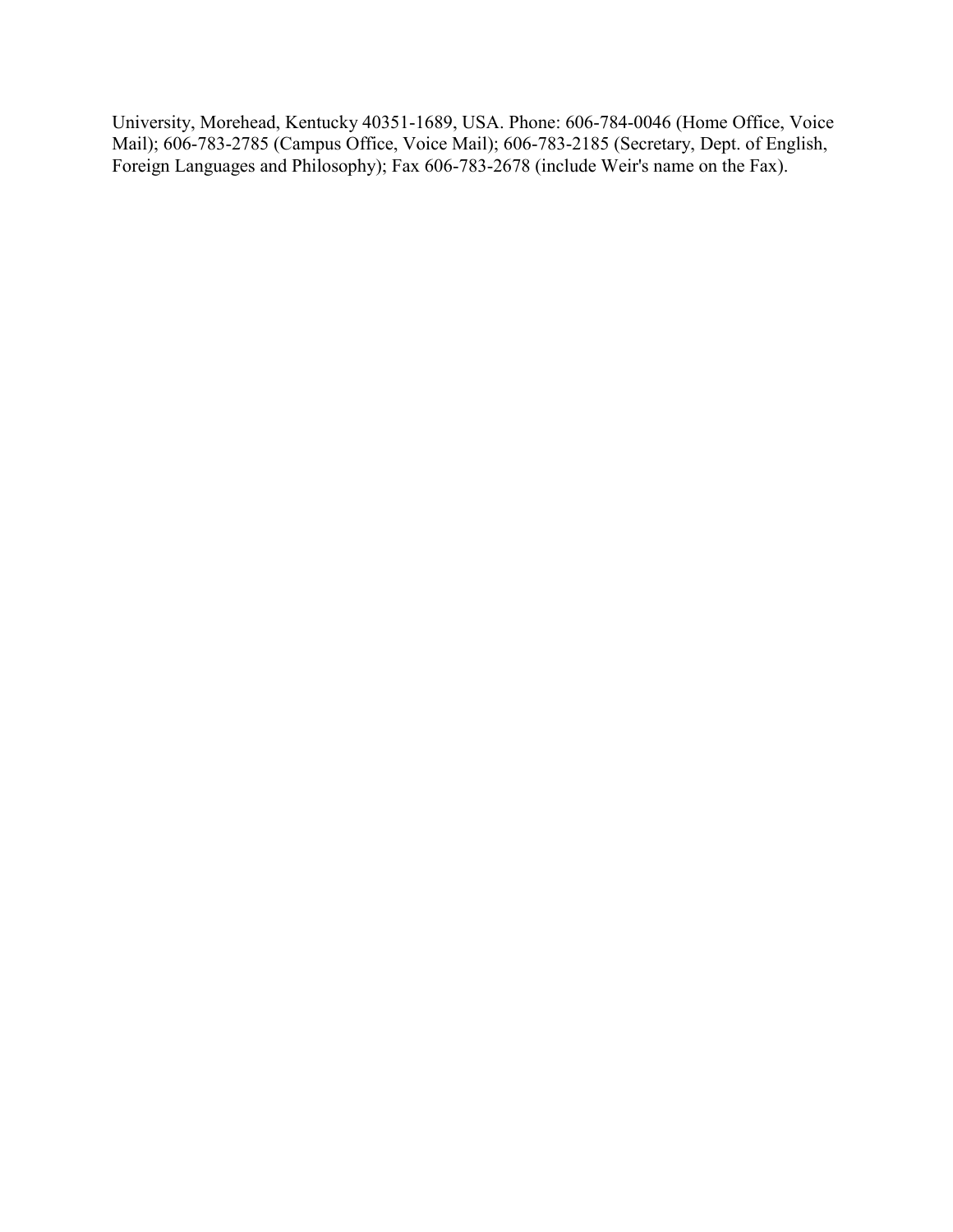University, Morehead, Kentucky 40351-1689, USA. Phone: 606-784-0046 (Home Office, Voice Mail); 606-783-2785 (Campus Office, Voice Mail); 606-783-2185 (Secretary, Dept. of English, Foreign Languages and Philosophy); Fax 606-783-2678 (include Weir's name on the Fax).